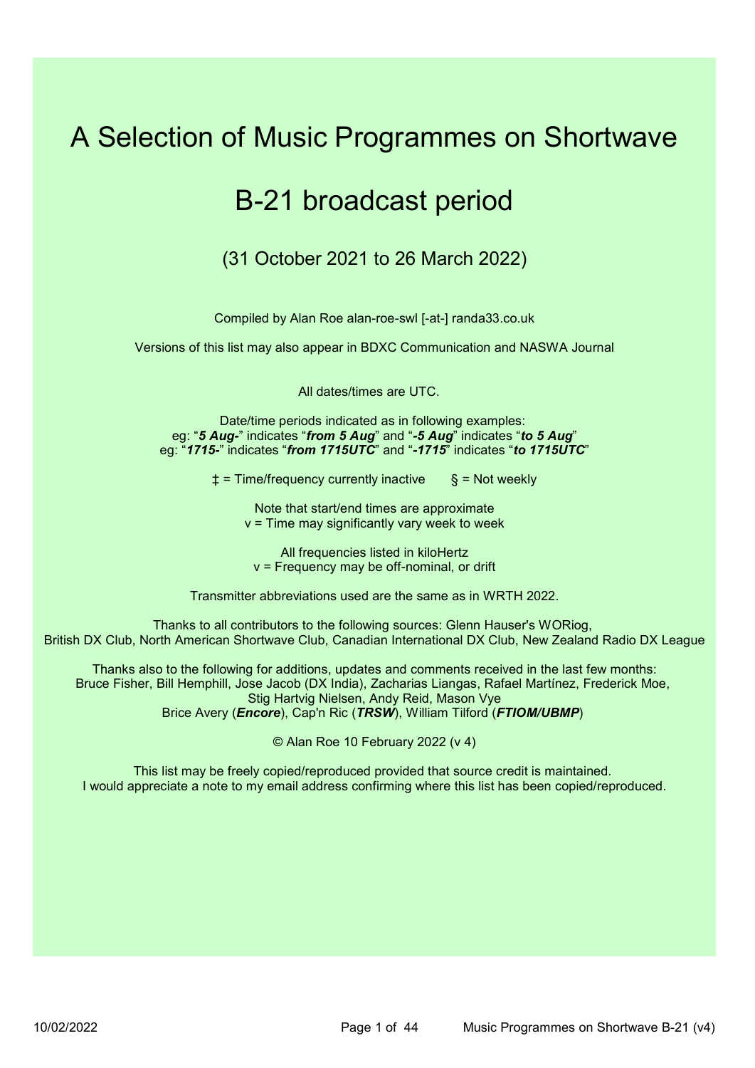# A Selection of Music Programmes on Shortwave

# B-21 broadcast period

## (31 October 2021 to 26 March 2022)

Compiled by Alan Roe alan-roe-swl [-at-] randa33.co.uk

Versions of this list may also appear in BDXC Communication and NASWA Journal

All dates/times are UTC.

Date/time periods indicated as in following examples:
eg: "***5 Aug-***" indicates "***from 5 Aug***" and "***-5 Aug***" indicates "***to 5 Aug***"
eg: "***1715-***" indicates "***from 1715UTC***" and "***-1715***" indicates "***to 1715UTC***"

‡ = Time/frequency currently inactive § = Not weekly

Note that start/end times are approximate
v = Time may significantly vary week to week

All frequencies listed in kiloHertz
v = Frequency may be off-nominal, or drift

Transmitter abbreviations used are the same as in WRTH 2022.

Thanks to all contributors to the following sources: Glenn Hauser's WORiog,
British DX Club, North American Shortwave Club, Canadian International DX Club, New Zealand Radio DX League

Thanks also to the following for additions, updates and comments received in the last few months:
Bruce Fisher, Bill Hemphill, Jose Jacob (DX India), Zacharias Liangas, Rafael Martínez, Frederick Moe,
Stig Hartvig Nielsen, Andy Reid, Mason Vye
Brice Avery (***Encore***), Cap'n Ric (***TRSW***), William Tilford (***FTIOM/UBMP***)

© Alan Roe 10 February 2022 (v 4)

This list may be freely copied/reproduced provided that source credit is maintained.
I would appreciate a note to my email address confirming where this list has been copied/reproduced.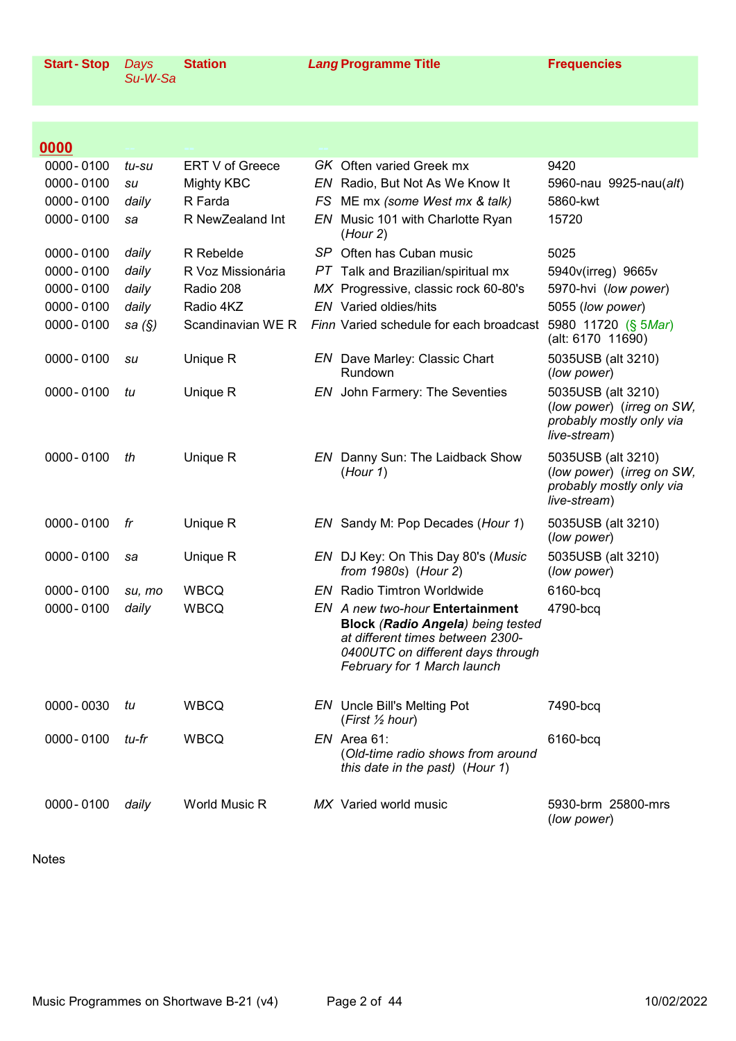| Start - Stop | Days Su-W-Sa | Station | Lang | Programme Title | Frequencies |
|---|---|---|---|---|---|
| **0000** | | | | | |
| 0000 - 0100 | *tu-su* | ERT V of Greece | *GK* | Often varied Greek mx | 9420 |
| 0000 - 0100 | *su* | Mighty KBC | *EN* | Radio, But Not As We Know It | 5960-nau 9925-nau(*alt*) |
| 0000 - 0100 | *daily* | R Farda | *FS* | ME mx *(some West mx & talk)* | 5860-kwt |
| 0000 - 0100 | *sa* | R NewZealand Int | *EN* | Music 101 with Charlotte Ryan (*Hour 2*) | 15720 |
| 0000 - 0100 | *daily* | R Rebelde | *SP* | Often has Cuban music | 5025 |
| 0000 - 0100 | *daily* | R Voz Missionária | *PT* | Talk and Brazilian/spiritual mx | 5940v(irreg) 9665v |
| 0000 - 0100 | *daily* | Radio 208 | *MX* | Progressive, classic rock 60-80's | 5970-hvi (*low power*) |
| 0000 - 0100 | *daily* | Radio 4KZ | *EN* | Varied oldies/hits | 5055 (*low power*) |
| 0000 - 0100 | *sa (§)* | Scandinavian WE R | *Finn* | Varied schedule for each broadcast | 5980 11720 (§ 5Mar) (alt: 6170 11690) |
| 0000 - 0100 | *su* | Unique R | *EN* | Dave Marley: Classic Chart Rundown | 5035USB (alt 3210) (*low power*) |
| 0000 - 0100 | *tu* | Unique R | *EN* | John Farmery: The Seventies | 5035USB (alt 3210) (*low power*) (*irreg on SW, probably mostly only via live-stream*) |
| 0000 - 0100 | *th* | Unique R | *EN* | Danny Sun: The Laidback Show (*Hour 1*) | 5035USB (alt 3210) (*low power*) (*irreg on SW, probably mostly only via live-stream*) |
| 0000 - 0100 | *fr* | Unique R | *EN* | Sandy M: Pop Decades (*Hour 1*) | 5035USB (alt 3210) (*low power*) |
| 0000 - 0100 | *sa* | Unique R | *EN* | DJ Key: On This Day 80's (*Music from 1980s*) (*Hour 2*) | 5035USB (alt 3210) (*low power*) |
| 0000 - 0100 | *su, mo* | WBCQ | *EN* | Radio Timtron Worldwide | 6160-bcq |
| 0000 - 0100 | *daily* | WBCQ | *EN* | *A new two-hour* **Entertainment Block** (***Radio Angela***) *being tested at different times between 2300-0400UTC on different days through February for 1 March launch* | 4790-bcq |
| 0000 - 0030 | *tu* | WBCQ | *EN* | Uncle Bill's Melting Pot (*First ½ hour*) | 7490-bcq |
| 0000 - 0100 | *tu-fr* | WBCQ | *EN* | Area 61: (*Old-time radio shows from around this date in the past*) (*Hour 1*) | 6160-bcq |
| 0000 - 0100 | *daily* | World Music R | *MX* | Varied world music | 5930-brm 25800-mrs (*low power*) |

Notes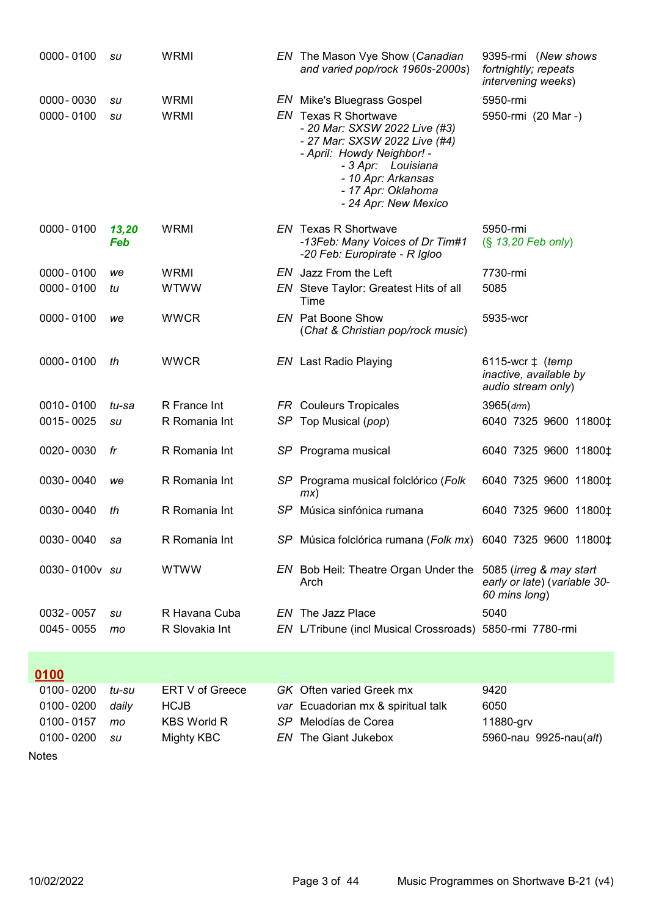| | | | | | |
|---|---|---|---|---|---|
| 0000 - 0100 | *su* | WRMI | *EN* | The Mason Vye Show (*Canadian and varied pop/rock 1960s-2000s*) | 9395-rmi (*New shows fortnightly; repeats intervening weeks*) |
| 0000 - 0030 | *su* | WRMI | *EN* | Mike's Bluegrass Gospel | 5950-rmi |
| 0000 - 0100 | *su* | WRMI | *EN* | Texas R Shortwave<br>*- 20 Mar: SXSW 2022 Live (#3)*<br>*- 27 Mar: SXSW 2022 Live (#4)*<br>*- April: Howdy Neighbor! -*<br>*- 3 Apr: Louisiana*<br>*- 10 Apr: Arkansas*<br>*- 17 Apr: Oklahoma*<br>*- 24 Apr: New Mexico* | 5950-rmi (20 Mar -) |
| 0000 - 0100 | ***13,20 Feb*** | WRMI | *EN* | Texas R Shortwave<br>*-13Feb: Many Voices of Dr Tim#1*<br>*-20 Feb: Europirate - R Igloo* | 5950-rmi<br>(*§ 13,20 Feb only*) |
| 0000 - 0100 | *we* | WRMI | *EN* | Jazz From the Left | 7730-rmi |
| 0000 - 0100 | *tu* | WTWW | *EN* | Steve Taylor: Greatest Hits of all Time | 5085 |
| 0000 - 0100 | *we* | WWCR | *EN* | Pat Boone Show<br>(*Chat & Christian pop/rock music*) | 5935-wcr |
| 0000 - 0100 | *th* | WWCR | *EN* | Last Radio Playing | 6115-wcr ‡ (*temp inactive, available by audio stream only*) |
| 0010 - 0100 | *tu-sa* | R France Int | *FR* | Couleurs Tropicales | 3965(*drm*) |
| 0015 - 0025 | *su* | R Romania Int | *SP* | Top Musical (*pop*) | 6040 7325 9600 11800‡ |
| 0020 - 0030 | *fr* | R Romania Int | *SP* | Programa musical | 6040 7325 9600 11800‡ |
| 0030 - 0040 | *we* | R Romania Int | *SP* | Programa musical folclórico (*Folk mx*) | 6040 7325 9600 11800‡ |
| 0030 - 0040 | *th* | R Romania Int | *SP* | Música sinfónica rumana | 6040 7325 9600 11800‡ |
| 0030 - 0040 | *sa* | R Romania Int | *SP* | Música folclórica rumana (*Folk mx*) | 6040 7325 9600 11800‡ |
| 0030 - 0100v | *su* | WTWW | *EN* | Bob Heil: Theatre Organ Under the Arch | 5085 (*irreg & may start early or late*) (*variable 30-60 mins long*) |
| 0032 - 0057 | *su* | R Havana Cuba | *EN* | The Jazz Place | 5040 |
| 0045 - 0055 | *mo* | R Slovakia Int | *EN* | L/Tribune (incl Musical Crossroads) | 5850-rmi 7780-rmi |

## 0100

| | | | | | |
|---|---|---|---|---|---|
| 0100 - 0200 | *tu-su* | ERT V of Greece | *GK* | Often varied Greek mx | 9420 |
| 0100 - 0200 | *daily* | HCJB | *var* | Ecuadorian mx & spiritual talk | 6050 |
| 0100 - 0157 | *mo* | KBS World R | *SP* | Melodías de Corea | 11880-grv |
| 0100 - 0200 | *su* | Mighty KBC | *EN* | The Giant Jukebox | 5960-nau 9925-nau(*alt*) |

Notes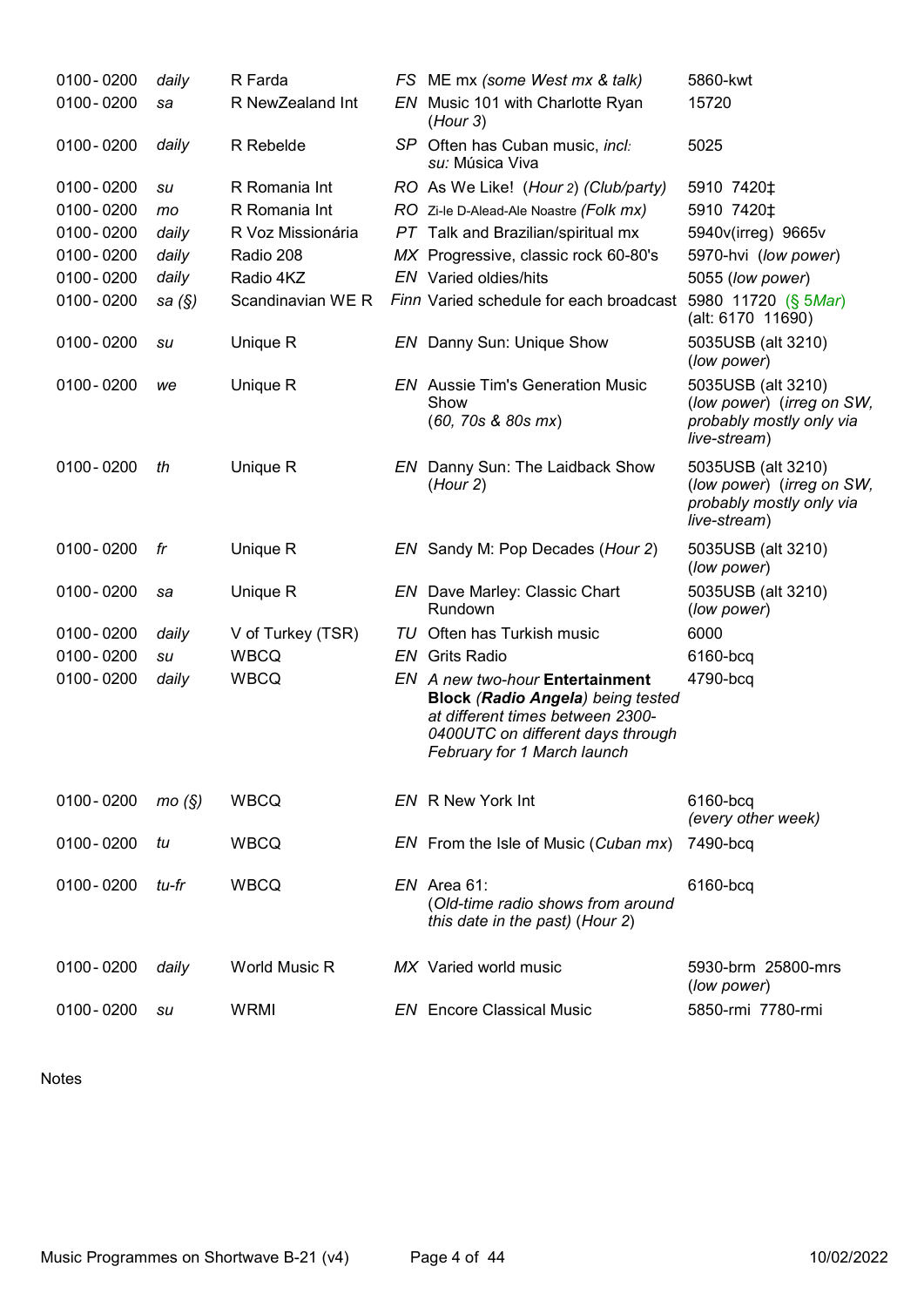| | | | | | |
|---|---|---|---|---|---|
| 0100 - 0200 | *daily* | R Farda | *FS* | ME mx *(some West mx & talk)* | 5860-kwt |
| 0100 - 0200 | *sa* | R NewZealand Int | *EN* | Music 101 with Charlotte Ryan (*Hour 3*) | 15720 |
| 0100 - 0200 | *daily* | R Rebelde | *SP* | Often has Cuban music, *incl: su:* Música Viva | 5025 |
| 0100 - 0200 | *su* | R Romania Int | *RO* | As We Like! (*Hour 2*) *(Club/party)* | 5910 7420‡ |
| 0100 - 0200 | *mo* | R Romania Int | *RO* | Zi-le D-Alead-Ale Noastre *(Folk mx)* | 5910 7420‡ |
| 0100 - 0200 | *daily* | R Voz Missionária | *PT* | Talk and Brazilian/spiritual mx | 5940v(irreg) 9665v |
| 0100 - 0200 | *daily* | Radio 208 | *MX* | Progressive, classic rock 60-80's | 5970-hvi (*low power*) |
| 0100 - 0200 | *daily* | Radio 4KZ | *EN* | Varied oldies/hits | 5055 (*low power*) |
| 0100 - 0200 | *sa (§)* | Scandinavian WE R | *Finn* | Varied schedule for each broadcast | 5980 11720 (§ 5*Mar*) (alt: 6170 11690) |
| 0100 - 0200 | *su* | Unique R | *EN* | Danny Sun: Unique Show | 5035USB (alt 3210) (*low power*) |
| 0100 - 0200 | *we* | Unique R | *EN* | Aussie Tim's Generation Music Show (*60, 70s & 80s mx*) | 5035USB (alt 3210) (*low power*) (*irreg on SW, probably mostly only via live-stream*) |
| 0100 - 0200 | *th* | Unique R | *EN* | Danny Sun: The Laidback Show (*Hour 2*) | 5035USB (alt 3210) (*low power*) (*irreg on SW, probably mostly only via live-stream*) |
| 0100 - 0200 | *fr* | Unique R | *EN* | Sandy M: Pop Decades (*Hour 2*) | 5035USB (alt 3210) (*low power*) |
| 0100 - 0200 | *sa* | Unique R | *EN* | Dave Marley: Classic Chart Rundown | 5035USB (alt 3210) (*low power*) |
| 0100 - 0200 | *daily* | V of Turkey (TSR) | *TU* | Often has Turkish music | 6000 |
| 0100 - 0200 | *su* | WBCQ | *EN* | Grits Radio | 6160-bcq |
| 0100 - 0200 | *daily* | WBCQ | *EN* | *A new two-hour* **Entertainment Block** *(**Radio Angela**) being tested at different times between 2300-0400UTC on different days through February for 1 March launch* | 4790-bcq |
| 0100 - 0200 | *mo (§)* | WBCQ | *EN* | R New York Int | 6160-bcq *(every other week)* |
| 0100 - 0200 | *tu* | WBCQ | *EN* | From the Isle of Music (*Cuban mx*) | 7490-bcq |
| 0100 - 0200 | *tu-fr* | WBCQ | *EN* | Area 61: (*Old-time radio shows from around this date in the past*) (*Hour 2*) | 6160-bcq |
| 0100 - 0200 | *daily* | World Music R | *MX* | Varied world music | 5930-brm 25800-mrs (*low power*) |
| 0100 - 0200 | *su* | WRMI | *EN* | Encore Classical Music | 5850-rmi 7780-rmi |

Notes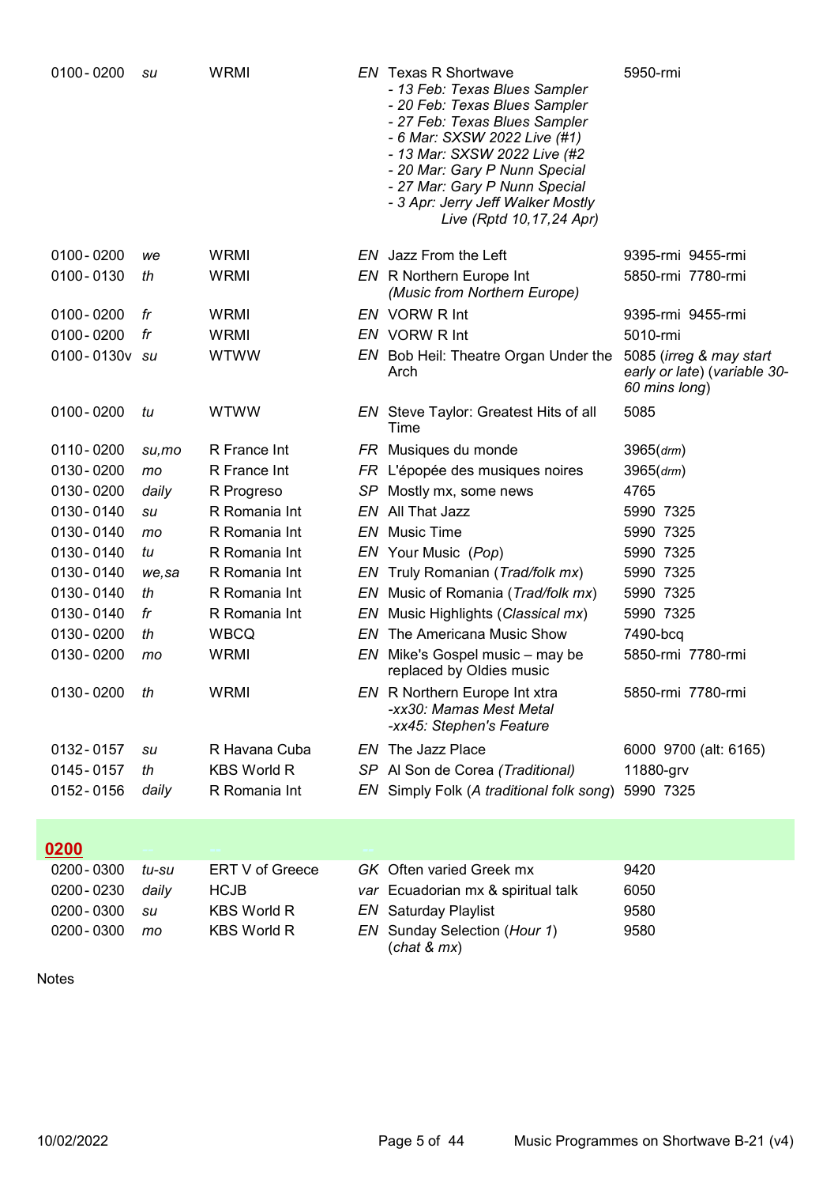| Time | Days | Station | Lang | Programme | Frequencies |
|---|---|---|---|---|---|
| 0100 - 0200 | *su* | WRMI | *EN* | Texas R Shortwave<br>*- 13 Feb: Texas Blues Sampler*<br>*- 20 Feb: Texas Blues Sampler*<br>*- 27 Feb: Texas Blues Sampler*<br>*- 6 Mar: SXSW 2022 Live (#1)*<br>*- 13 Mar: SXSW 2022 Live (#2*<br>*- 20 Mar: Gary P Nunn Special*<br>*- 27 Mar: Gary P Nunn Special*<br>*- 3 Apr: Jerry Jeff Walker Mostly Live (Rptd 10,17,24 Apr)* | 5950-rmi |
| 0100 - 0200 | *we* | WRMI | *EN* | Jazz From the Left | 9395-rmi 9455-rmi |
| 0100 - 0130 | *th* | WRMI | *EN* | R Northern Europe Int<br>*(Music from Northern Europe)* | 5850-rmi 7780-rmi |
| 0100 - 0200 | *fr* | WRMI | *EN* | VORW R Int | 9395-rmi 9455-rmi |
| 0100 - 0200 | *fr* | WRMI | *EN* | VORW R Int | 5010-rmi |
| 0100 - 0130v | *su* | WTWW | *EN* | Bob Heil: Theatre Organ Under the Arch | 5085 (*irreg & may start early or late*) (*variable 30-60 mins long*) |
| 0100 - 0200 | *tu* | WTWW | *EN* | Steve Taylor: Greatest Hits of all Time | 5085 |
| 0110 - 0200 | *su,mo* | R France Int | *FR* | Musiques du monde | 3965(*drm*) |
| 0130 - 0200 | *mo* | R France Int | *FR* | L'épopée des musiques noires | 3965(*drm*) |
| 0130 - 0200 | *daily* | R Progreso | *SP* | Mostly mx, some news | 4765 |
| 0130 - 0140 | *su* | R Romania Int | *EN* | All That Jazz | 5990 7325 |
| 0130 - 0140 | *mo* | R Romania Int | *EN* | Music Time | 5990 7325 |
| 0130 - 0140 | *tu* | R Romania Int | *EN* | Your Music (*Pop*) | 5990 7325 |
| 0130 - 0140 | *we,sa* | R Romania Int | *EN* | Truly Romanian (*Trad/folk mx*) | 5990 7325 |
| 0130 - 0140 | *th* | R Romania Int | *EN* | Music of Romania (*Trad/folk mx*) | 5990 7325 |
| 0130 - 0140 | *fr* | R Romania Int | *EN* | Music Highlights (*Classical mx*) | 5990 7325 |
| 0130 - 0200 | *th* | WBCQ | *EN* | The Americana Music Show | 7490-bcq |
| 0130 - 0200 | *mo* | WRMI | *EN* | Mike's Gospel music – may be replaced by Oldies music | 5850-rmi 7780-rmi |
| 0130 - 0200 | *th* | WRMI | *EN* | R Northern Europe Int xtra<br>*-xx30: Mamas Mest Metal*<br>*-xx45: Stephen's Feature* | 5850-rmi 7780-rmi |
| 0132 - 0157 | *su* | R Havana Cuba | *EN* | The Jazz Place | 6000 9700 (alt: 6165) |
| 0145 - 0157 | *th* | KBS World R | *SP* | Al Son de Corea (*Traditional*) | 11880-grv |
| 0152 - 0156 | *daily* | R Romania Int | *EN* | Simply Folk (*A traditional folk song*) | 5990 7325 |

## 0200

| Time | Days | Station | Lang | Programme | Frequencies |
|---|---|---|---|---|---|
| 0200 - 0300 | *tu-su* | ERT V of Greece | *GK* | Often varied Greek mx | 9420 |
| 0200 - 0230 | *daily* | HCJB | *var* | Ecuadorian mx & spiritual talk | 6050 |
| 0200 - 0300 | *su* | KBS World R | *EN* | Saturday Playlist | 9580 |
| 0200 - 0300 | *mo* | KBS World R | *EN* | Sunday Selection (*Hour 1*)<br>(*chat & mx*) | 9580 |

Notes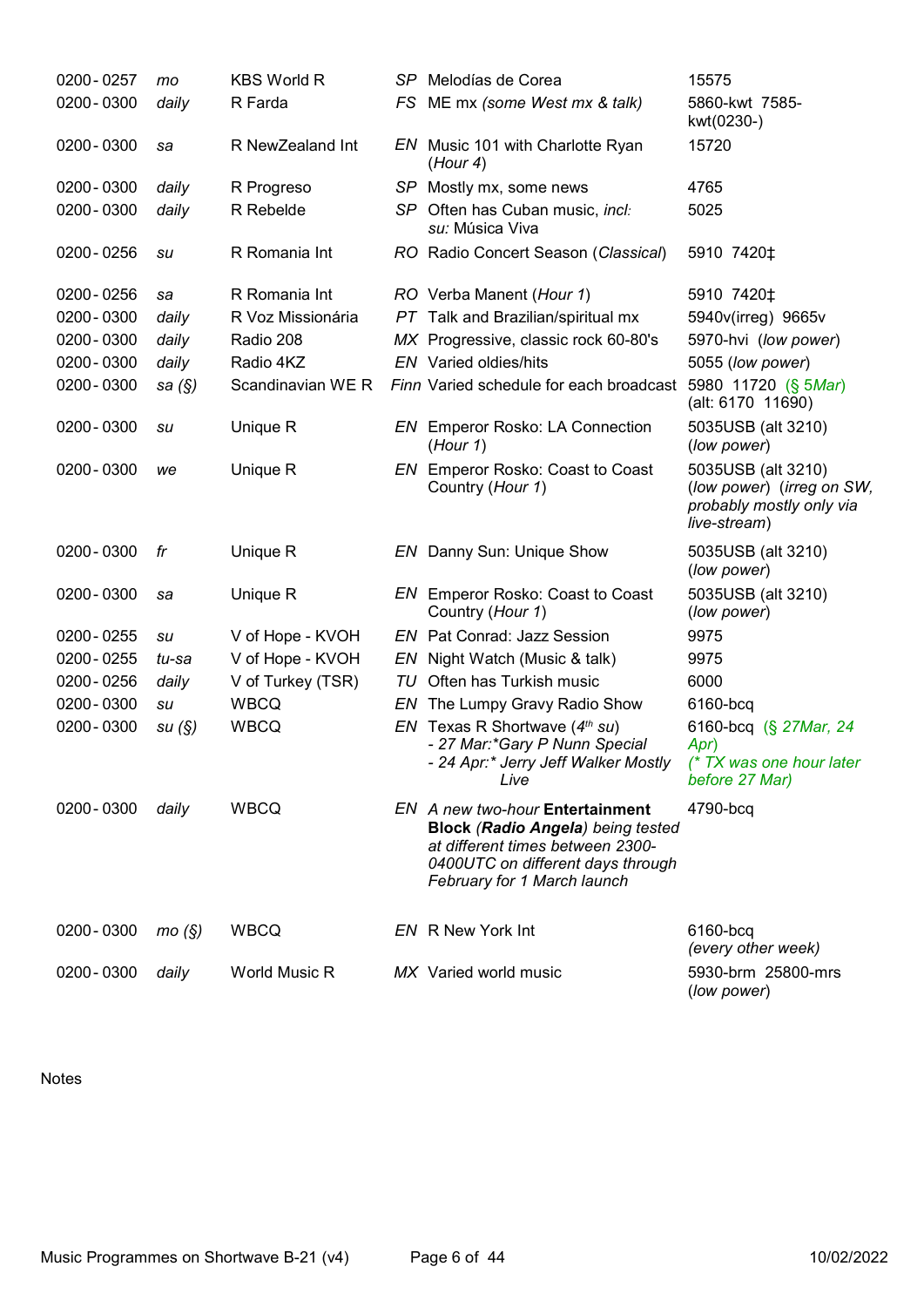| | | | | | |
|---|---|---|---|---|---|
| 0200 - 0257 | *mo* | KBS World R | *SP* | Melodías de Corea | 15575 |
| 0200 - 0300 | *daily* | R Farda | *FS* | ME mx *(some West mx & talk)* | 5860-kwt 7585-kwt(0230-) |
| 0200 - 0300 | *sa* | R NewZealand Int | *EN* | Music 101 with Charlotte Ryan (*Hour 4*) | 15720 |
| 0200 - 0300 | *daily* | R Progreso | *SP* | Mostly mx, some news | 4765 |
| 0200 - 0300 | *daily* | R Rebelde | *SP* | Often has Cuban music, *incl: su:* Música Viva | 5025 |
| 0200 - 0256 | *su* | R Romania Int | *RO* | Radio Concert Season (*Classical*) | 5910 7420‡ |
| 0200 - 0256 | *sa* | R Romania Int | *RO* | Verba Manent (*Hour 1*) | 5910 7420‡ |
| 0200 - 0300 | *daily* | R Voz Missionária | *PT* | Talk and Brazilian/spiritual mx | 5940v(irreg) 9665v |
| 0200 - 0300 | *daily* | Radio 208 | *MX* | Progressive, classic rock 60-80's | 5970-hvi (*low power*) |
| 0200 - 0300 | *daily* | Radio 4KZ | *EN* | Varied oldies/hits | 5055 (*low power*) |
| 0200 - 0300 | *sa (§)* | Scandinavian WE R | *Finn* | Varied schedule for each broadcast | 5980 11720 (§ 5*Mar*) (alt: 6170 11690) |
| 0200 - 0300 | *su* | Unique R | *EN* | Emperor Rosko: LA Connection (*Hour 1*) | 5035USB (alt 3210) (*low power*) |
| 0200 - 0300 | *we* | Unique R | *EN* | Emperor Rosko: Coast to Coast Country (*Hour 1*) | 5035USB (alt 3210) (*low power*) (*irreg on SW, probably mostly only via live-stream*) |
| 0200 - 0300 | *fr* | Unique R | *EN* | Danny Sun: Unique Show | 5035USB (alt 3210) (*low power*) |
| 0200 - 0300 | *sa* | Unique R | *EN* | Emperor Rosko: Coast to Coast Country (*Hour 1*) | 5035USB (alt 3210) (*low power*) |
| 0200 - 0255 | *su* | V of Hope - KVOH | *EN* | Pat Conrad: Jazz Session | 9975 |
| 0200 - 0255 | *tu-sa* | V of Hope - KVOH | *EN* | Night Watch (Music & talk) | 9975 |
| 0200 - 0256 | *daily* | V of Turkey (TSR) | *TU* | Often has Turkish music | 6000 |
| 0200 - 0300 | *su* | WBCQ | *EN* | The Lumpy Gravy Radio Show | 6160-bcq |
| 0200 - 0300 | *su (§)* | WBCQ | *EN* | Texas R Shortwave (*4th su*) *- 27 Mar:\*Gary P Nunn Special - 24 Apr:\* Jerry Jeff Walker Mostly Live* | 6160-bcq (§ *27Mar, 24 Apr*) *(\* TX was one hour later before 27 Mar)* |
| 0200 - 0300 | *daily* | WBCQ | *EN* | *A new two-hour* **Entertainment Block** *(**Radio Angela**) being tested at different times between 2300-0400UTC on different days through February for 1 March launch* | 4790-bcq |
| 0200 - 0300 | *mo (§)* | WBCQ | *EN* | R New York Int | 6160-bcq *(every other week)* |
| 0200 - 0300 | *daily* | World Music R | *MX* | Varied world music | 5930-brm 25800-mrs (*low power*) |

Notes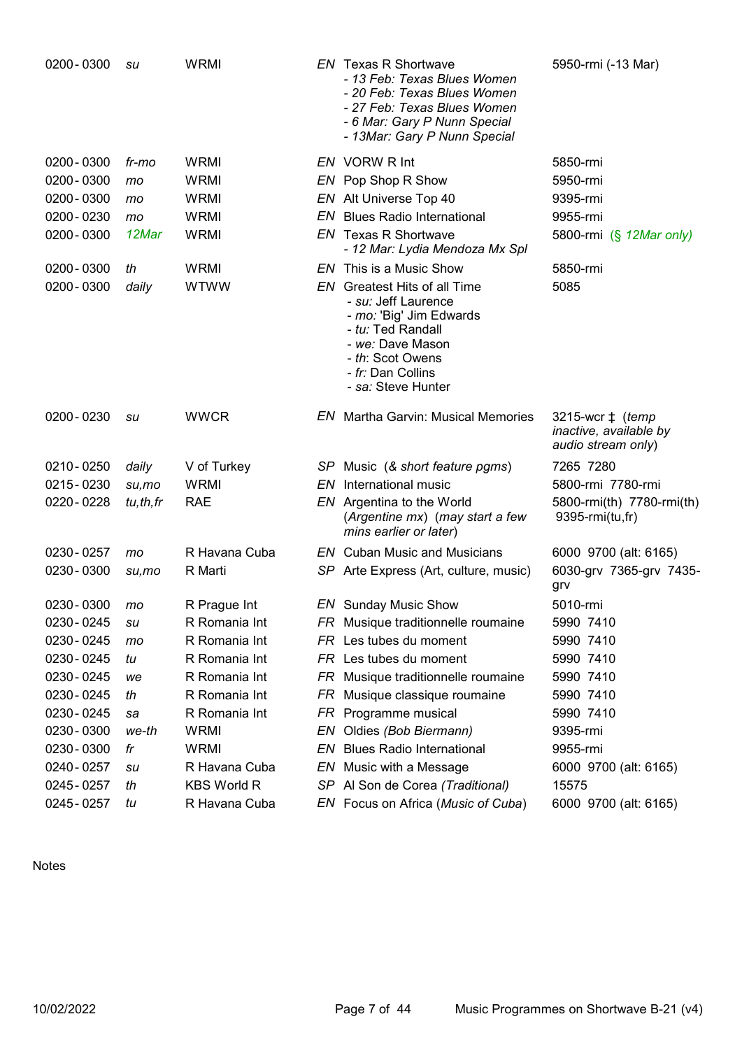| Time | Days | Station | Lang | Programme | Frequencies |
|---|---|---|---|---|---|
| 0200 - 0300 | *su* | WRMI | *EN* | Texas R Shortwave<br>*- 13 Feb: Texas Blues Women*<br>*- 20 Feb: Texas Blues Women*<br>*- 27 Feb: Texas Blues Women*<br>*- 6 Mar: Gary P Nunn Special*<br>*- 13Mar: Gary P Nunn Special* | 5950-rmi (-13 Mar) |
| 0200 - 0300 | *fr-mo* | WRMI | *EN* | VORW R Int | 5850-rmi |
| 0200 - 0300 | *mo* | WRMI | *EN* | Pop Shop R Show | 5950-rmi |
| 0200 - 0300 | *mo* | WRMI | *EN* | Alt Universe Top 40 | 9395-rmi |
| 0200 - 0230 | *mo* | WRMI | *EN* | Blues Radio International | 9955-rmi |
| 0200 - 0300 | *12Mar* | WRMI | *EN* | Texas R Shortwave<br>*- 12 Mar: Lydia Mendoza Mx Spl* | 5800-rmi (*§ 12Mar only*) |
| 0200 - 0300 | *th* | WRMI | *EN* | This is a Music Show | 5850-rmi |
| 0200 - 0300 | *daily* | WTWW | *EN* | Greatest Hits of all Time<br>- *su:* Jeff Laurence<br>- *mo:* 'Big' Jim Edwards<br>- *tu:* Ted Randall<br>- *we:* Dave Mason<br>- *th*: Scot Owens<br>- *fr:* Dan Collins<br>- *sa:* Steve Hunter | 5085 |
| 0200 - 0230 | *su* | WWCR | *EN* | Martha Garvin: Musical Memories | 3215-wcr ‡ (*temp inactive, available by audio stream only*) |
| 0210 - 0250 | *daily* | V of Turkey | *SP* | Music (*& short feature pgms*) | 7265 7280 |
| 0215 - 0230 | *su,mo* | WRMI | *EN* | International music | 5800-rmi 7780-rmi |
| 0220 - 0228 | *tu,th,fr* | RAE | *EN* | Argentina to the World (*Argentine mx*) (*may start a few mins earlier or later*) | 5800-rmi(th) 7780-rmi(th) 9395-rmi(tu,fr) |
| 0230 - 0257 | *mo* | R Havana Cuba | *EN* | Cuban Music and Musicians | 6000 9700 (alt: 6165) |
| 0230 - 0300 | *su,mo* | R Marti | *SP* | Arte Express (Art, culture, music) | 6030-grv 7365-grv 7435-grv |
| 0230 - 0300 | *mo* | R Prague Int | *EN* | Sunday Music Show | 5010-rmi |
| 0230 - 0245 | *su* | R Romania Int | *FR* | Musique traditionnelle roumaine | 5990 7410 |
| 0230 - 0245 | *mo* | R Romania Int | *FR* | Les tubes du moment | 5990 7410 |
| 0230 - 0245 | *tu* | R Romania Int | *FR* | Les tubes du moment | 5990 7410 |
| 0230 - 0245 | *we* | R Romania Int | *FR* | Musique traditionnelle roumaine | 5990 7410 |
| 0230 - 0245 | *th* | R Romania Int | *FR* | Musique classique roumaine | 5990 7410 |
| 0230 - 0245 | *sa* | R Romania Int | *FR* | Programme musical | 5990 7410 |
| 0230 - 0300 | *we-th* | WRMI | *EN* | Oldies *(Bob Biermann)* | 9395-rmi |
| 0230 - 0300 | *fr* | WRMI | *EN* | Blues Radio International | 9955-rmi |
| 0240 - 0257 | *su* | R Havana Cuba | *EN* | Music with a Message | 6000 9700 (alt: 6165) |
| 0245 - 0257 | *th* | KBS World R | *SP* | Al Son de Corea *(Traditional)* | 15575 |
| 0245 - 0257 | *tu* | R Havana Cuba | *EN* | Focus on Africa (*Music of Cuba*) | 6000 9700 (alt: 6165) |

Notes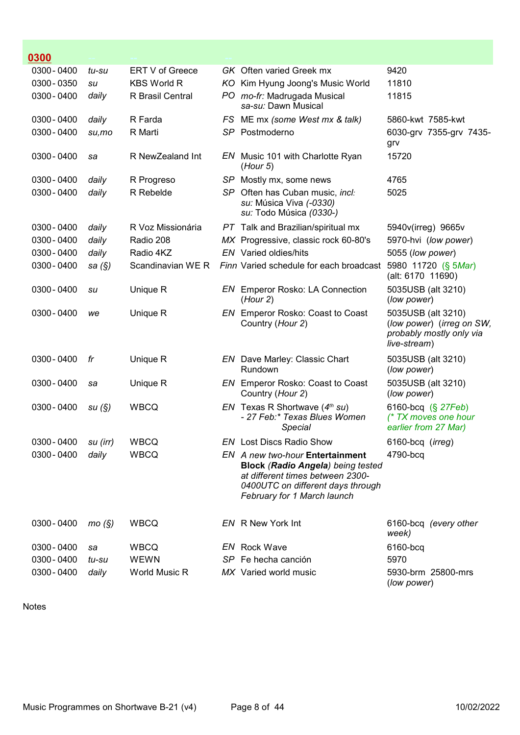## 0300

| | | | | | |
|---|---|---|---|---|---|
| 0300 - 0400 | *tu-su* | ERT V of Greece | *GK* | Often varied Greek mx | 9420 |
| 0300 - 0350 | *su* | KBS World R | *KO* | Kim Hyung Joong's Music World | 11810 |
| 0300 - 0400 | *daily* | R Brasil Central | *PO* | *mo-fr:* Madrugada Musical *sa-su:* Dawn Musical | 11815 |
| 0300 - 0400 | *daily* | R Farda | *FS* | ME mx *(some West mx & talk)* | 5860-kwt 7585-kwt |
| 0300 - 0400 | *su,mo* | R Marti | *SP* | Postmoderno | 6030-grv 7355-grv 7435-grv |
| 0300 - 0400 | *sa* | R NewZealand Int | *EN* | Music 101 with Charlotte Ryan (*Hour 5*) | 15720 |
| 0300 - 0400 | *daily* | R Progreso | *SP* | Mostly mx, some news | 4765 |
| 0300 - 0400 | *daily* | R Rebelde | *SP* | Often has Cuban music, *incl:* *su:* Música Viva *(-0330)* *su:* Todo Música *(0330-)* | 5025 |
| 0300 - 0400 | *daily* | R Voz Missionária | *PT* | Talk and Brazilian/spiritual mx | 5940v(irreg) 9665v |
| 0300 - 0400 | *daily* | Radio 208 | *MX* | Progressive, classic rock 60-80's | 5970-hvi (*low power*) |
| 0300 - 0400 | *daily* | Radio 4KZ | *EN* | Varied oldies/hits | 5055 (*low power*) |
| 0300 - 0400 | *sa (§)* | Scandinavian WE R | *Finn* | Varied schedule for each broadcast | 5980 11720 (§ 5Mar) (alt: 6170 11690) |
| 0300 - 0400 | *su* | Unique R | *EN* | Emperor Rosko: LA Connection (*Hour 2*) | 5035USB (alt 3210) (*low power*) |
| 0300 - 0400 | *we* | Unique R | *EN* | Emperor Rosko: Coast to Coast Country (*Hour 2*) | 5035USB (alt 3210) (*low power*) (*irreg on SW, probably mostly only via live-stream*) |
| 0300 - 0400 | *fr* | Unique R | *EN* | Dave Marley: Classic Chart Rundown | 5035USB (alt 3210) (*low power*) |
| 0300 - 0400 | *sa* | Unique R | *EN* | Emperor Rosko: Coast to Coast Country (*Hour 2*) | 5035USB (alt 3210) (*low power*) |
| 0300 - 0400 | *su (§)* | WBCQ | *EN* | Texas R Shortwave (*4th su*) *- 27 Feb:* Texas Blues Women Special* | 6160-bcq (§ 27Feb) *(* TX moves one hour earlier from 27 Mar)* |
| 0300 - 0400 | *su (irr)* | WBCQ | *EN* | Lost Discs Radio Show | 6160-bcq (*irreg*) |
| 0300 - 0400 | *daily* | WBCQ | *EN* | *A new two-hour* **Entertainment Block** *(**Radio Angela**) being tested at different times between 2300-0400UTC on different days through February for 1 March launch* | 4790-bcq |
| 0300 - 0400 | *mo (§)* | WBCQ | *EN* | R New York Int | 6160-bcq *(every other week)* |
| 0300 - 0400 | *sa* | WBCQ | *EN* | Rock Wave | 6160-bcq |
| 0300 - 0400 | *tu-su* | WEWN | *SP* | Fe hecha canción | 5970 |
| 0300 - 0400 | *daily* | World Music R | *MX* | Varied world music | 5930-brm 25800-mrs (*low power*) |

Notes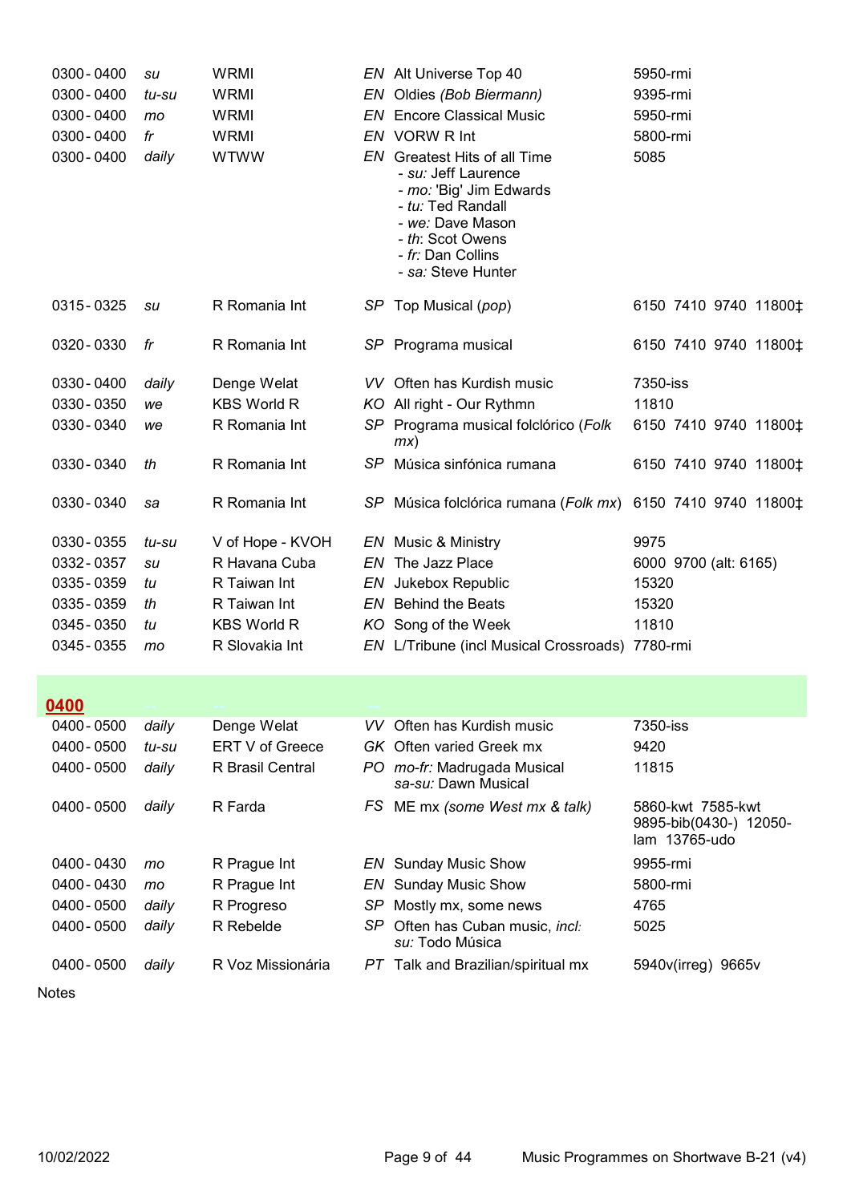| | | | | | |
|---|---|---|---|---|---|
| 0300 - 0400 | *su* | WRMI | *EN* | Alt Universe Top 40 | 5950-rmi |
| 0300 - 0400 | *tu-su* | WRMI | *EN* | Oldies *(Bob Biermann)* | 9395-rmi |
| 0300 - 0400 | *mo* | WRMI | *EN* | Encore Classical Music | 5950-rmi |
| 0300 - 0400 | *fr* | WRMI | *EN* | VORW R Int | 5800-rmi |
| 0300 - 0400 | *daily* | WTWW | *EN* | Greatest Hits of all Time<br>- *su:* Jeff Laurence<br>- *mo:* 'Big' Jim Edwards<br>- *tu:* Ted Randall<br>- *we:* Dave Mason<br>- *th*: Scot Owens<br>- *fr:* Dan Collins<br>- *sa:* Steve Hunter | 5085 |
| 0315 - 0325 | *su* | R Romania Int | *SP* | Top Musical (*pop*) | 6150 7410 9740 11800‡ |
| 0320 - 0330 | *fr* | R Romania Int | *SP* | Programa musical | 6150 7410 9740 11800‡ |
| 0330 - 0400 | *daily* | Denge Welat | *VV* | Often has Kurdish music | 7350-iss |
| 0330 - 0350 | *we* | KBS World R | *KO* | All right - Our Rythmn | 11810 |
| 0330 - 0340 | *we* | R Romania Int | *SP* | Programa musical folclórico (*Folk mx*) | 6150 7410 9740 11800‡ |
| 0330 - 0340 | *th* | R Romania Int | *SP* | Música sinfónica rumana | 6150 7410 9740 11800‡ |
| 0330 - 0340 | *sa* | R Romania Int | *SP* | Música folclórica rumana (*Folk mx*) | 6150 7410 9740 11800‡ |
| 0330 - 0355 | *tu-su* | V of Hope - KVOH | *EN* | Music & Ministry | 9975 |
| 0332 - 0357 | *su* | R Havana Cuba | *EN* | The Jazz Place | 6000 9700 (alt: 6165) |
| 0335 - 0359 | *tu* | R Taiwan Int | *EN* | Jukebox Republic | 15320 |
| 0335 - 0359 | *th* | R Taiwan Int | *EN* | Behind the Beats | 15320 |
| 0345 - 0350 | *tu* | KBS World R | *KO* | Song of the Week | 11810 |
| 0345 - 0355 | *mo* | R Slovakia Int | *EN* | L/Tribune (incl Musical Crossroads) | 7780-rmi |

## 0400

| | | | | | |
|---|---|---|---|---|---|
| 0400 - 0500 | *daily* | Denge Welat | *VV* | Often has Kurdish music | 7350-iss |
| 0400 - 0500 | *tu-su* | ERT V of Greece | *GK* | Often varied Greek mx | 9420 |
| 0400 - 0500 | *daily* | R Brasil Central | *PO* | *mo-fr:* Madrugada Musical<br>*sa-su:* Dawn Musical | 11815 |
| 0400 - 0500 | *daily* | R Farda | *FS* | ME mx *(some West mx & talk)* | 5860-kwt 7585-kwt 9895-bib(0430-) 12050-lam 13765-udo |
| 0400 - 0430 | *mo* | R Prague Int | *EN* | Sunday Music Show | 9955-rmi |
| 0400 - 0430 | *mo* | R Prague Int | *EN* | Sunday Music Show | 5800-rmi |
| 0400 - 0500 | *daily* | R Progreso | *SP* | Mostly mx, some news | 4765 |
| 0400 - 0500 | *daily* | R Rebelde | *SP* | Often has Cuban music, *incl: su:* Todo Música | 5025 |
| 0400 - 0500 | *daily* | R Voz Missionária | *PT* | Talk and Brazilian/spiritual mx | 5940v(irreg) 9665v |

Notes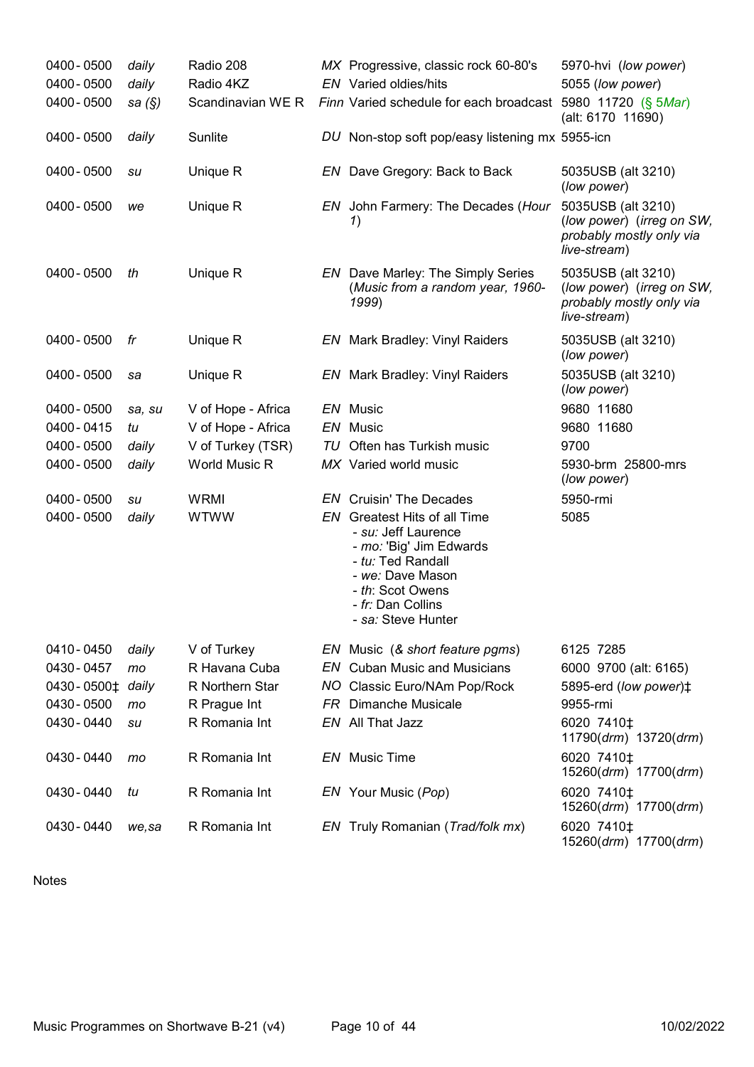| | | | | | |
|---|---|---|---|---|---|
| 0400 - 0500 | *daily* | Radio 208 | *MX* | Progressive, classic rock 60-80's | 5970-hvi (*low power*) |
| 0400 - 0500 | *daily* | Radio 4KZ | *EN* | Varied oldies/hits | 5055 (*low power*) |
| 0400 - 0500 | *sa (§)* | Scandinavian WE R | *Finn* | Varied schedule for each broadcast | 5980 11720 (§ 5*Mar*) (alt: 6170 11690) |
| 0400 - 0500 | *daily* | Sunlite | *DU* | Non-stop soft pop/easy listening mx | 5955-icn |
| 0400 - 0500 | *su* | Unique R | *EN* | Dave Gregory: Back to Back | 5035USB (alt 3210) (*low power*) |
| 0400 - 0500 | *we* | Unique R | *EN* | John Farmery: The Decades (*Hour 1*) | 5035USB (alt 3210) (*low power*) (*irreg on SW, probably mostly only via live-stream*) |
| 0400 - 0500 | *th* | Unique R | *EN* | Dave Marley: The Simply Series (*Music from a random year, 1960-1999*) | 5035USB (alt 3210) (*low power*) (*irreg on SW, probably mostly only via live-stream*) |
| 0400 - 0500 | *fr* | Unique R | *EN* | Mark Bradley: Vinyl Raiders | 5035USB (alt 3210) (*low power*) |
| 0400 - 0500 | *sa* | Unique R | *EN* | Mark Bradley: Vinyl Raiders | 5035USB (alt 3210) (*low power*) |
| 0400 - 0500 | *sa, su* | V of Hope - Africa | *EN* | Music | 9680 11680 |
| 0400 - 0415 | *tu* | V of Hope - Africa | *EN* | Music | 9680 11680 |
| 0400 - 0500 | *daily* | V of Turkey (TSR) | *TU* | Often has Turkish music | 9700 |
| 0400 - 0500 | *daily* | World Music R | *MX* | Varied world music | 5930-brm 25800-mrs (*low power*) |
| 0400 - 0500 | *su* | WRMI | *EN* | Cruisin' The Decades | 5950-rmi |
| 0400 - 0500 | *daily* | WTWW | *EN* | Greatest Hits of all Time<br>- *su:* Jeff Laurence<br>- *mo:* 'Big' Jim Edwards<br>- *tu:* Ted Randall<br>- *we:* Dave Mason<br>- *th*: Scot Owens<br>- *fr:* Dan Collins<br>- *sa:* Steve Hunter | 5085 |
| 0410 - 0450 | *daily* | V of Turkey | *EN* | Music (*& short feature pgms*) | 6125 7285 |
| 0430 - 0457 | *mo* | R Havana Cuba | *EN* | Cuban Music and Musicians | 6000 9700 (alt: 6165) |
| 0430 - 0500‡ | *daily* | R Northern Star | *NO* | Classic Euro/NAm Pop/Rock | 5895-erd (*low power*)‡ |
| 0430 - 0500 | *mo* | R Prague Int | *FR* | Dimanche Musicale | 9955-rmi |
| 0430 - 0440 | *su* | R Romania Int | *EN* | All That Jazz | 6020 7410‡ 11790(*drm*) 13720(*drm*) |
| 0430 - 0440 | *mo* | R Romania Int | *EN* | Music Time | 6020 7410‡ 15260(*drm*) 17700(*drm*) |
| 0430 - 0440 | *tu* | R Romania Int | *EN* | Your Music (*Pop*) | 6020 7410‡ 15260(*drm*) 17700(*drm*) |
| 0430 - 0440 | *we,sa* | R Romania Int | *EN* | Truly Romanian (*Trad/folk mx*) | 6020 7410‡ 15260(*drm*) 17700(*drm*) |

Notes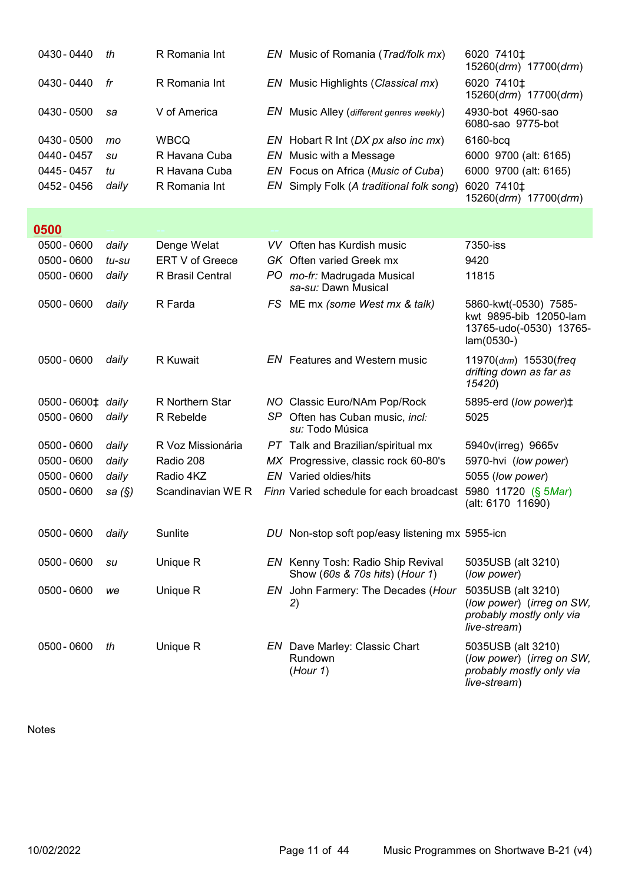| | | | | | |
|---|---|---|---|---|---|
| 0430 - 0440 | *th* | R Romania Int | *EN* | Music of Romania (*Trad/folk mx*) | 6020 7410‡ 15260(*drm*) 17700(*drm*) |
| 0430 - 0440 | *fr* | R Romania Int | *EN* | Music Highlights (*Classical mx*) | 6020 7410‡ 15260(*drm*) 17700(*drm*) |
| 0430 - 0500 | *sa* | V of America | *EN* | Music Alley (*different genres weekly*) | 4930-bot 4960-sao 6080-sao 9775-bot |
| 0430 - 0500 | *mo* | WBCQ | *EN* | Hobart R Int (*DX px also inc mx*) | 6160-bcq |
| 0440 - 0457 | *su* | R Havana Cuba | *EN* | Music with a Message | 6000 9700 (alt: 6165) |
| 0445 - 0457 | *tu* | R Havana Cuba | *EN* | Focus on Africa (*Music of Cuba*) | 6000 9700 (alt: 6165) |
| 0452 - 0456 | *daily* | R Romania Int | *EN* | Simply Folk (*A traditional folk song*) | 6020 7410‡ 15260(*drm*) 17700(*drm*) |
| **0500** | | | | | |
| 0500 - 0600 | *daily* | Denge Welat | *VV* | Often has Kurdish music | 7350-iss |
| 0500 - 0600 | *tu-su* | ERT V of Greece | *GK* | Often varied Greek mx | 9420 |
| 0500 - 0600 | *daily* | R Brasil Central | *PO* | *mo-fr:* Madrugada Musical *sa-su:* Dawn Musical | 11815 |
| 0500 - 0600 | *daily* | R Farda | *FS* | ME mx *(some West mx & talk)* | 5860-kwt(-0530) 7585-kwt 9895-bib 12050-lam 13765-udo(-0530) 13765-lam(0530-) |
| 0500 - 0600 | *daily* | R Kuwait | *EN* | Features and Western music | 11970(*drm*) 15530(*freq drifting down as far as 15420*) |
| 0500 - 0600‡ | *daily* | R Northern Star | *NO* | Classic Euro/NAm Pop/Rock | 5895-erd (*low power*)‡ |
| 0500 - 0600 | *daily* | R Rebelde | *SP* | Often has Cuban music, *incl: su:* Todo Música | 5025 |
| 0500 - 0600 | *daily* | R Voz Missionária | *PT* | Talk and Brazilian/spiritual mx | 5940v(irreg) 9665v |
| 0500 - 0600 | *daily* | Radio 208 | *MX* | Progressive, classic rock 60-80's | 5970-hvi (*low power*) |
| 0500 - 0600 | *daily* | Radio 4KZ | *EN* | Varied oldies/hits | 5055 (*low power*) |
| 0500 - 0600 | *sa (§)* | Scandinavian WE R | *Finn* | Varied schedule for each broadcast | 5980 11720 (§ 5*Mar*) (alt: 6170 11690) |
| 0500 - 0600 | *daily* | Sunlite | *DU* | Non-stop soft pop/easy listening mx | 5955-icn |
| 0500 - 0600 | *su* | Unique R | *EN* | Kenny Tosh: Radio Ship Revival Show (*60s & 70s hits*) (*Hour 1*) | 5035USB (alt 3210) (*low power*) |
| 0500 - 0600 | *we* | Unique R | *EN* | John Farmery: The Decades (*Hour 2*) | 5035USB (alt 3210) (*low power*) (*irreg on SW, probably mostly only via live-stream*) |
| 0500 - 0600 | *th* | Unique R | *EN* | Dave Marley: Classic Chart Rundown (*Hour 1*) | 5035USB (alt 3210) (*low power*) (*irreg on SW, probably mostly only via live-stream*) |

Notes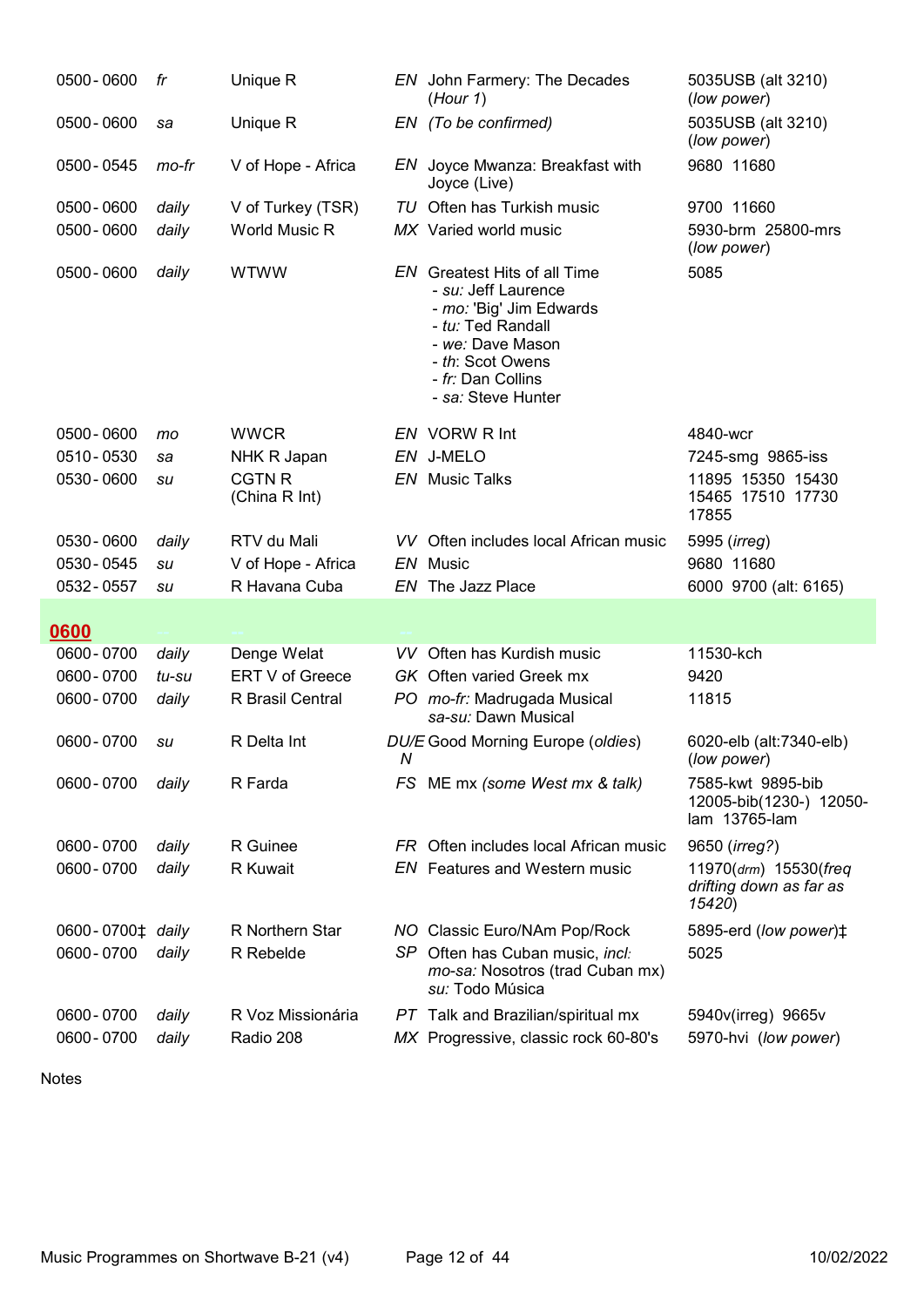| | | | | | |
|---|---|---|---|---|---|
| 0500 - 0600 | *fr* | Unique R | *EN* | John Farmery: The Decades (*Hour 1*) | 5035USB (alt 3210) (*low power*) |
| 0500 - 0600 | *sa* | Unique R | *EN* | *(To be confirmed)* | 5035USB (alt 3210) (*low power*) |
| 0500 - 0545 | *mo-fr* | V of Hope - Africa | *EN* | Joyce Mwanza: Breakfast with Joyce (Live) | 9680 11680 |
| 0500 - 0600 | *daily* | V of Turkey (TSR) | *TU* | Often has Turkish music | 9700 11660 |
| 0500 - 0600 | *daily* | World Music R | *MX* | Varied world music | 5930-brm 25800-mrs (*low power*) |
| 0500 - 0600 | *daily* | WTWW | *EN* | Greatest Hits of all Time<br>- *su:* Jeff Laurence<br>- *mo:* 'Big' Jim Edwards<br>- *tu:* Ted Randall<br>- *we:* Dave Mason<br>- *th*: Scot Owens<br>- *fr:* Dan Collins<br>- *sa:* Steve Hunter | 5085 |
| 0500 - 0600 | *mo* | WWCR | *EN* | VORW R Int | 4840-wcr |
| 0510 - 0530 | *sa* | NHK R Japan | *EN* | J-MELO | 7245-smg 9865-iss |
| 0530 - 0600 | *su* | CGTN R (China R Int) | *EN* | Music Talks | 11895 15350 15430 15465 17510 17730 17855 |
| 0530 - 0600 | *daily* | RTV du Mali | *VV* | Often includes local African music | 5995 (*irreg*) |
| 0530 - 0545 | *su* | V of Hope - Africa | *EN* | Music | 9680 11680 |
| 0532 - 0557 | *su* | R Havana Cuba | *EN* | The Jazz Place | 6000 9700 (alt: 6165) |
| **0600** | | | | | |
| 0600 - 0700 | *daily* | Denge Welat | *VV* | Often has Kurdish music | 11530-kch |
| 0600 - 0700 | *tu-su* | ERT V of Greece | *GK* | Often varied Greek mx | 9420 |
| 0600 - 0700 | *daily* | R Brasil Central | *PO* | *mo-fr:* Madrugada Musical<br>*sa-su:* Dawn Musical | 11815 |
| 0600 - 0700 | *su* | R Delta Int | *DU/EN* | Good Morning Europe (*oldies*) | 6020-elb (alt:7340-elb) (*low power*) |
| 0600 - 0700 | *daily* | R Farda | *FS* | ME mx *(some West mx & talk)* | 7585-kwt 9895-bib 12005-bib(1230-) 12050-lam 13765-lam |
| 0600 - 0700 | *daily* | R Guinee | *FR* | Often includes local African music | 9650 (*irreg?*) |
| 0600 - 0700 | *daily* | R Kuwait | *EN* | Features and Western music | 11970(*drm*) 15530(*freq drifting down as far as 15420*) |
| 0600 - 0700‡ | *daily* | R Northern Star | *NO* | Classic Euro/NAm Pop/Rock | 5895-erd (*low power*)‡ |
| 0600 - 0700 | *daily* | R Rebelde | *SP* | Often has Cuban music, *incl:*<br>*mo-sa:* Nosotros (trad Cuban mx)<br>*su:* Todo Música | 5025 |
| 0600 - 0700 | *daily* | R Voz Missionária | *PT* | Talk and Brazilian/spiritual mx | 5940v(irreg) 9665v |
| 0600 - 0700 | *daily* | Radio 208 | *MX* | Progressive, classic rock 60-80's | 5970-hvi (*low power*) |

Notes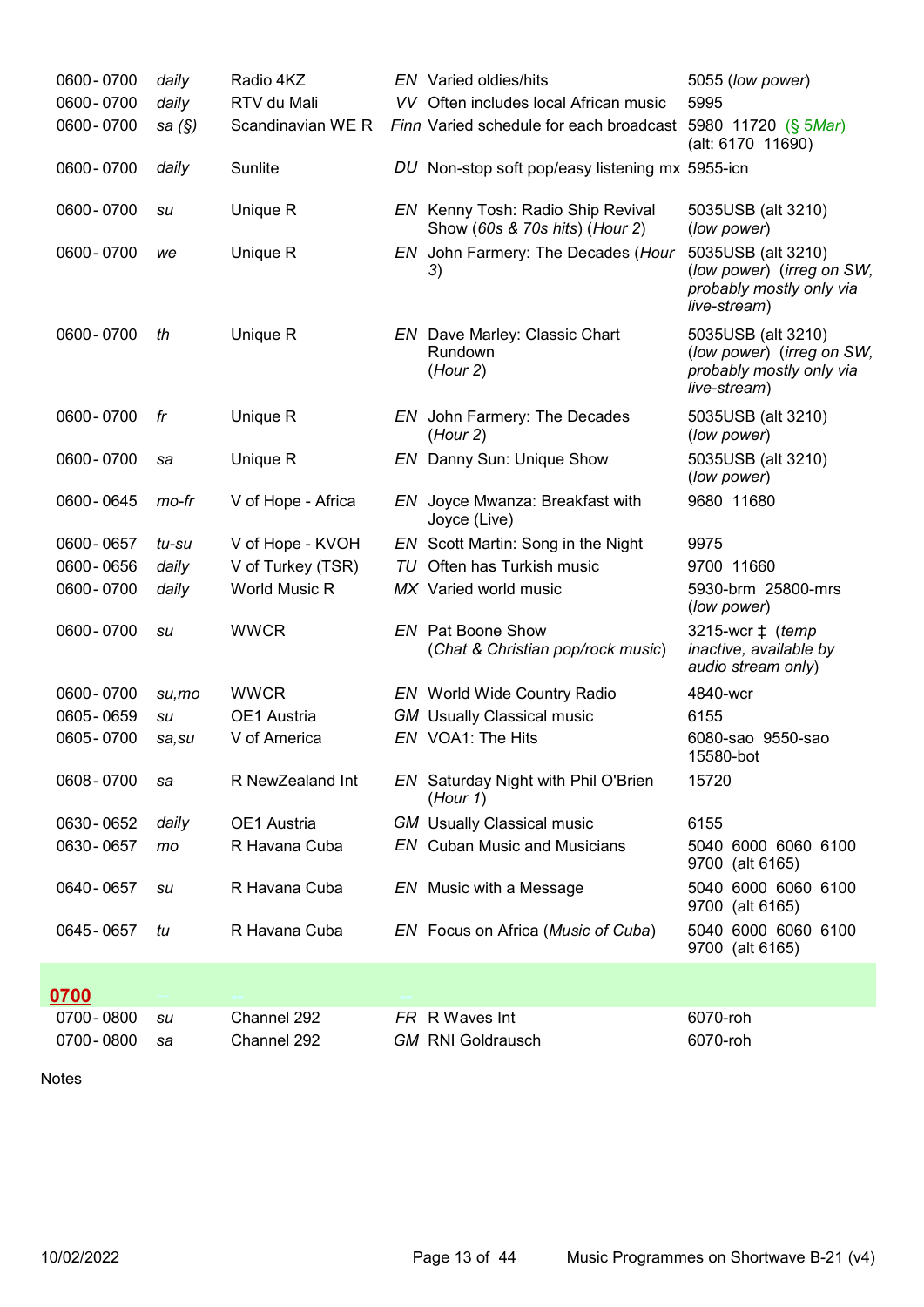| | | | | | |
|---|---|---|---|---|---|
| 0600 - 0700 | *daily* | Radio 4KZ | *EN* | Varied oldies/hits | 5055 (*low power*) |
| 0600 - 0700 | *daily* | RTV du Mali | *VV* | Often includes local African music | 5995 |
| 0600 - 0700 | *sa (§)* | Scandinavian WE R | *Finn* | Varied schedule for each broadcast | 5980 11720 (§ 5*Mar*) (alt: 6170 11690) |
| 0600 - 0700 | *daily* | Sunlite | *DU* | Non-stop soft pop/easy listening mx | 5955-icn |
| 0600 - 0700 | *su* | Unique R | *EN* | Kenny Tosh: Radio Ship Revival Show (*60s & 70s hits*) (*Hour 2*) | 5035USB (alt 3210) (*low power*) |
| 0600 - 0700 | *we* | Unique R | *EN* | John Farmery: The Decades (*Hour 3*) | 5035USB (alt 3210) (*low power*) (*irreg on SW, probably mostly only via live-stream*) |
| 0600 - 0700 | *th* | Unique R | *EN* | Dave Marley: Classic Chart Rundown (*Hour 2*) | 5035USB (alt 3210) (*low power*) (*irreg on SW, probably mostly only via live-stream*) |
| 0600 - 0700 | *fr* | Unique R | *EN* | John Farmery: The Decades (*Hour 2*) | 5035USB (alt 3210) (*low power*) |
| 0600 - 0700 | *sa* | Unique R | *EN* | Danny Sun: Unique Show | 5035USB (alt 3210) (*low power*) |
| 0600 - 0645 | *mo-fr* | V of Hope - Africa | *EN* | Joyce Mwanza: Breakfast with Joyce (Live) | 9680 11680 |
| 0600 - 0657 | *tu-su* | V of Hope - KVOH | *EN* | Scott Martin: Song in the Night | 9975 |
| 0600 - 0656 | *daily* | V of Turkey (TSR) | *TU* | Often has Turkish music | 9700 11660 |
| 0600 - 0700 | *daily* | World Music R | *MX* | Varied world music | 5930-brm 25800-mrs (*low power*) |
| 0600 - 0700 | *su* | WWCR | *EN* | Pat Boone Show (*Chat & Christian pop/rock music*) | 3215-wcr ‡ (*temp inactive, available by audio stream only*) |
| 0600 - 0700 | *su,mo* | WWCR | *EN* | World Wide Country Radio | 4840-wcr |
| 0605 - 0659 | *su* | OE1 Austria | *GM* | Usually Classical music | 6155 |
| 0605 - 0700 | *sa,su* | V of America | *EN* | VOA1: The Hits | 6080-sao 9550-sao 15580-bot |
| 0608 - 0700 | *sa* | R NewZealand Int | *EN* | Saturday Night with Phil O'Brien (*Hour 1*) | 15720 |
| 0630 - 0652 | *daily* | OE1 Austria | *GM* | Usually Classical music | 6155 |
| 0630 - 0657 | *mo* | R Havana Cuba | *EN* | Cuban Music and Musicians | 5040 6000 6060 6100 9700 (alt 6165) |
| 0640 - 0657 | *su* | R Havana Cuba | *EN* | Music with a Message | 5040 6000 6060 6100 9700 (alt 6165) |
| 0645 - 0657 | *tu* | R Havana Cuba | *EN* | Focus on Africa (*Music of Cuba*) | 5040 6000 6060 6100 9700 (alt 6165) |
| **0700** | | | | | |
| 0700 - 0800 | *su* | Channel 292 | *FR* | R Waves Int | 6070-roh |
| 0700 - 0800 | *sa* | Channel 292 | *GM* | RNI Goldrausch | 6070-roh |

Notes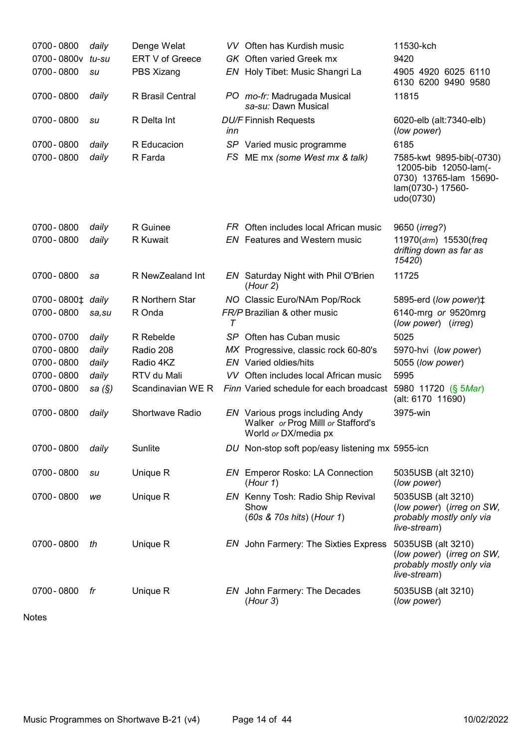| Time | Days | Station | Lang | Programme | Frequencies |
|---|---|---|---|---|---|
| 0700 - 0800 | *daily* | Denge Welat | *VV* | Often has Kurdish music | 11530-kch |
| 0700 - 0800v | *tu-su* | ERT V of Greece | *GK* | Often varied Greek mx | 9420 |
| 0700 - 0800 | *su* | PBS Xizang | *EN* | Holy Tibet: Music Shangri La | 4905 4920 6025 6110 6130 6200 9490 9580 |
| 0700 - 0800 | *daily* | R Brasil Central | *PO* | *mo-fr:* Madrugada Musical *sa-su:* Dawn Musical | 11815 |
| 0700 - 0800 | *su* | R Delta Int | *DU/Finn* | Finnish Requests | 6020-elb (alt:7340-elb) (*low power*) |
| 0700 - 0800 | *daily* | R Educacion | *SP* | Varied music programme | 6185 |
| 0700 - 0800 | *daily* | R Farda | *FS* | ME mx *(some West mx & talk)* | 7585-kwt 9895-bib(-0730) 12005-bib 12050-lam(-0730) 13765-lam 15690-lam(0730-) 17560-udo(0730) |
| 0700 - 0800 | *daily* | R Guinee | *FR* | Often includes local African music | 9650 (*irreg?*) |
| 0700 - 0800 | *daily* | R Kuwait | *EN* | Features and Western music | 11970(*drm*) 15530(*freq drifting down as far as 15420*) |
| 0700 - 0800 | *sa* | R NewZealand Int | *EN* | Saturday Night with Phil O'Brien (*Hour 2*) | 11725 |
| 0700 - 0800‡ | *daily* | R Northern Star | *NO* | Classic Euro/NAm Pop/Rock | 5895-erd (*low power*)‡ |
| 0700 - 0800 | *sa,su* | R Onda | *FR/PT* | Brazilian & other music | 6140-mrg *or* 9520mrg (*low power*) (*irreg*) |
| 0700 - 0700 | *daily* | R Rebelde | *SP* | Often has Cuban music | 5025 |
| 0700 - 0800 | *daily* | Radio 208 | *MX* | Progressive, classic rock 60-80's | 5970-hvi (*low power*) |
| 0700 - 0800 | *daily* | Radio 4KZ | *EN* | Varied oldies/hits | 5055 (*low power*) |
| 0700 - 0800 | *daily* | RTV du Mali | *VV* | Often includes local African music | 5995 |
| 0700 - 0800 | *sa (§)* | Scandinavian WE R | *Finn* | Varied schedule for each broadcast | 5980 11720 (§ 5*Mar*) (alt: 6170 11690) |
| 0700 - 0800 | *daily* | Shortwave Radio | *EN* | Various progs including Andy Walker *or* Prog Milll *or* Stafford's World *or* DX/media px | 3975-win |
| 0700 - 0800 | *daily* | Sunlite | *DU* | Non-stop soft pop/easy listening mx | 5955-icn |
| 0700 - 0800 | *su* | Unique R | *EN* | Emperor Rosko: LA Connection (*Hour 1*) | 5035USB (alt 3210) (*low power*) |
| 0700 - 0800 | *we* | Unique R | *EN* | Kenny Tosh: Radio Ship Revival Show (*60s & 70s hits*) (*Hour 1*) | 5035USB (alt 3210) (*low power*) (*irreg on SW, probably mostly only via live-stream*) |
| 0700 - 0800 | *th* | Unique R | *EN* | John Farmery: The Sixties Express | 5035USB (alt 3210) (*low power*) (*irreg on SW, probably mostly only via live-stream*) |
| 0700 - 0800 | *fr* | Unique R | *EN* | John Farmery: The Decades (*Hour 3*) | 5035USB (alt 3210) (*low power*) |

Notes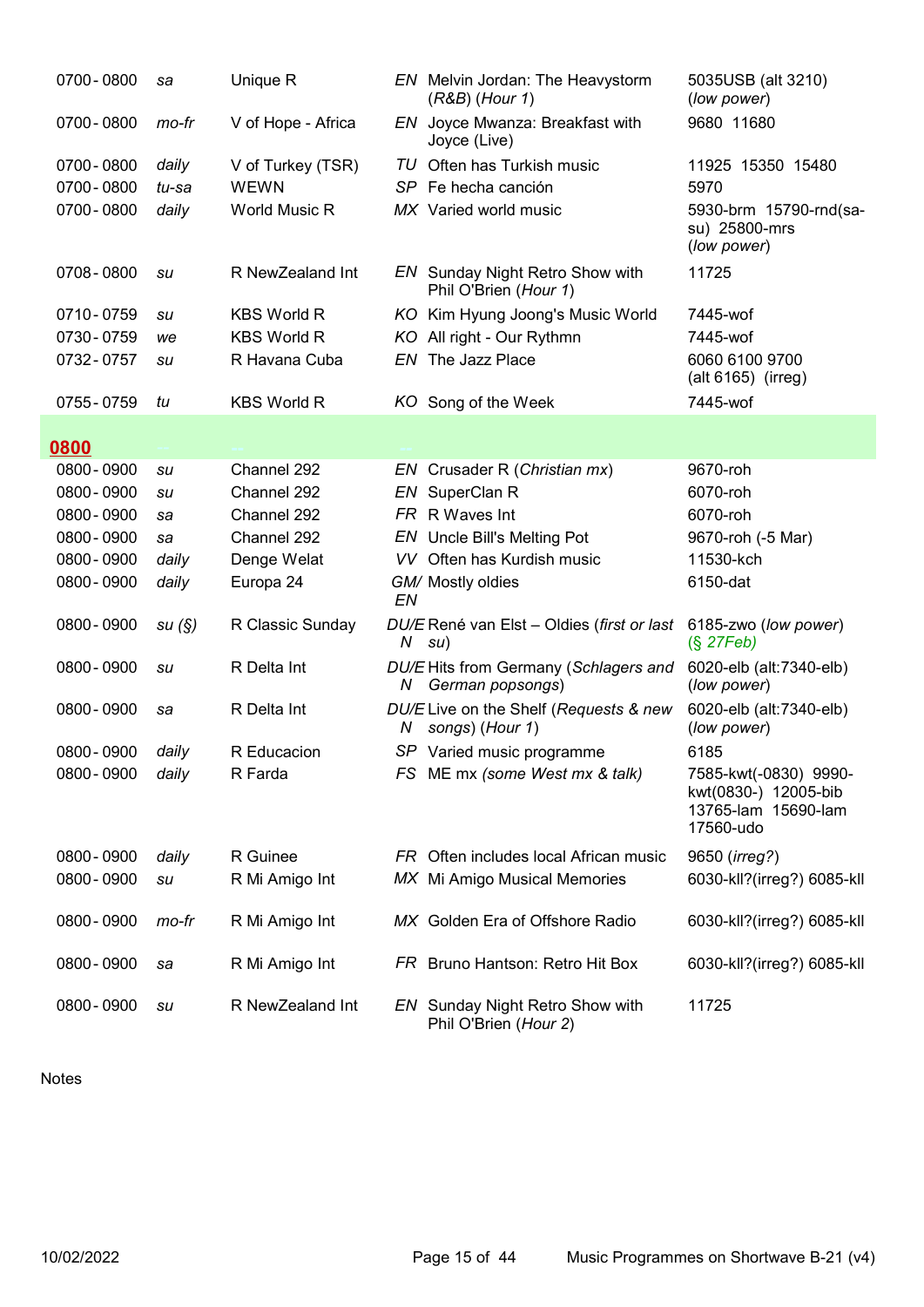| | | | | | |
|---|---|---|---|---|---|
| 0700 - 0800 | *sa* | Unique R | *EN* | Melvin Jordan: The Heavystorm (*R&B*) (*Hour 1*) | 5035USB (alt 3210) (*low power*) |
| 0700 - 0800 | *mo-fr* | V of Hope - Africa | *EN* | Joyce Mwanza: Breakfast with Joyce (Live) | 9680 11680 |
| 0700 - 0800 | *daily* | V of Turkey (TSR) | *TU* | Often has Turkish music | 11925 15350 15480 |
| 0700 - 0800 | *tu-sa* | WEWN | *SP* | Fe hecha canción | 5970 |
| 0700 - 0800 | *daily* | World Music R | *MX* | Varied world music | 5930-brm 15790-rnd(sa-su) 25800-mrs (*low power*) |
| 0708 - 0800 | *su* | R NewZealand Int | *EN* | Sunday Night Retro Show with Phil O'Brien (*Hour 1*) | 11725 |
| 0710 - 0759 | *su* | KBS World R | *KO* | Kim Hyung Joong's Music World | 7445-wof |
| 0730 - 0759 | *we* | KBS World R | *KO* | All right - Our Rythmn | 7445-wof |
| 0732 - 0757 | *su* | R Havana Cuba | *EN* | The Jazz Place | 6060 6100 9700 (alt 6165) (irreg) |
| 0755 - 0759 | *tu* | KBS World R | *KO* | Song of the Week | 7445-wof |

## 0800

| | | | | | |
|---|---|---|---|---|---|
| 0800 - 0900 | *su* | Channel 292 | *EN* | Crusader R (*Christian mx*) | 9670-roh |
| 0800 - 0900 | *su* | Channel 292 | *EN* | SuperClan R | 6070-roh |
| 0800 - 0900 | *sa* | Channel 292 | *FR* | R Waves Int | 6070-roh |
| 0800 - 0900 | *sa* | Channel 292 | *EN* | Uncle Bill's Melting Pot | 9670-roh (-5 Mar) |
| 0800 - 0900 | *daily* | Denge Welat | *VV* | Often has Kurdish music | 11530-kch |
| 0800 - 0900 | *daily* | Europa 24 | *GM/EN* | Mostly oldies | 6150-dat |
| 0800 - 0900 | *su (§)* | R Classic Sunday | *DU/EN* | René van Elst – Oldies (*first or last su*) | 6185-zwo (*low power*) (*§ 27Feb)* |
| 0800 - 0900 | *su* | R Delta Int | *DU/EN* | Hits from Germany (*Schlagers and German popsongs*) | 6020-elb (alt:7340-elb) (*low power*) |
| 0800 - 0900 | *sa* | R Delta Int | *DU/EN* | Live on the Shelf (*Requests & new songs*) (*Hour 1*) | 6020-elb (alt:7340-elb) (*low power*) |
| 0800 - 0900 | *daily* | R Educacion | *SP* | Varied music programme | 6185 |
| 0800 - 0900 | *daily* | R Farda | *FS* | ME mx *(some West mx & talk)* | 7585-kwt(-0830) 9990-kwt(0830-) 12005-bib 13765-lam 15690-lam 17560-udo |
| 0800 - 0900 | *daily* | R Guinee | *FR* | Often includes local African music | 9650 (*irreg?*) |
| 0800 - 0900 | *su* | R Mi Amigo Int | *MX* | Mi Amigo Musical Memories | 6030-kll?(irreg?) 6085-kll |
| 0800 - 0900 | *mo-fr* | R Mi Amigo Int | *MX* | Golden Era of Offshore Radio | 6030-kll?(irreg?) 6085-kll |
| 0800 - 0900 | *sa* | R Mi Amigo Int | *FR* | Bruno Hantson: Retro Hit Box | 6030-kll?(irreg?) 6085-kll |
| 0800 - 0900 | *su* | R NewZealand Int | *EN* | Sunday Night Retro Show with Phil O'Brien (*Hour 2*) | 11725 |

Notes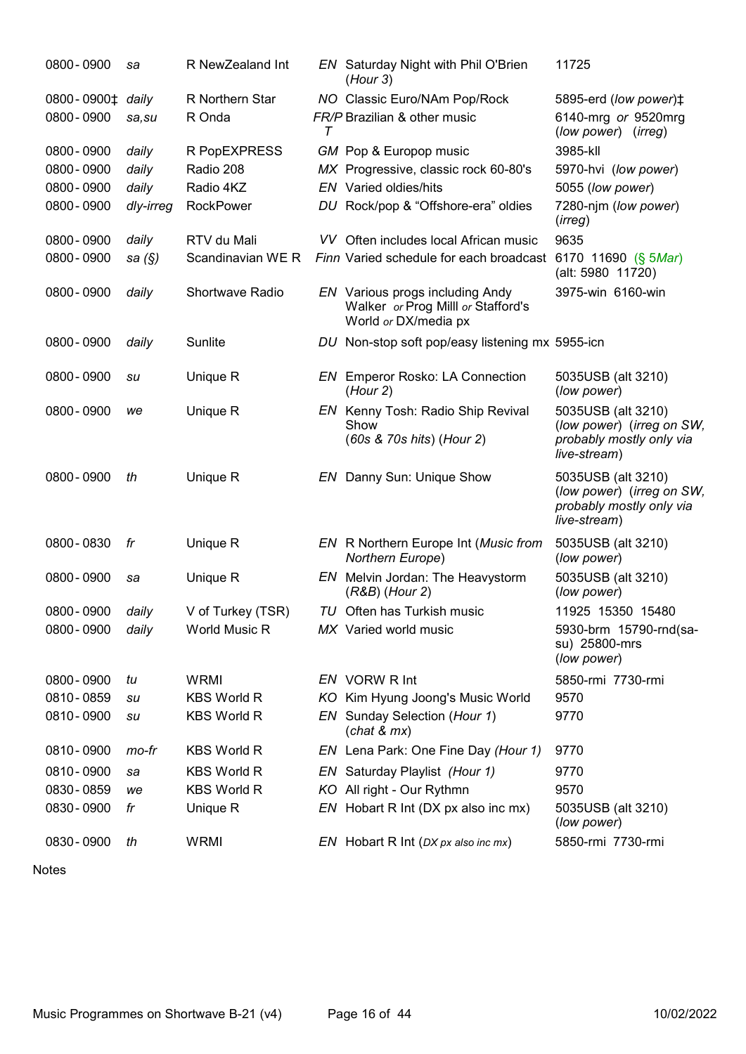| | | | | | |
|---|---|---|---|---|---|
| 0800 - 0900 | *sa* | R NewZealand Int | *EN* | Saturday Night with Phil O'Brien (*Hour 3*) | 11725 |
| 0800 - 0900‡ | *daily* | R Northern Star | *NO* | Classic Euro/NAm Pop/Rock | 5895-erd (*low power*)‡ |
| 0800 - 0900 | *sa,su* | R Onda | *FR/PT* | Brazilian & other music | 6140-mrg *or* 9520mrg (*low power*) (*irreg*) |
| 0800 - 0900 | *daily* | R PopEXPRESS | *GM* | Pop & Europop music | 3985-kll |
| 0800 - 0900 | *daily* | Radio 208 | *MX* | Progressive, classic rock 60-80's | 5970-hvi (*low power*) |
| 0800 - 0900 | *daily* | Radio 4KZ | *EN* | Varied oldies/hits | 5055 (*low power*) |
| 0800 - 0900 | *dly-irreg* | RockPower | *DU* | Rock/pop & "Offshore-era" oldies | 7280-njm (*low power*) (*irreg*) |
| 0800 - 0900 | *daily* | RTV du Mali | *VV* | Often includes local African music | 9635 |
| 0800 - 0900 | *sa (§)* | Scandinavian WE R | *Finn* | Varied schedule for each broadcast | 6170 11690 (§ 5*Mar*) (alt: 5980 11720) |
| 0800 - 0900 | *daily* | Shortwave Radio | *EN* | Various progs including Andy Walker *or* Prog Milll *or* Stafford's World *or* DX/media px | 3975-win 6160-win |
| 0800 - 0900 | *daily* | Sunlite | *DU* | Non-stop soft pop/easy listening mx | 5955-icn |
| 0800 - 0900 | *su* | Unique R | *EN* | Emperor Rosko: LA Connection (*Hour 2*) | 5035USB (alt 3210) (*low power*) |
| 0800 - 0900 | *we* | Unique R | *EN* | Kenny Tosh: Radio Ship Revival Show (*60s & 70s hits*) (*Hour 2*) | 5035USB (alt 3210) (*low power*) (*irreg on SW, probably mostly only via live-stream*) |
| 0800 - 0900 | *th* | Unique R | *EN* | Danny Sun: Unique Show | 5035USB (alt 3210) (*low power*) (*irreg on SW, probably mostly only via live-stream*) |
| 0800 - 0830 | *fr* | Unique R | *EN* | R Northern Europe Int (*Music from Northern Europe*) | 5035USB (alt 3210) (*low power*) |
| 0800 - 0900 | *sa* | Unique R | *EN* | Melvin Jordan: The Heavystorm (*R&B*) (*Hour 2*) | 5035USB (alt 3210) (*low power*) |
| 0800 - 0900 | *daily* | V of Turkey (TSR) | *TU* | Often has Turkish music | 11925 15350 15480 |
| 0800 - 0900 | *daily* | World Music R | *MX* | Varied world music | 5930-brm 15790-rnd(sa-su) 25800-mrs (*low power*) |
| 0800 - 0900 | *tu* | WRMI | *EN* | VORW R Int | 5850-rmi 7730-rmi |
| 0810 - 0859 | *su* | KBS World R | *KO* | Kim Hyung Joong's Music World | 9570 |
| 0810 - 0900 | *su* | KBS World R | *EN* | Sunday Selection (*Hour 1*) (*chat & mx*) | 9770 |
| 0810 - 0900 | *mo-fr* | KBS World R | *EN* | Lena Park: One Fine Day *(Hour 1)* | 9770 |
| 0810 - 0900 | *sa* | KBS World R | *EN* | Saturday Playlist *(Hour 1)* | 9770 |
| 0830 - 0859 | *we* | KBS World R | *KO* | All right - Our Rythmn | 9570 |
| 0830 - 0900 | *fr* | Unique R | *EN* | Hobart R Int (DX px also inc mx) | 5035USB (alt 3210) (*low power*) |
| 0830 - 0900 | *th* | WRMI | *EN* | Hobart R Int (*DX px also inc mx*) | 5850-rmi 7730-rmi |

Notes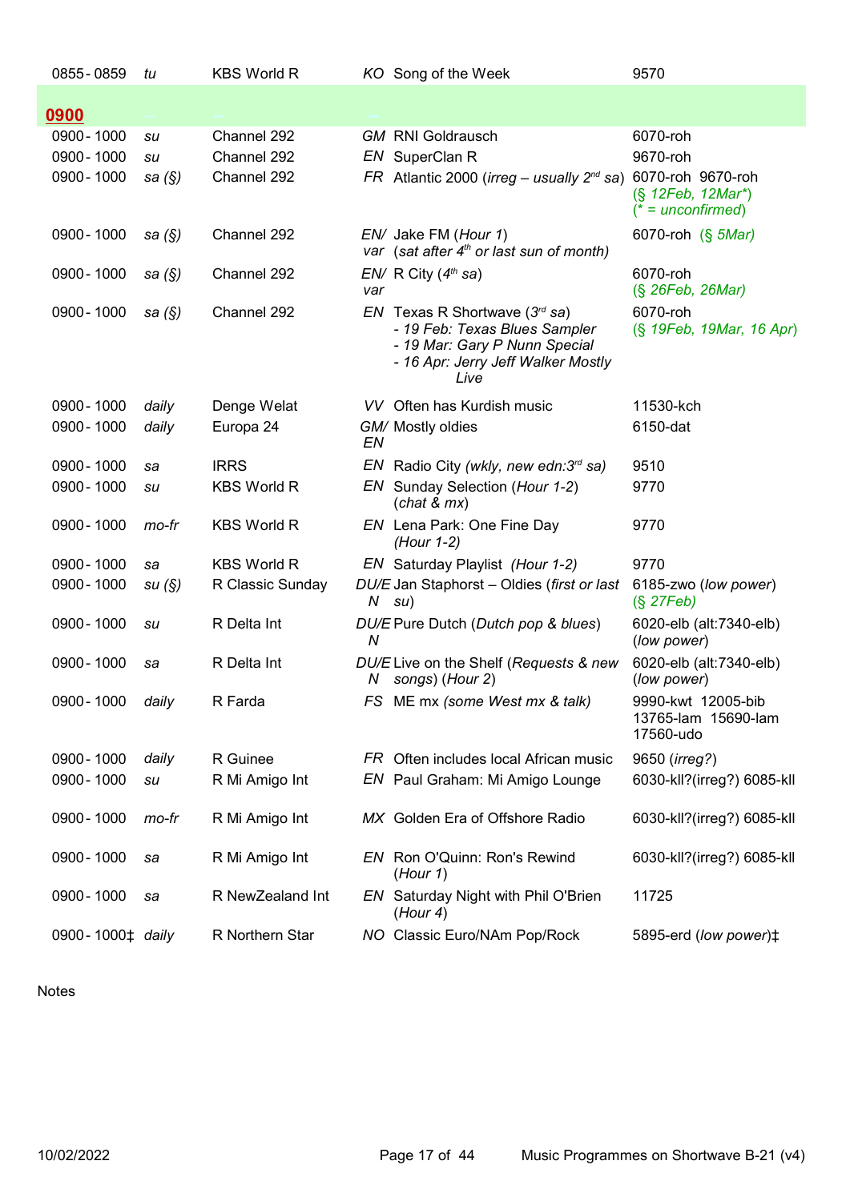| | | | | | |
|---|---|---|---|---|---|
| 0855 - 0859 | tu | KBS World R | KO | Song of the Week | 9570 |
| **0900** | | | | | |
| 0900 - 1000 | su | Channel 292 | GM | RNI Goldrausch | 6070-roh |
| 0900 - 1000 | su | Channel 292 | EN | SuperClan R | 9670-roh |
| 0900 - 1000 | sa (§) | Channel 292 | FR | Atlantic 2000 (*irreg – usually 2nd sa*) | 6070-roh 9670-roh (§ 12Feb, 12Mar*) (* = unconfirmed) |
| 0900 - 1000 | sa (§) | Channel 292 | EN/ var | Jake FM (*Hour 1*) (*sat after 4th or last sun of month*) | 6070-roh (§ 5Mar) |
| 0900 - 1000 | sa (§) | Channel 292 | EN/ var | R City (*4th sa*) | 6070-roh (§ 26Feb, 26Mar) |
| 0900 - 1000 | sa (§) | Channel 292 | EN | Texas R Shortwave (*3rd sa*) - *19 Feb: Texas Blues Sampler* - *19 Mar: Gary P Nunn Special* - *16 Apr: Jerry Jeff Walker Mostly Live* | 6070-roh (§ 19Feb, 19Mar, 16 Apr) |
| 0900 - 1000 | daily | Denge Welat | VV | Often has Kurdish music | 11530-kch |
| 0900 - 1000 | daily | Europa 24 | GM/ EN | Mostly oldies | 6150-dat |
| 0900 - 1000 | sa | IRRS | EN | Radio City (*wkly, new edn:3rd sa*) | 9510 |
| 0900 - 1000 | su | KBS World R | EN | Sunday Selection (*Hour 1-2*) (*chat & mx*) | 9770 |
| 0900 - 1000 | mo-fr | KBS World R | EN | Lena Park: One Fine Day (*Hour 1-2*) | 9770 |
| 0900 - 1000 | sa | KBS World R | EN | Saturday Playlist (*Hour 1-2*) | 9770 |
| 0900 - 1000 | su (§) | R Classic Sunday | DU/EN | Jan Staphorst – Oldies (*first or last su*) | 6185-zwo (*low power*) (§ 27Feb) |
| 0900 - 1000 | su | R Delta Int | DU/EN | Pure Dutch (*Dutch pop & blues*) | 6020-elb (alt:7340-elb) (*low power*) |
| 0900 - 1000 | sa | R Delta Int | DU/EN | Live on the Shelf (*Requests & new songs*) (*Hour 2*) | 6020-elb (alt:7340-elb) (*low power*) |
| 0900 - 1000 | daily | R Farda | FS | ME mx (*some West mx & talk*) | 9990-kwt 12005-bib 13765-lam 15690-lam 17560-udo |
| 0900 - 1000 | daily | R Guinee | FR | Often includes local African music | 9650 (*irreg?*) |
| 0900 - 1000 | su | R Mi Amigo Int | EN | Paul Graham: Mi Amigo Lounge | 6030-kll?(irreg?) 6085-kll |
| 0900 - 1000 | mo-fr | R Mi Amigo Int | MX | Golden Era of Offshore Radio | 6030-kll?(irreg?) 6085-kll |
| 0900 - 1000 | sa | R Mi Amigo Int | EN | Ron O'Quinn: Ron's Rewind (*Hour 1*) | 6030-kll?(irreg?) 6085-kll |
| 0900 - 1000 | sa | R NewZealand Int | EN | Saturday Night with Phil O'Brien (*Hour 4*) | 11725 |
| 0900 - 1000‡ | daily | R Northern Star | NO | Classic Euro/NAm Pop/Rock | 5895-erd (*low power*)‡ |

Notes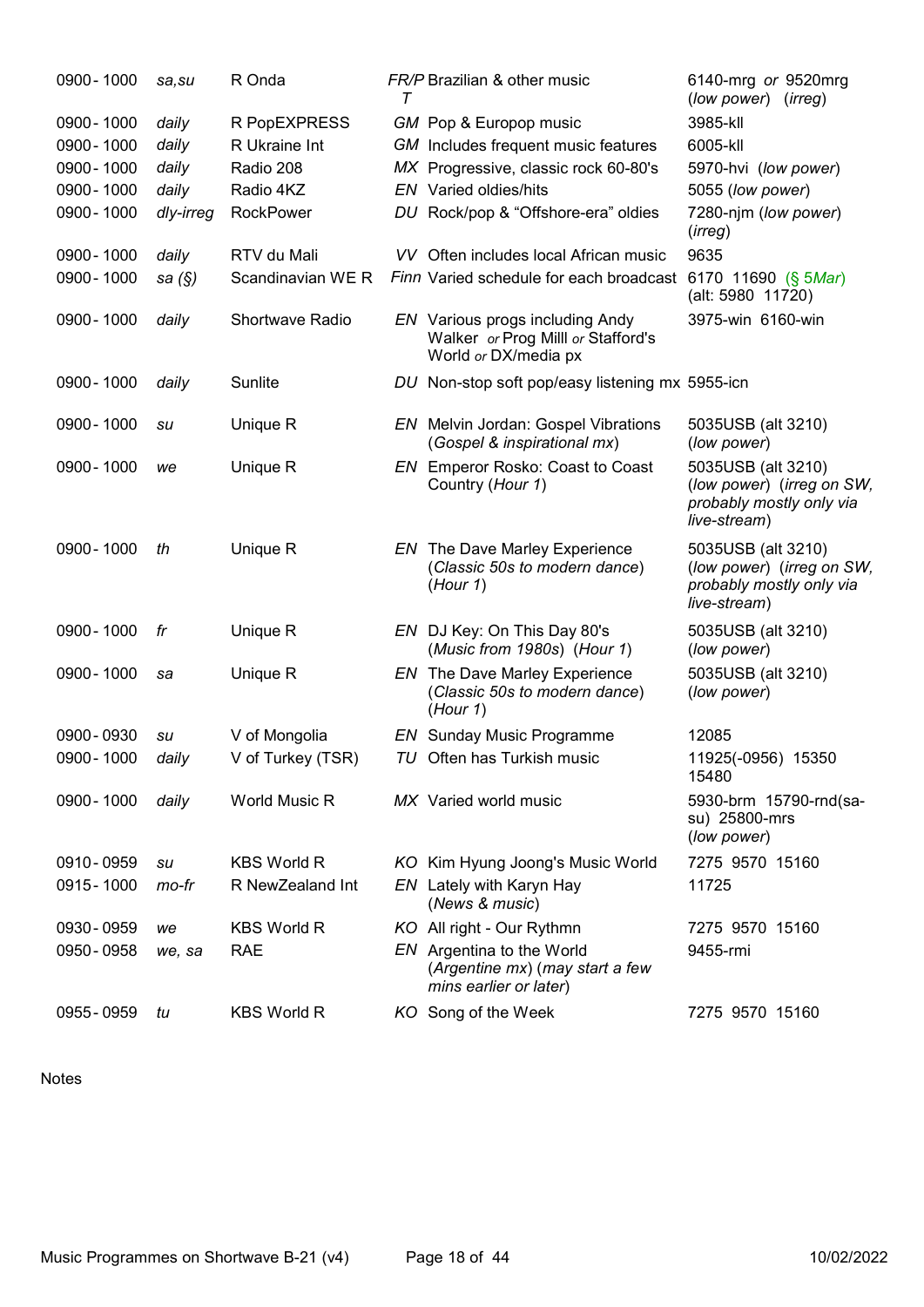| | | | | | |
|---|---|---|---|---|---|
| 0900 - 1000 | *sa,su* | R Onda | *FR/PT* | Brazilian & other music | 6140-mrg *or* 9520mrg (*low power*) (*irreg*) |
| 0900 - 1000 | *daily* | R PopEXPRESS | *GM* | Pop & Europop music | 3985-kll |
| 0900 - 1000 | *daily* | R Ukraine Int | *GM* | Includes frequent music features | 6005-kll |
| 0900 - 1000 | *daily* | Radio 208 | *MX* | Progressive, classic rock 60-80's | 5970-hvi (*low power*) |
| 0900 - 1000 | *daily* | Radio 4KZ | *EN* | Varied oldies/hits | 5055 (*low power*) |
| 0900 - 1000 | *dly-irreg* | RockPower | *DU* | Rock/pop & "Offshore-era" oldies | 7280-njm (*low power*) (*irreg*) |
| 0900 - 1000 | *daily* | RTV du Mali | *VV* | Often includes local African music | 9635 |
| 0900 - 1000 | *sa (§)* | Scandinavian WE R | *Finn* | Varied schedule for each broadcast | 6170 11690 (§ 5*Mar*) (alt: 5980 11720) |
| 0900 - 1000 | *daily* | Shortwave Radio | *EN* | Various progs including Andy Walker *or* Prog Milll *or* Stafford's World *or* DX/media px | 3975-win 6160-win |
| 0900 - 1000 | *daily* | Sunlite | *DU* | Non-stop soft pop/easy listening mx | 5955-icn |
| 0900 - 1000 | *su* | Unique R | *EN* | Melvin Jordan: Gospel Vibrations (*Gospel & inspirational mx*) | 5035USB (alt 3210) (*low power*) |
| 0900 - 1000 | *we* | Unique R | *EN* | Emperor Rosko: Coast to Coast Country (*Hour 1*) | 5035USB (alt 3210) (*low power*) (*irreg on SW, probably mostly only via live-stream*) |
| 0900 - 1000 | *th* | Unique R | *EN* | The Dave Marley Experience (*Classic 50s to modern dance*) (*Hour 1*) | 5035USB (alt 3210) (*low power*) (*irreg on SW, probably mostly only via live-stream*) |
| 0900 - 1000 | *fr* | Unique R | *EN* | DJ Key: On This Day 80's (*Music from 1980s*) (*Hour 1*) | 5035USB (alt 3210) (*low power*) |
| 0900 - 1000 | *sa* | Unique R | *EN* | The Dave Marley Experience (*Classic 50s to modern dance*) (*Hour 1*) | 5035USB (alt 3210) (*low power*) |
| 0900 - 0930 | *su* | V of Mongolia | *EN* | Sunday Music Programme | 12085 |
| 0900 - 1000 | *daily* | V of Turkey (TSR) | *TU* | Often has Turkish music | 11925(-0956) 15350 15480 |
| 0900 - 1000 | *daily* | World Music R | *MX* | Varied world music | 5930-brm 15790-rnd(sa-su) 25800-mrs (*low power*) |
| 0910 - 0959 | *su* | KBS World R | *KO* | Kim Hyung Joong's Music World | 7275 9570 15160 |
| 0915 - 1000 | *mo-fr* | R NewZealand Int | *EN* | Lately with Karyn Hay (*News & music*) | 11725 |
| 0930 - 0959 | *we* | KBS World R | *KO* | All right - Our Rythmn | 7275 9570 15160 |
| 0950 - 0958 | *we, sa* | RAE | *EN* | Argentina to the World (*Argentine mx*) (*may start a few mins earlier or later*) | 9455-rmi |
| 0955 - 0959 | *tu* | KBS World R | *KO* | Song of the Week | 7275 9570 15160 |

Notes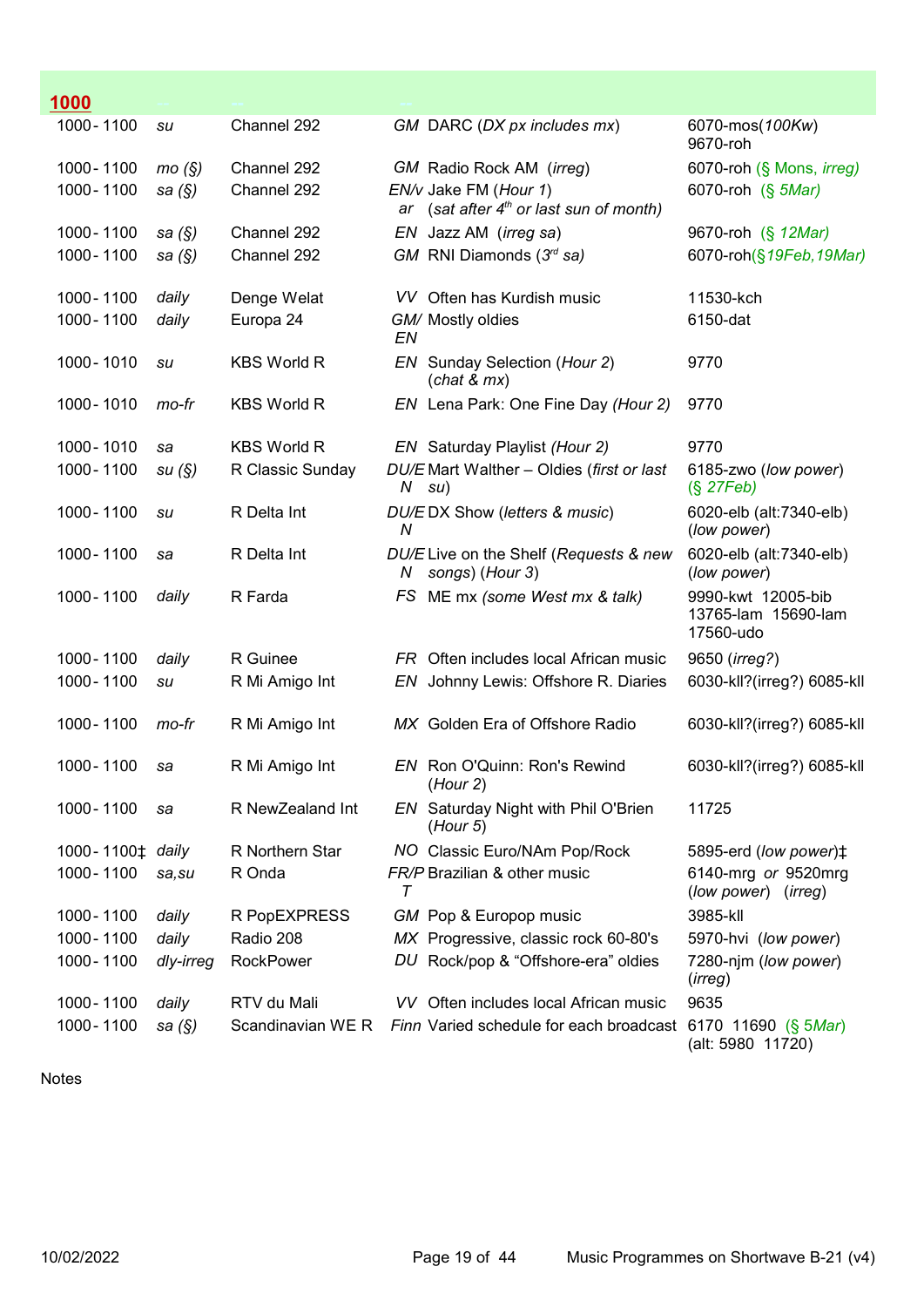## 1000

| Time | Days | Station | Lang | Programme | Frequency |
|---|---|---|---|---|---|
| 1000 - 1100 | *su* | Channel 292 | *GM* | DARC (*DX px includes mx*) | 6070-mos(*100Kw*) 9670-roh |
| 1000 - 1100 | *mo (§)* | Channel 292 | *GM* | Radio Rock AM (*irreg*) | 6070-roh (§ *Mons, irreg)* |
| 1000 - 1100 | *sa (§)* | Channel 292 | *EN/var* | Jake FM (*Hour 1*) (*sat after 4th or last sun of month*) | 6070-roh (§ *5Mar)* |
| 1000 - 1100 | *sa (§)* | Channel 292 | *EN* | Jazz AM (*irreg sa*) | 9670-roh (§ *12Mar)* |
| 1000 - 1100 | *sa (§)* | Channel 292 | *GM* | RNI Diamonds (*3rd sa)* | 6070-roh(§*19Feb,19Mar)* |
| 1000 - 1100 | *daily* | Denge Welat | *VV* | Often has Kurdish music | 11530-kch |
| 1000 - 1100 | *daily* | Europa 24 | *GM/EN* | Mostly oldies | 6150-dat |
| 1000 - 1010 | *su* | KBS World R | *EN* | Sunday Selection (*Hour 2*) (*chat & mx*) | 9770 |
| 1000 - 1010 | *mo-fr* | KBS World R | *EN* | Lena Park: One Fine Day *(Hour 2)* | 9770 |
| 1000 - 1010 | *sa* | KBS World R | *EN* | Saturday Playlist *(Hour 2)* | 9770 |
| 1000 - 1100 | *su (§)* | R Classic Sunday | *DU/EN* | Mart Walther – Oldies (*first or last su*) | 6185-zwo (*low power*) (§ *27Feb)* |
| 1000 - 1100 | *su* | R Delta Int | *DU/EN* | DX Show (*letters & music*) | 6020-elb (alt:7340-elb) (*low power*) |
| 1000 - 1100 | *sa* | R Delta Int | *DU/EN* | Live on the Shelf (*Requests & new songs*) (*Hour 3*) | 6020-elb (alt:7340-elb) (*low power*) |
| 1000 - 1100 | *daily* | R Farda | *FS* | ME mx *(some West mx & talk)* | 9990-kwt 12005-bib 13765-lam 15690-lam 17560-udo |
| 1000 - 1100 | *daily* | R Guinee | *FR* | Often includes local African music | 9650 (*irreg?*) |
| 1000 - 1100 | *su* | R Mi Amigo Int | *EN* | Johnny Lewis: Offshore R. Diaries | 6030-kll?(irreg?) 6085-kll |
| 1000 - 1100 | *mo-fr* | R Mi Amigo Int | *MX* | Golden Era of Offshore Radio | 6030-kll?(irreg?) 6085-kll |
| 1000 - 1100 | *sa* | R Mi Amigo Int | *EN* | Ron O'Quinn: Ron's Rewind (*Hour 2*) | 6030-kll?(irreg?) 6085-kll |
| 1000 - 1100 | *sa* | R NewZealand Int | *EN* | Saturday Night with Phil O'Brien (*Hour 5*) | 11725 |
| 1000 - 1100‡ | *daily* | R Northern Star | *NO* | Classic Euro/NAm Pop/Rock | 5895-erd (*low power*)‡ |
| 1000 - 1100 | *sa,su* | R Onda | *FR/PT* | Brazilian & other music | 6140-mrg *or* 9520mrg (*low power*) (*irreg*) |
| 1000 - 1100 | *daily* | R PopEXPRESS | *GM* | Pop & Europop music | 3985-kll |
| 1000 - 1100 | *daily* | Radio 208 | *MX* | Progressive, classic rock 60-80's | 5970-hvi (*low power*) |
| 1000 - 1100 | *dly-irreg* | RockPower | *DU* | Rock/pop & "Offshore-era" oldies | 7280-njm (*low power*) (*irreg*) |
| 1000 - 1100 | *daily* | RTV du Mali | *VV* | Often includes local African music | 9635 |
| 1000 - 1100 | *sa (§)* | Scandinavian WE R | *Finn* | Varied schedule for each broadcast | 6170 11690 (§ *5Mar)* (alt: 5980 11720) |

Notes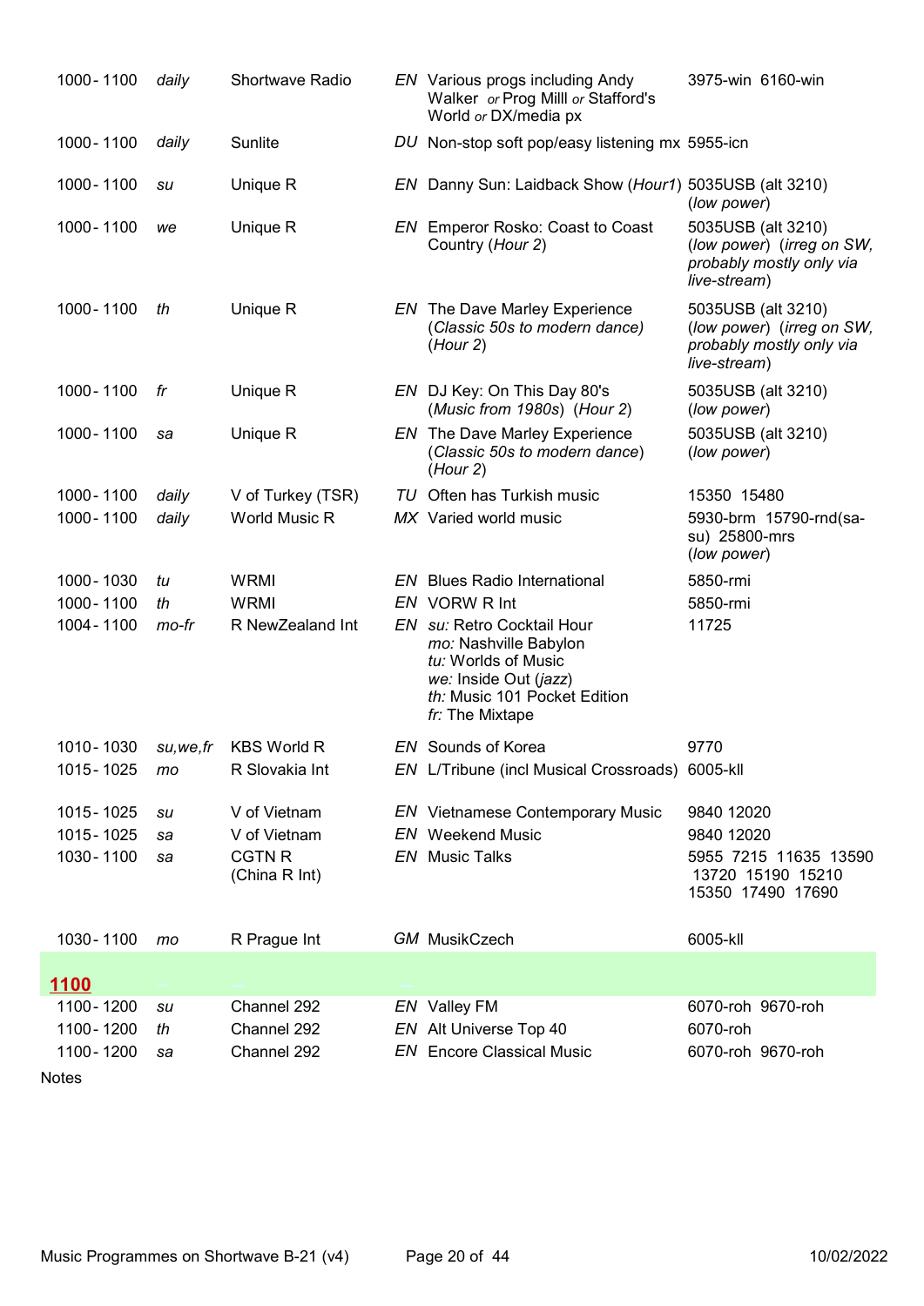| | | | | | |
|---|---|---|---|---|---|
| 1000 - 1100 | *daily* | Shortwave Radio | *EN* | Various progs including Andy Walker *or* Prog Milll *or* Stafford's World *or* DX/media px | 3975-win 6160-win |
| 1000 - 1100 | *daily* | Sunlite | *DU* | Non-stop soft pop/easy listening mx | 5955-icn |
| 1000 - 1100 | *su* | Unique R | *EN* | Danny Sun: Laidback Show (*Hour1*) | 5035USB (alt 3210) (*low power*) |
| 1000 - 1100 | *we* | Unique R | *EN* | Emperor Rosko: Coast to Coast Country (*Hour 2*) | 5035USB (alt 3210) (*low power*) (*irreg on SW, probably mostly only via live-stream*) |
| 1000 - 1100 | *th* | Unique R | *EN* | The Dave Marley Experience (*Classic 50s to modern dance)* (*Hour 2*) | 5035USB (alt 3210) (*low power*) (*irreg on SW, probably mostly only via live-stream*) |
| 1000 - 1100 | *fr* | Unique R | *EN* | DJ Key: On This Day 80's (*Music from 1980s*) (*Hour 2*) | 5035USB (alt 3210) (*low power*) |
| 1000 - 1100 | *sa* | Unique R | *EN* | The Dave Marley Experience (*Classic 50s to modern dance*) (*Hour 2*) | 5035USB (alt 3210) (*low power*) |
| 1000 - 1100 | *daily* | V of Turkey (TSR) | *TU* | Often has Turkish music | 15350 15480 |
| 1000 - 1100 | *daily* | World Music R | *MX* | Varied world music | 5930-brm 15790-rnd(sa-su) 25800-mrs (*low power*) |
| 1000 - 1030 | *tu* | WRMI | *EN* | Blues Radio International | 5850-rmi |
| 1000 - 1100 | *th* | WRMI | *EN* | VORW R Int | 5850-rmi |
| 1004 - 1100 | *mo-fr* | R NewZealand Int | *EN* | *su:* Retro Cocktail Hour<br>*mo:* Nashville Babylon<br>*tu:* Worlds of Music<br>*we:* Inside Out (*jazz*)<br>*th:* Music 101 Pocket Edition<br>*fr:* The Mixtape | 11725 |
| 1010 - 1030 | *su,we,fr* | KBS World R | *EN* | Sounds of Korea | 9770 |
| 1015 - 1025 | *mo* | R Slovakia Int | *EN* | L/Tribune (incl Musical Crossroads) | 6005-kll |
| 1015 - 1025 | *su* | V of Vietnam | *EN* | Vietnamese Contemporary Music | 9840 12020 |
| 1015 - 1025 | *sa* | V of Vietnam | *EN* | Weekend Music | 9840 12020 |
| 1030 - 1100 | *sa* | CGTN R (China R Int) | *EN* | Music Talks | 5955 7215 11635 13590 13720 15190 15210 15350 17490 17690 |
| 1030 - 1100 | *mo* | R Prague Int | *GM* | MusikCzech | 6005-kll |
| **1100** | | | | | |
| 1100 - 1200 | *su* | Channel 292 | *EN* | Valley FM | 6070-roh 9670-roh |
| 1100 - 1200 | *th* | Channel 292 | *EN* | Alt Universe Top 40 | 6070-roh |
| 1100 - 1200 | *sa* | Channel 292 | *EN* | Encore Classical Music | 6070-roh 9670-roh |

Notes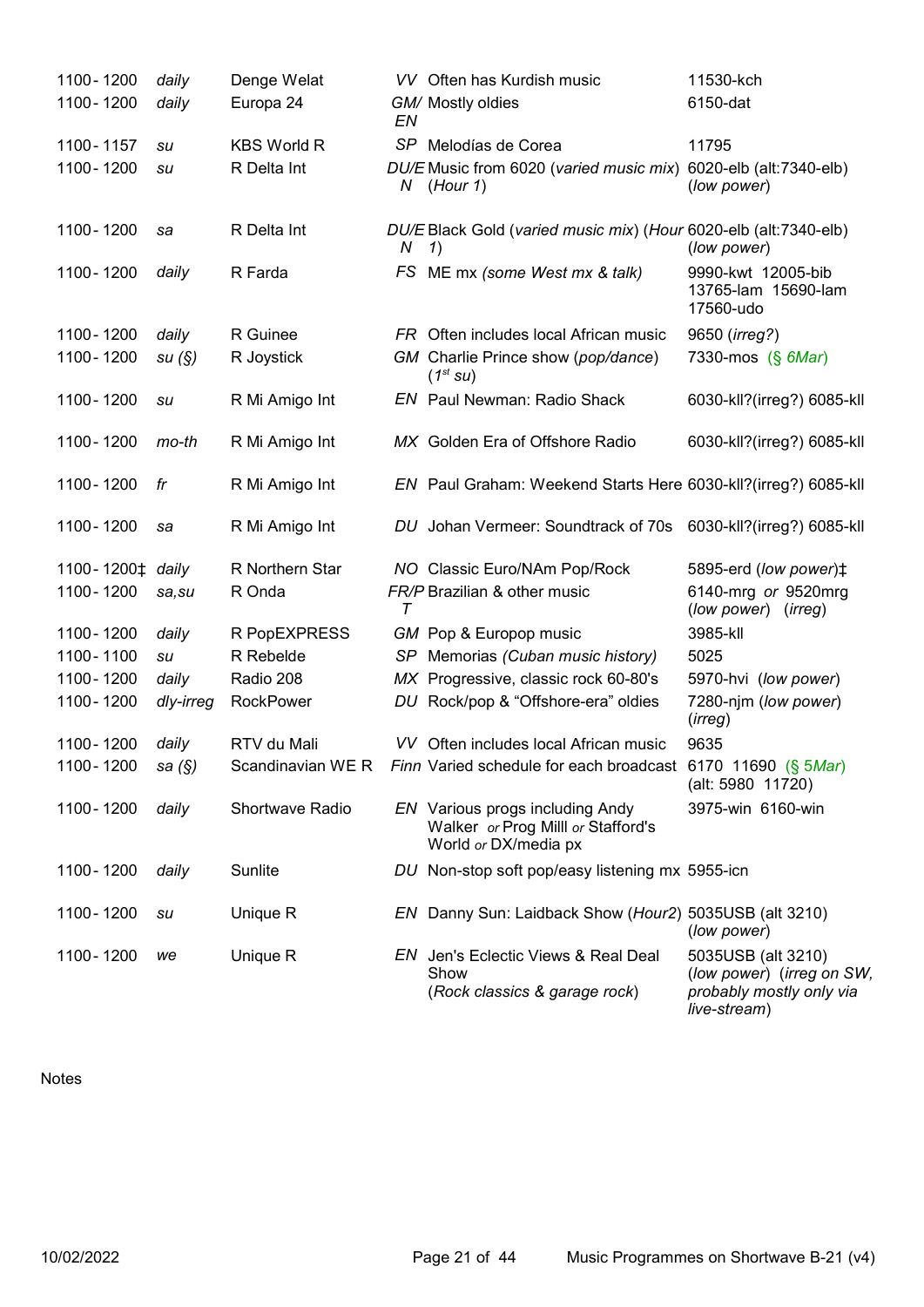| | | | | | |
|---|---|---|---|---|---|
| 1100 - 1200 | *daily* | Denge Welat | *VV* | Often has Kurdish music | 11530-kch |
| 1100 - 1200 | *daily* | Europa 24 | *GM/ EN* | Mostly oldies | 6150-dat |
| 1100 - 1157 | *su* | KBS World R | *SP* | Melodías de Corea | 11795 |
| 1100 - 1200 | *su* | R Delta Int | *DU/EN* | Music from 6020 (*varied music mix*) (*Hour 1*) | 6020-elb (alt:7340-elb) (*low power*) |
| 1100 - 1200 | *sa* | R Delta Int | *DU/EN* | Black Gold (*varied music mix*) (*Hour 1*) | 6020-elb (alt:7340-elb) (*low power*) |
| 1100 - 1200 | *daily* | R Farda | *FS* | ME mx *(some West mx & talk)* | 9990-kwt 12005-bib 13765-lam 15690-lam 17560-udo |
| 1100 - 1200 | *daily* | R Guinee | *FR* | Often includes local African music | 9650 (*irreg?*) |
| 1100 - 1200 | *su (§)* | R Joystick | *GM* | Charlie Prince show (*pop/dance*) (*1st su*) | 7330-mos (*§ 6Mar*) |
| 1100 - 1200 | *su* | R Mi Amigo Int | *EN* | Paul Newman: Radio Shack | 6030-kll?(irreg?) 6085-kll |
| 1100 - 1200 | *mo-th* | R Mi Amigo Int | *MX* | Golden Era of Offshore Radio | 6030-kll?(irreg?) 6085-kll |
| 1100 - 1200 | *fr* | R Mi Amigo Int | *EN* | Paul Graham: Weekend Starts Here | 6030-kll?(irreg?) 6085-kll |
| 1100 - 1200 | *sa* | R Mi Amigo Int | *DU* | Johan Vermeer: Soundtrack of 70s | 6030-kll?(irreg?) 6085-kll |
| 1100 - 1200‡ | *daily* | R Northern Star | *NO* | Classic Euro/NAm Pop/Rock | 5895-erd (*low power*)‡ |
| 1100 - 1200 | *sa,su* | R Onda | *FR/PT* | Brazilian & other music | 6140-mrg *or* 9520mrg (*low power*) (*irreg*) |
| 1100 - 1200 | *daily* | R PopEXPRESS | *GM* | Pop & Europop music | 3985-kll |
| 1100 - 1100 | *su* | R Rebelde | *SP* | Memorias *(Cuban music history)* | 5025 |
| 1100 - 1200 | *daily* | Radio 208 | *MX* | Progressive, classic rock 60-80's | 5970-hvi (*low power*) |
| 1100 - 1200 | *dly-irreg* | RockPower | *DU* | Rock/pop & "Offshore-era" oldies | 7280-njm (*low power*) (*irreg*) |
| 1100 - 1200 | *daily* | RTV du Mali | *VV* | Often includes local African music | 9635 |
| 1100 - 1200 | *sa (§)* | Scandinavian WE R | *Finn* | Varied schedule for each broadcast | 6170 11690 (*§ 5Mar*) (alt: 5980 11720) |
| 1100 - 1200 | *daily* | Shortwave Radio | *EN* | Various progs including Andy Walker *or* Prog Milll *or* Stafford's World *or* DX/media px | 3975-win 6160-win |
| 1100 - 1200 | *daily* | Sunlite | *DU* | Non-stop soft pop/easy listening mx | 5955-icn |
| 1100 - 1200 | *su* | Unique R | *EN* | Danny Sun: Laidback Show (*Hour2*) | 5035USB (alt 3210) (*low power*) |
| 1100 - 1200 | *we* | Unique R | *EN* | Jen's Eclectic Views & Real Deal Show (*Rock classics & garage rock*) | 5035USB (alt 3210) (*low power*) (*irreg on SW, probably mostly only via live-stream*) |

Notes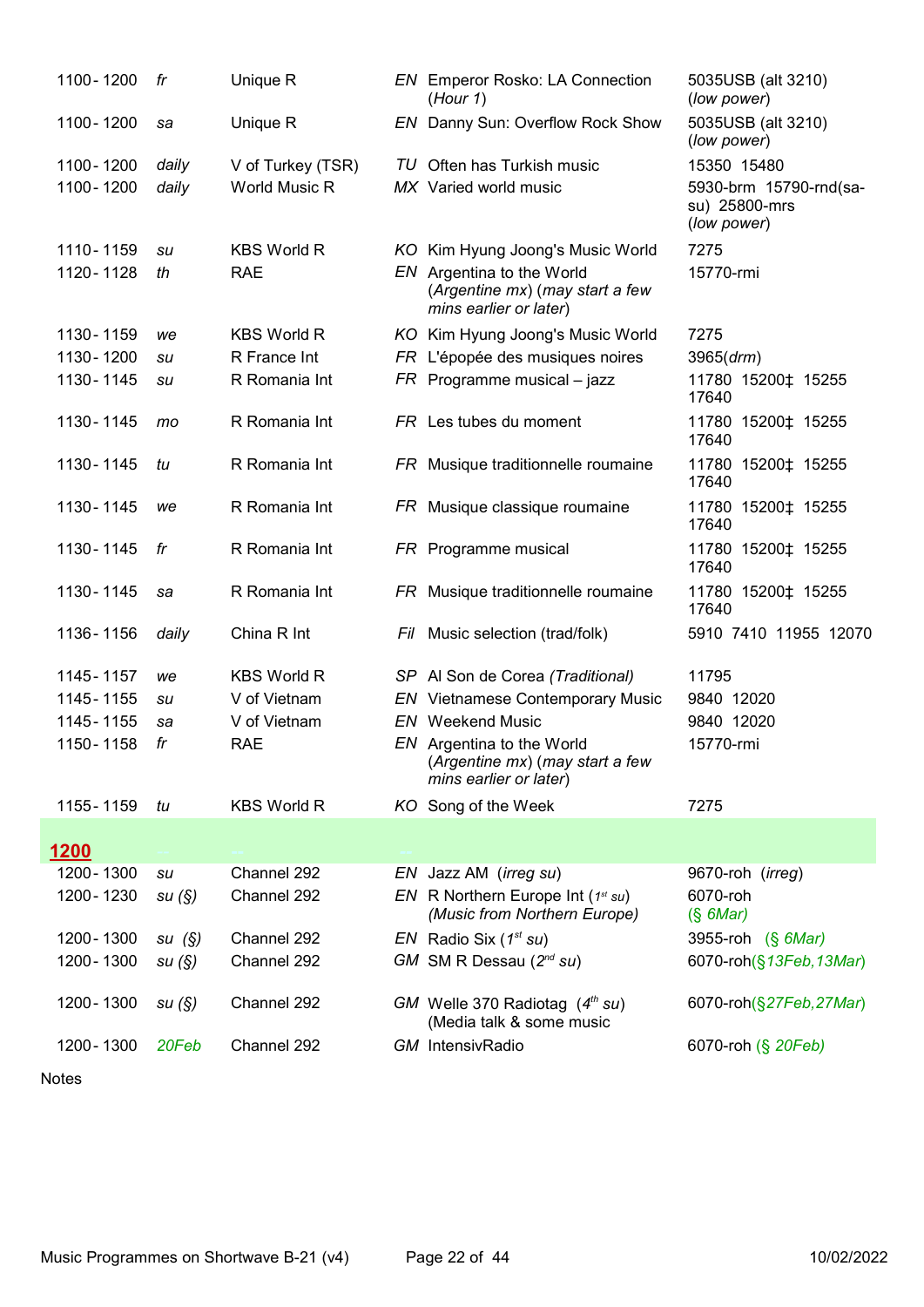| | | | | | |
|---|---|---|---|---|---|
| 1100 - 1200 | *fr* | Unique R | *EN* | Emperor Rosko: LA Connection (*Hour 1*) | 5035USB (alt 3210) (*low power*) |
| 1100 - 1200 | *sa* | Unique R | *EN* | Danny Sun: Overflow Rock Show | 5035USB (alt 3210) (*low power*) |
| 1100 - 1200 | *daily* | V of Turkey (TSR) | *TU* | Often has Turkish music | 15350 15480 |
| 1100 - 1200 | *daily* | World Music R | *MX* | Varied world music | 5930-brm 15790-rnd(sa-su) 25800-mrs (*low power*) |
| 1110 - 1159 | *su* | KBS World R | *KO* | Kim Hyung Joong's Music World | 7275 |
| 1120 - 1128 | *th* | RAE | *EN* | Argentina to the World (*Argentine mx*) (*may start a few mins earlier or later*) | 15770-rmi |
| 1130 - 1159 | *we* | KBS World R | *KO* | Kim Hyung Joong's Music World | 7275 |
| 1130 - 1200 | *su* | R France Int | *FR* | L'épopée des musiques noires | 3965(*drm*) |
| 1130 - 1145 | *su* | R Romania Int | *FR* | Programme musical – jazz | 11780 15200‡ 15255 17640 |
| 1130 - 1145 | *mo* | R Romania Int | *FR* | Les tubes du moment | 11780 15200‡ 15255 17640 |
| 1130 - 1145 | *tu* | R Romania Int | *FR* | Musique traditionnelle roumaine | 11780 15200‡ 15255 17640 |
| 1130 - 1145 | *we* | R Romania Int | *FR* | Musique classique roumaine | 11780 15200‡ 15255 17640 |
| 1130 - 1145 | *fr* | R Romania Int | *FR* | Programme musical | 11780 15200‡ 15255 17640 |
| 1130 - 1145 | *sa* | R Romania Int | *FR* | Musique traditionnelle roumaine | 11780 15200‡ 15255 17640 |
| 1136 - 1156 | *daily* | China R Int | *Fil* | Music selection (trad/folk) | 5910 7410 11955 12070 |
| 1145 - 1157 | *we* | KBS World R | *SP* | Al Son de Corea (*Traditional*) | 11795 |
| 1145 - 1155 | *su* | V of Vietnam | *EN* | Vietnamese Contemporary Music | 9840 12020 |
| 1145 - 1155 | *sa* | V of Vietnam | *EN* | Weekend Music | 9840 12020 |
| 1150 - 1158 | *fr* | RAE | *EN* | Argentina to the World (*Argentine mx*) (*may start a few mins earlier or later*) | 15770-rmi |
| 1155 - 1159 | *tu* | KBS World R | *KO* | Song of the Week | 7275 |
| **1200** | | | | | |
| 1200 - 1300 | *su* | Channel 292 | *EN* | Jazz AM (*irreg su*) | 9670-roh (*irreg*) |
| 1200 - 1230 | *su (§)* | Channel 292 | *EN* | R Northern Europe Int (*1st su*) (*Music from Northern Europe*) | 6070-roh (*§ 6Mar*) |
| 1200 - 1300 | *su (§)* | Channel 292 | *EN* | Radio Six (*1st su*) | 3955-roh (*§ 6Mar*) |
| 1200 - 1300 | *su (§)* | Channel 292 | *GM* | SM R Dessau (*2nd su*) | 6070-roh(*§13Feb,13Mar*) |
| 1200 - 1300 | *su (§)* | Channel 292 | *GM* | Welle 370 Radiotag (*4th su*) (Media talk & some music | 6070-roh(*§27Feb,27Mar*) |
| 1200 - 1300 | *20Feb* | Channel 292 | *GM* | IntensivRadio | 6070-roh (*§ 20Feb*) |

Notes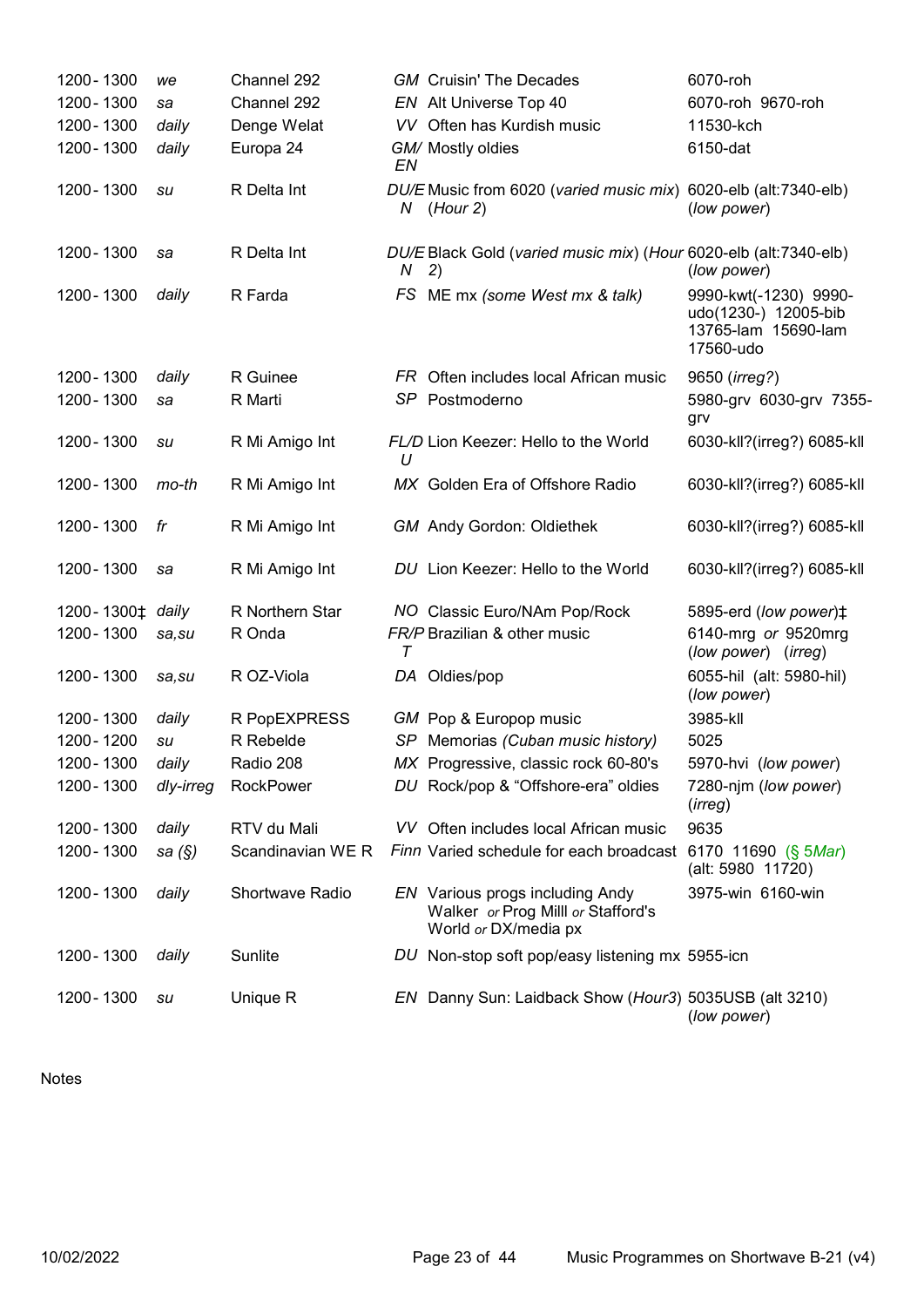| | | | | | |
|---|---|---|---|---|---|
| 1200 - 1300 | *we* | Channel 292 | *GM* | Cruisin' The Decades | 6070-roh |
| 1200 - 1300 | *sa* | Channel 292 | *EN* | Alt Universe Top 40 | 6070-roh 9670-roh |
| 1200 - 1300 | *daily* | Denge Welat | *VV* | Often has Kurdish music | 11530-kch |
| 1200 - 1300 | *daily* | Europa 24 | *GM/EN* | Mostly oldies | 6150-dat |
| 1200 - 1300 | *su* | R Delta Int | *DU/EN* | Music from 6020 (*varied music mix*) (*Hour 2*) | 6020-elb (alt:7340-elb) (*low power*) |
| 1200 - 1300 | *sa* | R Delta Int | *DU/EN* | Black Gold (*varied music mix*) (*Hour 2*) | 6020-elb (alt:7340-elb) (*low power*) |
| 1200 - 1300 | *daily* | R Farda | *FS* | ME mx *(some West mx & talk)* | 9990-kwt(-1230) 9990-udo(1230-) 12005-bib 13765-lam 15690-lam 17560-udo |
| 1200 - 1300 | *daily* | R Guinee | *FR* | Often includes local African music | 9650 (*irreg?*) |
| 1200 - 1300 | *sa* | R Marti | *SP* | Postmoderno | 5980-grv 6030-grv 7355-grv |
| 1200 - 1300 | *su* | R Mi Amigo Int | *FL/DU* | Lion Keezer: Hello to the World | 6030-kll?(irreg?) 6085-kll |
| 1200 - 1300 | *mo-th* | R Mi Amigo Int | *MX* | Golden Era of Offshore Radio | 6030-kll?(irreg?) 6085-kll |
| 1200 - 1300 | *fr* | R Mi Amigo Int | *GM* | Andy Gordon: Oldiethek | 6030-kll?(irreg?) 6085-kll |
| 1200 - 1300 | *sa* | R Mi Amigo Int | *DU* | Lion Keezer: Hello to the World | 6030-kll?(irreg?) 6085-kll |
| 1200 - 1300‡ | *daily* | R Northern Star | *NO* | Classic Euro/NAm Pop/Rock | 5895-erd (*low power*)‡ |
| 1200 - 1300 | *sa,su* | R Onda | *FR/PT* | Brazilian & other music | 6140-mrg *or* 9520mrg (*low power*) (*irreg*) |
| 1200 - 1300 | *sa,su* | R OZ-Viola | *DA* | Oldies/pop | 6055-hil (alt: 5980-hil) (*low power*) |
| 1200 - 1300 | *daily* | R PopEXPRESS | *GM* | Pop & Europop music | 3985-kll |
| 1200 - 1200 | *su* | R Rebelde | *SP* | Memorias *(Cuban music history)* | 5025 |
| 1200 - 1300 | *daily* | Radio 208 | *MX* | Progressive, classic rock 60-80's | 5970-hvi (*low power*) |
| 1200 - 1300 | *dly-irreg* | RockPower | *DU* | Rock/pop & "Offshore-era" oldies | 7280-njm (*low power*) (*irreg*) |
| 1200 - 1300 | *daily* | RTV du Mali | *VV* | Often includes local African music | 9635 |
| 1200 - 1300 | *sa (§)* | Scandinavian WE R | *Finn* | Varied schedule for each broadcast | 6170 11690 (§ 5*Mar*) (alt: 5980 11720) |
| 1200 - 1300 | *daily* | Shortwave Radio | *EN* | Various progs including Andy Walker *or* Prog Milll *or* Stafford's World *or* DX/media px | 3975-win 6160-win |
| 1200 - 1300 | *daily* | Sunlite | *DU* | Non-stop soft pop/easy listening mx | 5955-icn |
| 1200 - 1300 | *su* | Unique R | *EN* | Danny Sun: Laidback Show (*Hour3*) | 5035USB (alt 3210) (*low power*) |

Notes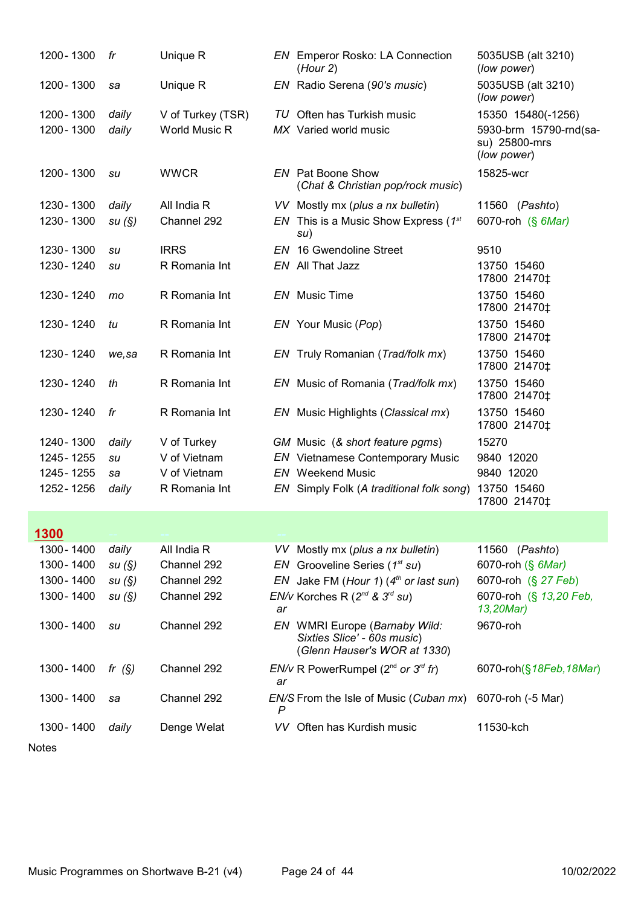| | | | | | |
|---|---|---|---|---|---|
| 1200 - 1300 | *fr* | Unique R | *EN* | Emperor Rosko: LA Connection (*Hour 2*) | 5035USB (alt 3210) (*low power*) |
| 1200 - 1300 | *sa* | Unique R | *EN* | Radio Serena (*90's music*) | 5035USB (alt 3210) (*low power*) |
| 1200 - 1300 | *daily* | V of Turkey (TSR) | *TU* | Often has Turkish music | 15350 15480(-1256) |
| 1200 - 1300 | *daily* | World Music R | *MX* | Varied world music | 5930-brm 15790-rnd(sa-su) 25800-mrs (*low power*) |
| 1200 - 1300 | *su* | WWCR | *EN* | Pat Boone Show (*Chat & Christian pop/rock music*) | 15825-wcr |
| 1230 - 1300 | *daily* | All India R | *VV* | Mostly mx (*plus a nx bulletin*) | 11560 (*Pashto*) |
| 1230 - 1300 | *su (§)* | Channel 292 | *EN* | This is a Music Show Express (*1st su*) | 6070-roh (*§ 6Mar)* |
| 1230 - 1300 | *su* | IRRS | *EN* | 16 Gwendoline Street | 9510 |
| 1230 - 1240 | *su* | R Romania Int | *EN* | All That Jazz | 13750 15460 17800 21470‡ |
| 1230 - 1240 | *mo* | R Romania Int | *EN* | Music Time | 13750 15460 17800 21470‡ |
| 1230 - 1240 | *tu* | R Romania Int | *EN* | Your Music (*Pop*) | 13750 15460 17800 21470‡ |
| 1230 - 1240 | *we,sa* | R Romania Int | *EN* | Truly Romanian (*Trad/folk mx*) | 13750 15460 17800 21470‡ |
| 1230 - 1240 | *th* | R Romania Int | *EN* | Music of Romania (*Trad/folk mx*) | 13750 15460 17800 21470‡ |
| 1230 - 1240 | *fr* | R Romania Int | *EN* | Music Highlights (*Classical mx*) | 13750 15460 17800 21470‡ |
| 1240 - 1300 | *daily* | V of Turkey | *GM* | Music (*& short feature pgms*) | 15270 |
| 1245 - 1255 | *su* | V of Vietnam | *EN* | Vietnamese Contemporary Music | 9840 12020 |
| 1245 - 1255 | *sa* | V of Vietnam | *EN* | Weekend Music | 9840 12020 |
| 1252 - 1256 | *daily* | R Romania Int | *EN* | Simply Folk (*A traditional folk song*) | 13750 15460 17800 21470‡ |

## 1300

| | | | | | |
|---|---|---|---|---|---|
| 1300 - 1400 | *daily* | All India R | *VV* | Mostly mx (*plus a nx bulletin*) | 11560 (*Pashto*) |
| 1300 - 1400 | *su (§)* | Channel 292 | *EN* | Grooveline Series (*1st su*) | 6070-roh (*§ 6Mar)* |
| 1300 - 1400 | *su (§)* | Channel 292 | *EN* | Jake FM (*Hour 1*) (*4th or last sun*) | 6070-roh (*§ 27 Feb*) |
| 1300 - 1400 | *su (§)* | Channel 292 | *EN/var* | Korches R (*2nd & 3rd su*) | 6070-roh (*§ 13,20 Feb, 13,20Mar)* |
| 1300 - 1400 | *su* | Channel 292 | *EN* | WMRI Europe (*Barnaby Wild: Sixties Slice' - 60s music*) (*Glenn Hauser's WOR at 1330*) | 9670-roh |
| 1300 - 1400 | *fr (§)* | Channel 292 | *EN/var* | R PowerRumpel (2nd *or 3rd fr*) | 6070-roh(*§18Feb,18Mar*) |
| 1300 - 1400 | *sa* | Channel 292 | *EN/SP* | From the Isle of Music (*Cuban mx*) | 6070-roh (-5 Mar) |
| 1300 - 1400 | *daily* | Denge Welat | *VV* | Often has Kurdish music | 11530-kch |

Notes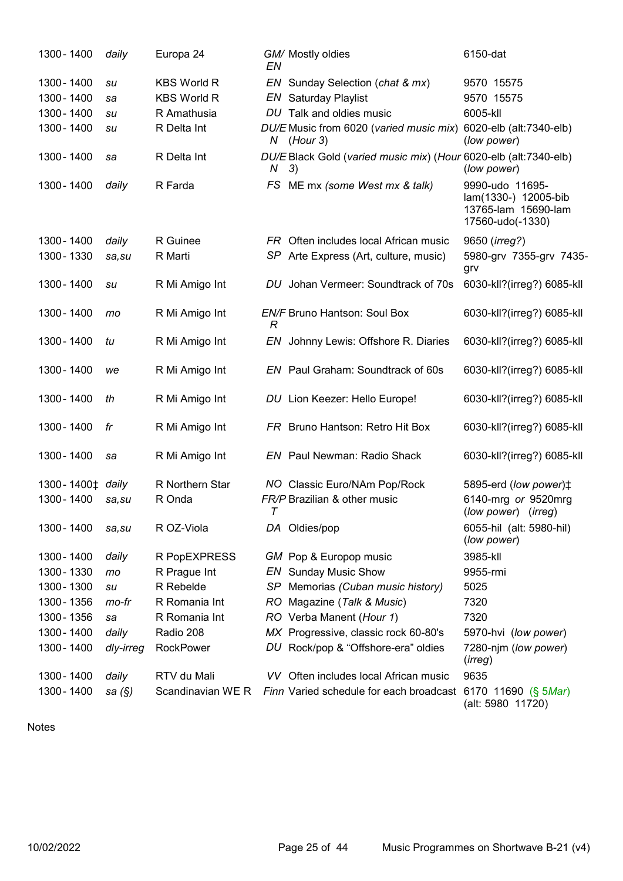| | | | | | |
|---|---|---|---|---|---|
| 1300 - 1400 | *daily* | Europa 24 | *GM/EN* | Mostly oldies | 6150-dat |
| 1300 - 1400 | *su* | KBS World R | *EN* | Sunday Selection (*chat & mx*) | 9570 15575 |
| 1300 - 1400 | *sa* | KBS World R | *EN* | Saturday Playlist | 9570 15575 |
| 1300 - 1400 | *su* | R Amathusia | *DU* | Talk and oldies music | 6005-kll |
| 1300 - 1400 | *su* | R Delta Int | *DU/EN* | Music from 6020 (*varied music mix*) (*Hour 3*) | 6020-elb (alt:7340-elb) (*low power*) |
| 1300 - 1400 | *sa* | R Delta Int | *DU/EN* | Black Gold (*varied music mix*) (*Hour 3*) | 6020-elb (alt:7340-elb) (*low power*) |
| 1300 - 1400 | *daily* | R Farda | *FS* | ME mx *(some West mx & talk)* | 9990-udo 11695-lam(1330-) 12005-bib 13765-lam 15690-lam 17560-udo(-1330) |
| 1300 - 1400 | *daily* | R Guinee | *FR* | Often includes local African music | 9650 (*irreg?*) |
| 1300 - 1330 | *sa,su* | R Marti | *SP* | Arte Express (Art, culture, music) | 5980-grv 7355-grv 7435-grv |
| 1300 - 1400 | *su* | R Mi Amigo Int | *DU* | Johan Vermeer: Soundtrack of 70s | 6030-kll?(irreg?) 6085-kll |
| 1300 - 1400 | *mo* | R Mi Amigo Int | *EN/FR* | Bruno Hantson: Soul Box | 6030-kll?(irreg?) 6085-kll |
| 1300 - 1400 | *tu* | R Mi Amigo Int | *EN* | Johnny Lewis: Offshore R. Diaries | 6030-kll?(irreg?) 6085-kll |
| 1300 - 1400 | *we* | R Mi Amigo Int | *EN* | Paul Graham: Soundtrack of 60s | 6030-kll?(irreg?) 6085-kll |
| 1300 - 1400 | *th* | R Mi Amigo Int | *DU* | Lion Keezer: Hello Europe! | 6030-kll?(irreg?) 6085-kll |
| 1300 - 1400 | *fr* | R Mi Amigo Int | *FR* | Bruno Hantson: Retro Hit Box | 6030-kll?(irreg?) 6085-kll |
| 1300 - 1400 | *sa* | R Mi Amigo Int | *EN* | Paul Newman: Radio Shack | 6030-kll?(irreg?) 6085-kll |
| 1300 - 1400‡ | *daily* | R Northern Star | *NO* | Classic Euro/NAm Pop/Rock | 5895-erd (*low power*)‡ |
| 1300 - 1400 | *sa,su* | R Onda | *FR/PT* | Brazilian & other music | 6140-mrg *or* 9520mrg (*low power*) (*irreg*) |
| 1300 - 1400 | *sa,su* | R OZ-Viola | *DA* | Oldies/pop | 6055-hil (alt: 5980-hil) (*low power*) |
| 1300 - 1400 | *daily* | R PopEXPRESS | *GM* | Pop & Europop music | 3985-kll |
| 1300 - 1330 | *mo* | R Prague Int | *EN* | Sunday Music Show | 9955-rmi |
| 1300 - 1300 | *su* | R Rebelde | *SP* | Memorias *(Cuban music history)* | 5025 |
| 1300 - 1356 | *mo-fr* | R Romania Int | *RO* | Magazine (*Talk & Music*) | 7320 |
| 1300 - 1356 | *sa* | R Romania Int | *RO* | Verba Manent (*Hour 1*) | 7320 |
| 1300 - 1400 | *daily* | Radio 208 | *MX* | Progressive, classic rock 60-80's | 5970-hvi (*low power*) |
| 1300 - 1400 | *dly-irreg* | RockPower | *DU* | Rock/pop & "Offshore-era" oldies | 7280-njm (*low power*) (*irreg*) |
| 1300 - 1400 | *daily* | RTV du Mali | *VV* | Often includes local African music | 9635 |
| 1300 - 1400 | *sa (§)* | Scandinavian WE R | *Finn* | Varied schedule for each broadcast | 6170 11690 (§ 5*Mar*) (alt: 5980 11720) |

Notes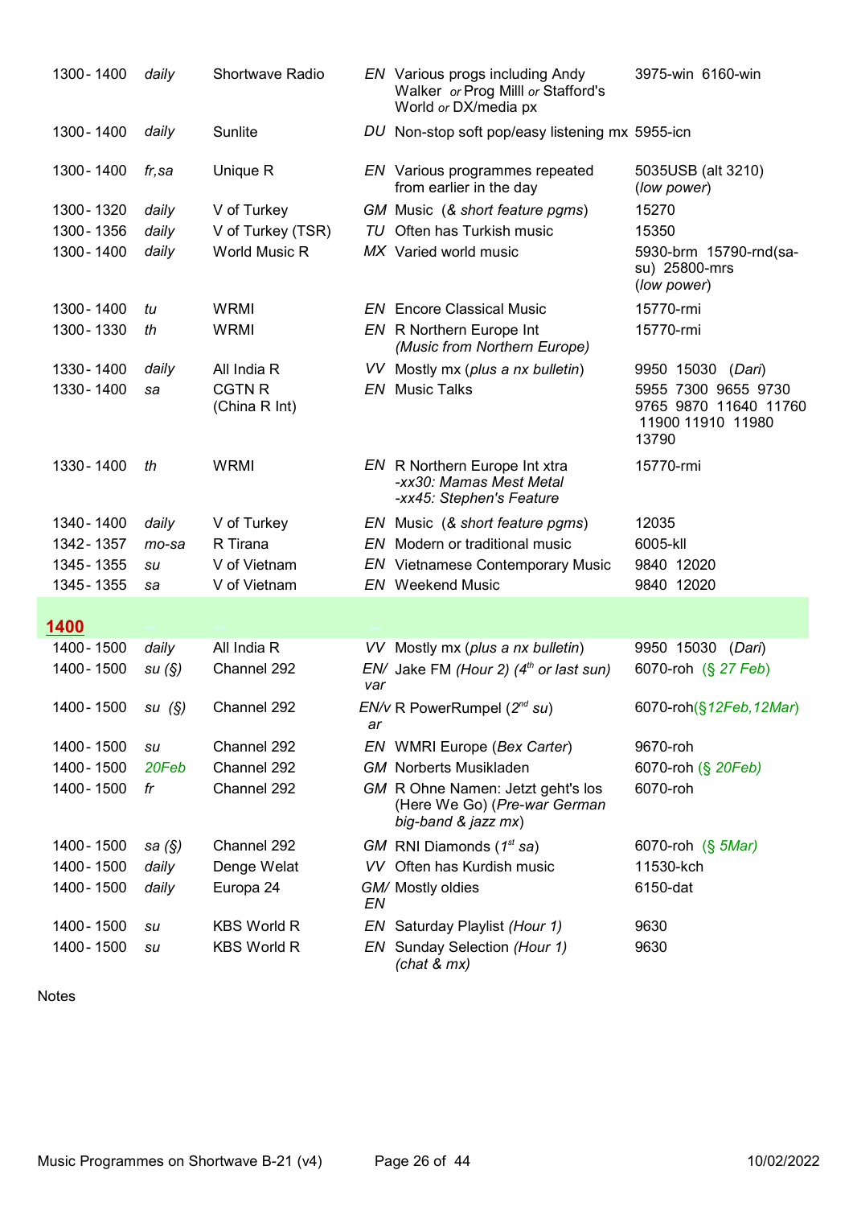| Time | Days | Station | Lang | Programme | Frequencies |
|---|---|---|---|---|---|
| 1300 - 1400 | daily | Shortwave Radio | EN | Various progs including Andy Walker *or* Prog Milll *or* Stafford's World *or* DX/media px | 3975-win 6160-win |
| 1300 - 1400 | daily | Sunlite | DU | Non-stop soft pop/easy listening mx | 5955-icn |
| 1300 - 1400 | fr,sa | Unique R | EN | Various programmes repeated from earlier in the day | 5035USB (alt 3210) (*low power*) |
| 1300 - 1320 | daily | V of Turkey | GM | Music (*& short feature pgms*) | 15270 |
| 1300 - 1356 | daily | V of Turkey (TSR) | TU | Often has Turkish music | 15350 |
| 1300 - 1400 | daily | World Music R | MX | Varied world music | 5930-brm 15790-rnd(sa-su) 25800-mrs (*low power*) |
| 1300 - 1400 | tu | WRMI | EN | Encore Classical Music | 15770-rmi |
| 1300 - 1330 | th | WRMI | EN | R Northern Europe Int *(Music from Northern Europe)* | 15770-rmi |
| 1330 - 1400 | daily | All India R | VV | Mostly mx (*plus a nx bulletin*) | 9950 15030 (*Dari*) |
| 1330 - 1400 | sa | CGTN R (China R Int) | EN | Music Talks | 5955 7300 9655 9730 9765 9870 11640 11760 11900 11910 11980 13790 |
| 1330 - 1400 | th | WRMI | EN | R Northern Europe Int xtra *-xx30: Mamas Mest Metal* *-xx45: Stephen's Feature* | 15770-rmi |
| 1340 - 1400 | daily | V of Turkey | EN | Music (*& short feature pgms*) | 12035 |
| 1342 - 1357 | mo-sa | R Tirana | EN | Modern or traditional music | 6005-kll |
| 1345 - 1355 | su | V of Vietnam | EN | Vietnamese Contemporary Music | 9840 12020 |
| 1345 - 1355 | sa | V of Vietnam | EN | Weekend Music | 9840 12020 |
| **1400** | | | | | |
| 1400 - 1500 | daily | All India R | VV | Mostly mx (*plus a nx bulletin*) | 9950 15030 (*Dari*) |
| 1400 - 1500 | su (§) | Channel 292 | EN/var | Jake FM *(Hour 2) (4th or last sun)* | 6070-roh (§ 27 Feb) |
| 1400 - 1500 | su (§) | Channel 292 | EN/var | R PowerRumpel (*2nd su*) | 6070-roh(§12Feb,12Mar) |
| 1400 - 1500 | su | Channel 292 | EN | WMRI Europe (*Bex Carter*) | 9670-roh |
| 1400 - 1500 | 20Feb | Channel 292 | GM | Norberts Musikladen | 6070-roh (§ 20Feb) |
| 1400 - 1500 | fr | Channel 292 | GM | R Ohne Namen: Jetzt geht's los (Here We Go) (*Pre-war German big-band & jazz mx*) | 6070-roh |
| 1400 - 1500 | sa (§) | Channel 292 | GM | RNI Diamonds (*1st sa*) | 6070-roh (§ 5Mar) |
| 1400 - 1500 | daily | Denge Welat | VV | Often has Kurdish music | 11530-kch |
| 1400 - 1500 | daily | Europa 24 | GM/EN | Mostly oldies | 6150-dat |
| 1400 - 1500 | su | KBS World R | EN | Saturday Playlist *(Hour 1)* | 9630 |
| 1400 - 1500 | su | KBS World R | EN | Sunday Selection *(Hour 1) (chat & mx)* | 9630 |

Notes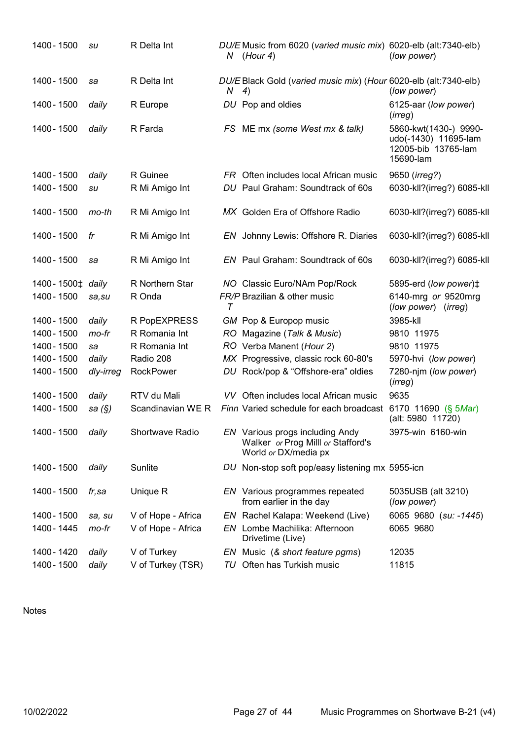| | | | | | |
|---|---|---|---|---|---|
| 1400 - 1500 | *su* | R Delta Int | *DU/EN* | Music from 6020 (*varied music mix*) (*Hour 4*) | 6020-elb (alt:7340-elb) (*low power*) |
| 1400 - 1500 | *sa* | R Delta Int | *DU/EN* | Black Gold (*varied music mix*) (*Hour 4*) | 6020-elb (alt:7340-elb) (*low power*) |
| 1400 - 1500 | *daily* | R Europe | *DU* | Pop and oldies | 6125-aar (*low power*) (*irreg*) |
| 1400 - 1500 | *daily* | R Farda | *FS* | ME mx *(some West mx & talk)* | 5860-kwt(1430-) 9990-udo(-1430) 11695-lam 12005-bib 13765-lam 15690-lam |
| 1400 - 1500 | *daily* | R Guinee | *FR* | Often includes local African music | 9650 (*irreg?*) |
| 1400 - 1500 | *su* | R Mi Amigo Int | *DU* | Paul Graham: Soundtrack of 60s | 6030-kll?(irreg?) 6085-kll |
| 1400 - 1500 | *mo-th* | R Mi Amigo Int | *MX* | Golden Era of Offshore Radio | 6030-kll?(irreg?) 6085-kll |
| 1400 - 1500 | *fr* | R Mi Amigo Int | *EN* | Johnny Lewis: Offshore R. Diaries | 6030-kll?(irreg?) 6085-kll |
| 1400 - 1500 | *sa* | R Mi Amigo Int | *EN* | Paul Graham: Soundtrack of 60s | 6030-kll?(irreg?) 6085-kll |
| 1400 - 1500‡ | *daily* | R Northern Star | *NO* | Classic Euro/NAm Pop/Rock | 5895-erd (*low power*)‡ |
| 1400 - 1500 | *sa,su* | R Onda | *FR/PT* | Brazilian & other music | 6140-mrg *or* 9520mrg (*low power*) (*irreg*) |
| 1400 - 1500 | *daily* | R PopEXPRESS | *GM* | Pop & Europop music | 3985-kll |
| 1400 - 1500 | *mo-fr* | R Romania Int | *RO* | Magazine (*Talk & Music*) | 9810 11975 |
| 1400 - 1500 | *sa* | R Romania Int | *RO* | Verba Manent (*Hour 2*) | 9810 11975 |
| 1400 - 1500 | *daily* | Radio 208 | *MX* | Progressive, classic rock 60-80's | 5970-hvi (*low power*) |
| 1400 - 1500 | *dly-irreg* | RockPower | *DU* | Rock/pop & “Offshore-era” oldies | 7280-njm (*low power*) (*irreg*) |
| 1400 - 1500 | *daily* | RTV du Mali | *VV* | Often includes local African music | 9635 |
| 1400 - 1500 | *sa (§)* | Scandinavian WE R | *Finn* | Varied schedule for each broadcast | 6170 11690 (§ 5*Mar*) (alt: 5980 11720) |
| 1400 - 1500 | *daily* | Shortwave Radio | *EN* | Various progs including Andy Walker *or* Prog Milll *or* Stafford's World *or* DX/media px | 3975-win 6160-win |
| 1400 - 1500 | *daily* | Sunlite | *DU* | Non-stop soft pop/easy listening mx | 5955-icn |
| 1400 - 1500 | *fr,sa* | Unique R | *EN* | Various programmes repeated from earlier in the day | 5035USB (alt 3210) (*low power*) |
| 1400 - 1500 | *sa, su* | V of Hope - Africa | *EN* | Rachel Kalapa: Weekend (Live) | 6065 9680 (*su: -1445*) |
| 1400 - 1445 | *mo-fr* | V of Hope - Africa | *EN* | Lombe Machilika: Afternoon Drivetime (Live) | 6065 9680 |
| 1400 - 1420 | *daily* | V of Turkey | *EN* | Music (*& short feature pgms*) | 12035 |
| 1400 - 1500 | *daily* | V of Turkey (TSR) | *TU* | Often has Turkish music | 11815 |

Notes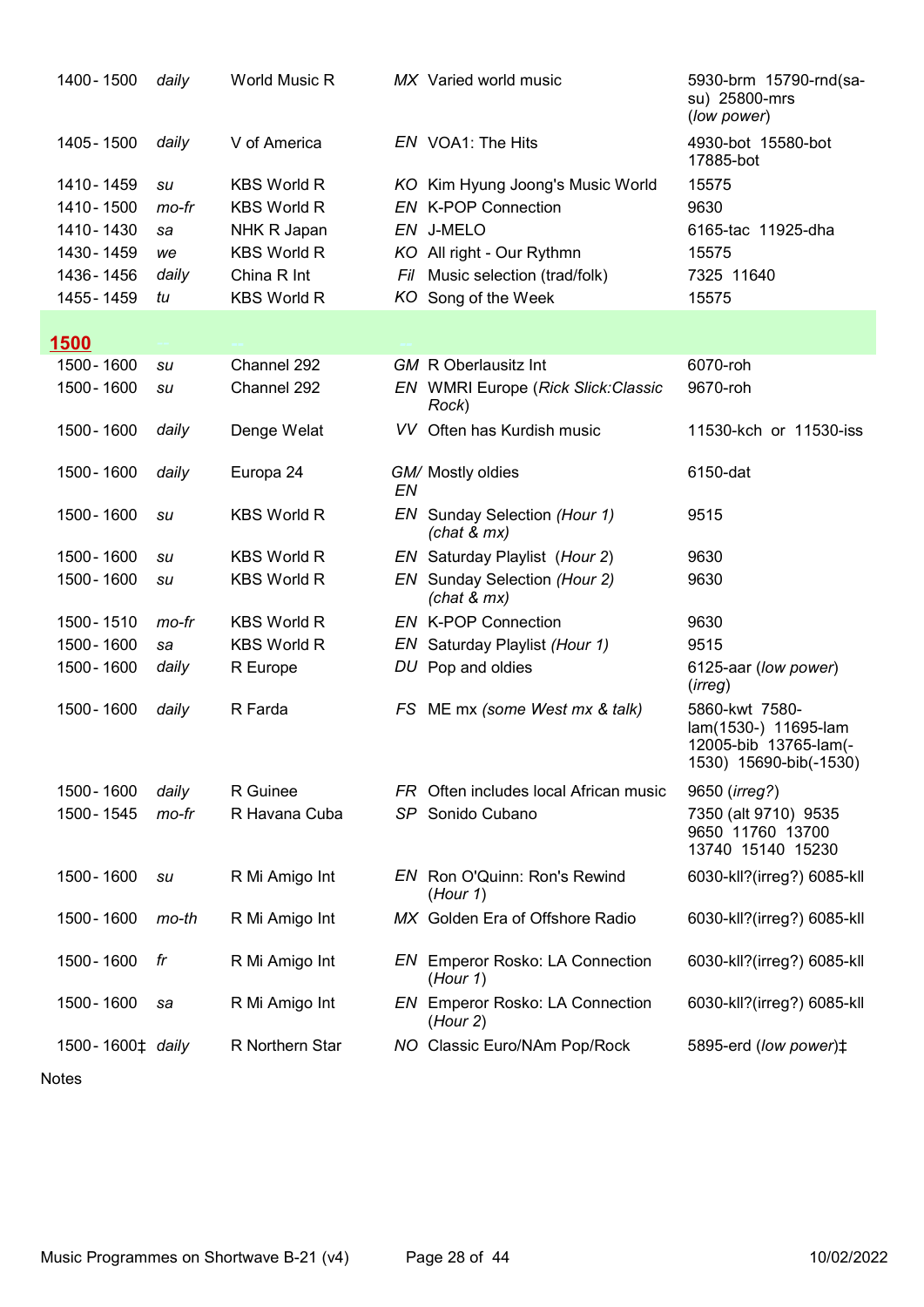| | | | | | |
|---|---|---|---|---|---|
| 1400 - 1500 | *daily* | World Music R | *MX* | Varied world music | 5930-brm 15790-rnd(sa-su) 25800-mrs (*low power*) |
| 1405 - 1500 | *daily* | V of America | *EN* | VOA1: The Hits | 4930-bot 15580-bot 17885-bot |
| 1410 - 1459 | *su* | KBS World R | *KO* | Kim Hyung Joong's Music World | 15575 |
| 1410 - 1500 | *mo-fr* | KBS World R | *EN* | K-POP Connection | 9630 |
| 1410 - 1430 | *sa* | NHK R Japan | *EN* | J-MELO | 6165-tac 11925-dha |
| 1430 - 1459 | *we* | KBS World R | *KO* | All right - Our Rythmn | 15575 |
| 1436 - 1456 | *daily* | China R Int | *Fil* | Music selection (trad/folk) | 7325 11640 |
| 1455 - 1459 | *tu* | KBS World R | *KO* | Song of the Week | 15575 |
| **1500** | | | | | |
| 1500 - 1600 | *su* | Channel 292 | *GM* | R Oberlausitz Int | 6070-roh |
| 1500 - 1600 | *su* | Channel 292 | *EN* | WMRI Europe (*Rick Slick:Classic Rock*) | 9670-roh |
| 1500 - 1600 | *daily* | Denge Welat | *VV* | Often has Kurdish music | 11530-kch or 11530-iss |
| 1500 - 1600 | *daily* | Europa 24 | *GM/ EN* | Mostly oldies | 6150-dat |
| 1500 - 1600 | *su* | KBS World R | *EN* | Sunday Selection *(Hour 1) (chat & mx)* | 9515 |
| 1500 - 1600 | *su* | KBS World R | *EN* | Saturday Playlist (*Hour 2*) | 9630 |
| 1500 - 1600 | *su* | KBS World R | *EN* | Sunday Selection *(Hour 2) (chat & mx)* | 9630 |
| 1500 - 1510 | *mo-fr* | KBS World R | *EN* | K-POP Connection | 9630 |
| 1500 - 1600 | *sa* | KBS World R | *EN* | Saturday Playlist *(Hour 1)* | 9515 |
| 1500 - 1600 | *daily* | R Europe | *DU* | Pop and oldies | 6125-aar (*low power*) (*irreg*) |
| 1500 - 1600 | *daily* | R Farda | *FS* | ME mx *(some West mx & talk)* | 5860-kwt 7580-lam(1530-) 11695-lam 12005-bib 13765-lam(-1530) 15690-bib(-1530) |
| 1500 - 1600 | *daily* | R Guinee | *FR* | Often includes local African music | 9650 (*irreg?*) |
| 1500 - 1545 | *mo-fr* | R Havana Cuba | *SP* | Sonido Cubano | 7350 (alt 9710) 9535 9650 11760 13700 13740 15140 15230 |
| 1500 - 1600 | *su* | R Mi Amigo Int | *EN* | Ron O'Quinn: Ron's Rewind (*Hour 1*) | 6030-kll?(irreg?) 6085-kll |
| 1500 - 1600 | *mo-th* | R Mi Amigo Int | *MX* | Golden Era of Offshore Radio | 6030-kll?(irreg?) 6085-kll |
| 1500 - 1600 | *fr* | R Mi Amigo Int | *EN* | Emperor Rosko: LA Connection (*Hour 1*) | 6030-kll?(irreg?) 6085-kll |
| 1500 - 1600 | *sa* | R Mi Amigo Int | *EN* | Emperor Rosko: LA Connection (*Hour 2*) | 6030-kll?(irreg?) 6085-kll |
| 1500 - 1600‡ | *daily* | R Northern Star | *NO* | Classic Euro/NAm Pop/Rock | 5895-erd (*low power*)‡ |

Notes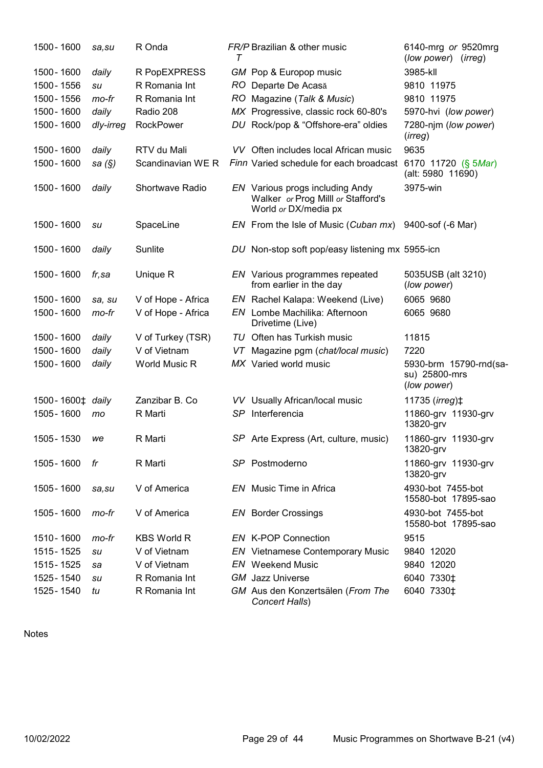| | | | | | |
|---|---|---|---|---|---|
| 1500 - 1600 | *sa,su* | R Onda | *FR/PT* | Brazilian & other music | 6140-mrg *or* 9520mrg (*low power*) (*irreg*) |
| 1500 - 1600 | *daily* | R PopEXPRESS | *GM* | Pop & Europop music | 3985-kll |
| 1500 - 1556 | *su* | R Romania Int | *RO* | Departe De Acasă | 9810 11975 |
| 1500 - 1556 | *mo-fr* | R Romania Int | *RO* | Magazine (*Talk & Music*) | 9810 11975 |
| 1500 - 1600 | *daily* | Radio 208 | *MX* | Progressive, classic rock 60-80's | 5970-hvi (*low power*) |
| 1500 - 1600 | *dly-irreg* | RockPower | *DU* | Rock/pop & "Offshore-era" oldies | 7280-njm (*low power*) (*irreg*) |
| 1500 - 1600 | *daily* | RTV du Mali | *VV* | Often includes local African music | 9635 |
| 1500 - 1600 | *sa (§)* | Scandinavian WE R | *Finn* | Varied schedule for each broadcast | 6170 11720 (§ 5*Mar*) (alt: 5980 11690) |
| 1500 - 1600 | *daily* | Shortwave Radio | *EN* | Various progs including Andy Walker *or* Prog Milll *or* Stafford's World *or* DX/media px | 3975-win |
| 1500 - 1600 | *su* | SpaceLine | *EN* | From the Isle of Music (*Cuban mx*) | 9400-sof (-6 Mar) |
| 1500 - 1600 | *daily* | Sunlite | *DU* | Non-stop soft pop/easy listening mx | 5955-icn |
| 1500 - 1600 | *fr,sa* | Unique R | *EN* | Various programmes repeated from earlier in the day | 5035USB (alt 3210) (*low power*) |
| 1500 - 1600 | *sa, su* | V of Hope - Africa | *EN* | Rachel Kalapa: Weekend (Live) | 6065 9680 |
| 1500 - 1600 | *mo-fr* | V of Hope - Africa | *EN* | Lombe Machilika: Afternoon Drivetime (Live) | 6065 9680 |
| 1500 - 1600 | *daily* | V of Turkey (TSR) | *TU* | Often has Turkish music | 11815 |
| 1500 - 1600 | *daily* | V of Vietnam | *VT* | Magazine pgm (*chat/local music*) | 7220 |
| 1500 - 1600 | *daily* | World Music R | *MX* | Varied world music | 5930-brm 15790-rnd(sa-su) 25800-mrs (*low power*) |
| 1500 - 1600‡ | *daily* | Zanzibar B. Co | *VV* | Usually African/local music | 11735 (*irreg*)‡ |
| 1505 - 1600 | *mo* | R Marti | *SP* | Interferencia | 11860-grv 11930-grv 13820-grv |
| 1505 - 1530 | *we* | R Marti | *SP* | Arte Express (Art, culture, music) | 11860-grv 11930-grv 13820-grv |
| 1505 - 1600 | *fr* | R Marti | *SP* | Postmoderno | 11860-grv 11930-grv 13820-grv |
| 1505 - 1600 | *sa,su* | V of America | *EN* | Music Time in Africa | 4930-bot 7455-bot 15580-bot 17895-sao |
| 1505 - 1600 | *mo-fr* | V of America | *EN* | Border Crossings | 4930-bot 7455-bot 15580-bot 17895-sao |
| 1510 - 1600 | *mo-fr* | KBS World R | *EN* | K-POP Connection | 9515 |
| 1515 - 1525 | *su* | V of Vietnam | *EN* | Vietnamese Contemporary Music | 9840 12020 |
| 1515 - 1525 | *sa* | V of Vietnam | *EN* | Weekend Music | 9840 12020 |
| 1525 - 1540 | *su* | R Romania Int | *GM* | Jazz Universe | 6040 7330‡ |
| 1525 - 1540 | *tu* | R Romania Int | *GM* | Aus den Konzertsälen (*From The Concert Halls*) | 6040 7330‡ |

Notes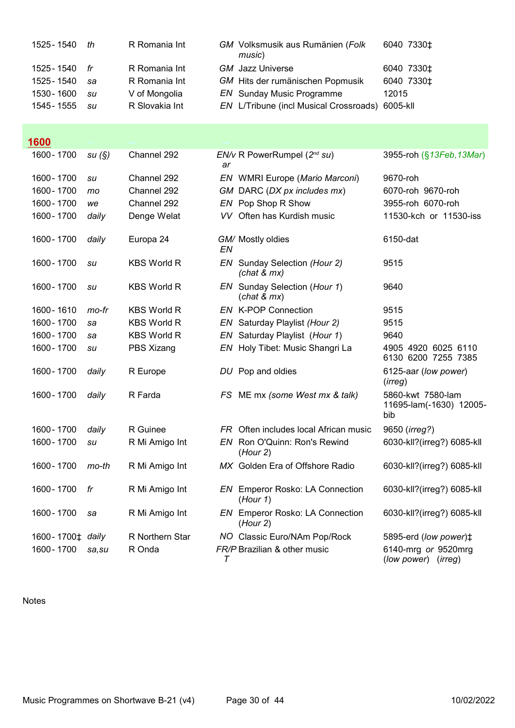| | | | | | |
|---|---|---|---|---|---|
| 1525 - 1540 | *th* | R Romania Int | *GM* | Volksmusik aus Rumänien (*Folk music*) | 6040 7330‡ |
| 1525 - 1540 | *fr* | R Romania Int | *GM* | Jazz Universe | 6040 7330‡ |
| 1525 - 1540 | *sa* | R Romania Int | *GM* | Hits der rumänischen Popmusik | 6040 7330‡ |
| 1530 - 1600 | *su* | V of Mongolia | *EN* | Sunday Music Programme | 12015 |
| 1545 - 1555 | *su* | R Slovakia Int | *EN* | L/Tribune (incl Musical Crossroads) | 6005-kll |

## 1600

| | | | | | |
|---|---|---|---|---|---|
| 1600 - 1700 | *su (§)* | Channel 292 | *EN/var* | R PowerRumpel (*2nd su*) | 3955-roh (*§13Feb,13Mar*) |
| 1600 - 1700 | *su* | Channel 292 | *EN* | WMRI Europe (*Mario Marconi*) | 9670-roh |
| 1600 - 1700 | *mo* | Channel 292 | *GM* | DARC (*DX px includes mx*) | 6070-roh 9670-roh |
| 1600 - 1700 | *we* | Channel 292 | *EN* | Pop Shop R Show | 3955-roh 6070-roh |
| 1600 - 1700 | *daily* | Denge Welat | *VV* | Often has Kurdish music | 11530-kch or 11530-iss |
| 1600 - 1700 | *daily* | Europa 24 | *GM/EN* | Mostly oldies | 6150-dat |
| 1600 - 1700 | *su* | KBS World R | *EN* | Sunday Selection *(Hour 2) (chat & mx)* | 9515 |
| 1600 - 1700 | *su* | KBS World R | *EN* | Sunday Selection (*Hour 1*) (*chat & mx*) | 9640 |
| 1600 - 1610 | *mo-fr* | KBS World R | *EN* | K-POP Connection | 9515 |
| 1600 - 1700 | *sa* | KBS World R | *EN* | Saturday Playlist *(Hour 2)* | 9515 |
| 1600 - 1700 | *sa* | KBS World R | *EN* | Saturday Playlist (*Hour 1*) | 9640 |
| 1600 - 1700 | *su* | PBS Xizang | *EN* | Holy Tibet: Music Shangri La | 4905 4920 6025 6110 6130 6200 7255 7385 |
| 1600 - 1700 | *daily* | R Europe | *DU* | Pop and oldies | 6125-aar (*low power*) (*irreg*) |
| 1600 - 1700 | *daily* | R Farda | *FS* | ME mx *(some West mx & talk)* | 5860-kwt 7580-lam 11695-lam(-1630) 12005-bib |
| 1600 - 1700 | *daily* | R Guinee | *FR* | Often includes local African music | 9650 (*irreg?*) |
| 1600 - 1700 | *su* | R Mi Amigo Int | *EN* | Ron O'Quinn: Ron's Rewind (*Hour 2*) | 6030-kll?(irreg?) 6085-kll |
| 1600 - 1700 | *mo-th* | R Mi Amigo Int | *MX* | Golden Era of Offshore Radio | 6030-kll?(irreg?) 6085-kll |
| 1600 - 1700 | *fr* | R Mi Amigo Int | *EN* | Emperor Rosko: LA Connection (*Hour 1*) | 6030-kll?(irreg?) 6085-kll |
| 1600 - 1700 | *sa* | R Mi Amigo Int | *EN* | Emperor Rosko: LA Connection (*Hour 2*) | 6030-kll?(irreg?) 6085-kll |
| 1600 - 1700‡ | *daily* | R Northern Star | *NO* | Classic Euro/NAm Pop/Rock | 5895-erd (*low power*)‡ |
| 1600 - 1700 | *sa,su* | R Onda | *FR/PT* | Brazilian & other music | 6140-mrg *or* 9520mrg (*low power*) (*irreg*) |

Notes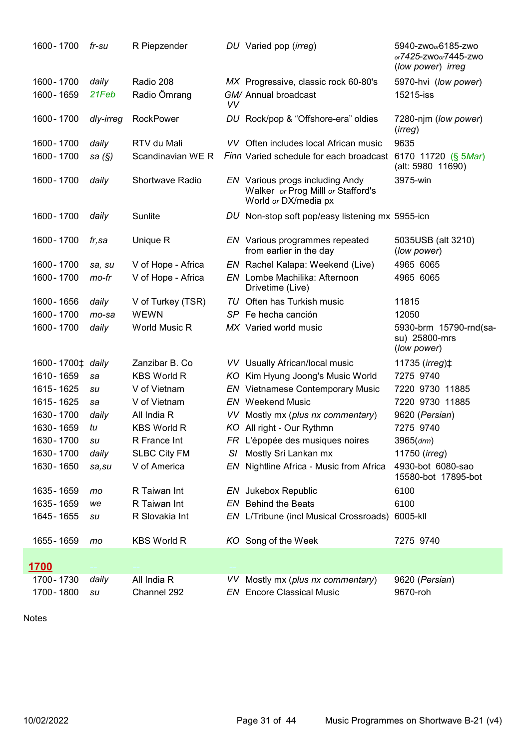| Time | Days | Station | Lang | Programme | Frequencies |
|---|---|---|---|---|---|
| 1600 - 1700 | *fr-su* | R Piepzender | *DU* | Varied pop (*irreg*) | 5940-zwo *or* 6185-zwo *or* 7425-zwo *or* 7445-zwo (*low power*) *irreg* |
| 1600 - 1700 | *daily* | Radio 208 | *MX* | Progressive, classic rock 60-80's | 5970-hvi (*low power*) |
| 1600 - 1659 | *21Feb* | Radio Ömrang | *GM/ VV* | Annual broadcast | 15215-iss |
| 1600 - 1700 | *dly-irreg* | RockPower | *DU* | Rock/pop & "Offshore-era" oldies | 7280-njm (*low power*) (*irreg*) |
| 1600 - 1700 | *daily* | RTV du Mali | *VV* | Often includes local African music | 9635 |
| 1600 - 1700 | *sa (§)* | Scandinavian WE R | *Finn* | Varied schedule for each broadcast | 6170 11720 (*§ 5Mar*) (alt: 5980 11690) |
| 1600 - 1700 | *daily* | Shortwave Radio | *EN* | Various progs including Andy Walker *or* Prog Milll *or* Stafford's World *or* DX/media px | 3975-win |
| 1600 - 1700 | *daily* | Sunlite | *DU* | Non-stop soft pop/easy listening mx | 5955-icn |
| 1600 - 1700 | *fr,sa* | Unique R | *EN* | Various programmes repeated from earlier in the day | 5035USB (alt 3210) (*low power*) |
| 1600 - 1700 | *sa, su* | V of Hope - Africa | *EN* | Rachel Kalapa: Weekend (Live) | 4965 6065 |
| 1600 - 1700 | *mo-fr* | V of Hope - Africa | *EN* | Lombe Machilika: Afternoon Drivetime (Live) | 4965 6065 |
| 1600 - 1656 | *daily* | V of Turkey (TSR) | *TU* | Often has Turkish music | 11815 |
| 1600 - 1700 | *mo-sa* | WEWN | *SP* | Fe hecha canción | 12050 |
| 1600 - 1700 | *daily* | World Music R | *MX* | Varied world music | 5930-brm 15790-rnd(sa-su) 25800-mrs (*low power*) |
| 1600 - 1700‡ | *daily* | Zanzibar B. Co | *VV* | Usually African/local music | 11735 (*irreg*)‡ |
| 1610 - 1659 | *sa* | KBS World R | *KO* | Kim Hyung Joong's Music World | 7275 9740 |
| 1615 - 1625 | *su* | V of Vietnam | *EN* | Vietnamese Contemporary Music | 7220 9730 11885 |
| 1615 - 1625 | *sa* | V of Vietnam | *EN* | Weekend Music | 7220 9730 11885 |
| 1630 - 1700 | *daily* | All India R | *VV* | Mostly mx (*plus nx commentary*) | 9620 (*Persian*) |
| 1630 - 1659 | *tu* | KBS World R | *KO* | All right - Our Rythmn | 7275 9740 |
| 1630 - 1700 | *su* | R France Int | *FR* | L'épopée des musiques noires | 3965(*drm*) |
| 1630 - 1700 | *daily* | SLBC City FM | *SI* | Mostly Sri Lankan mx | 11750 (*irreg*) |
| 1630 - 1650 | *sa,su* | V of America | *EN* | Nightline Africa - Music from Africa | 4930-bot 6080-sao 15580-bot 17895-bot |
| 1635 - 1659 | *mo* | R Taiwan Int | *EN* | Jukebox Republic | 6100 |
| 1635 - 1659 | *we* | R Taiwan Int | *EN* | Behind the Beats | 6100 |
| 1645 - 1655 | *su* | R Slovakia Int | *EN* | L/Tribune (incl Musical Crossroads) | 6005-kll |
| 1655 - 1659 | *mo* | KBS World R | *KO* | Song of the Week | 7275 9740 |
| **1700** | | | | | |
| 1700 - 1730 | *daily* | All India R | *VV* | Mostly mx (*plus nx commentary*) | 9620 (*Persian*) |
| 1700 - 1800 | *su* | Channel 292 | *EN* | Encore Classical Music | 9670-roh |

Notes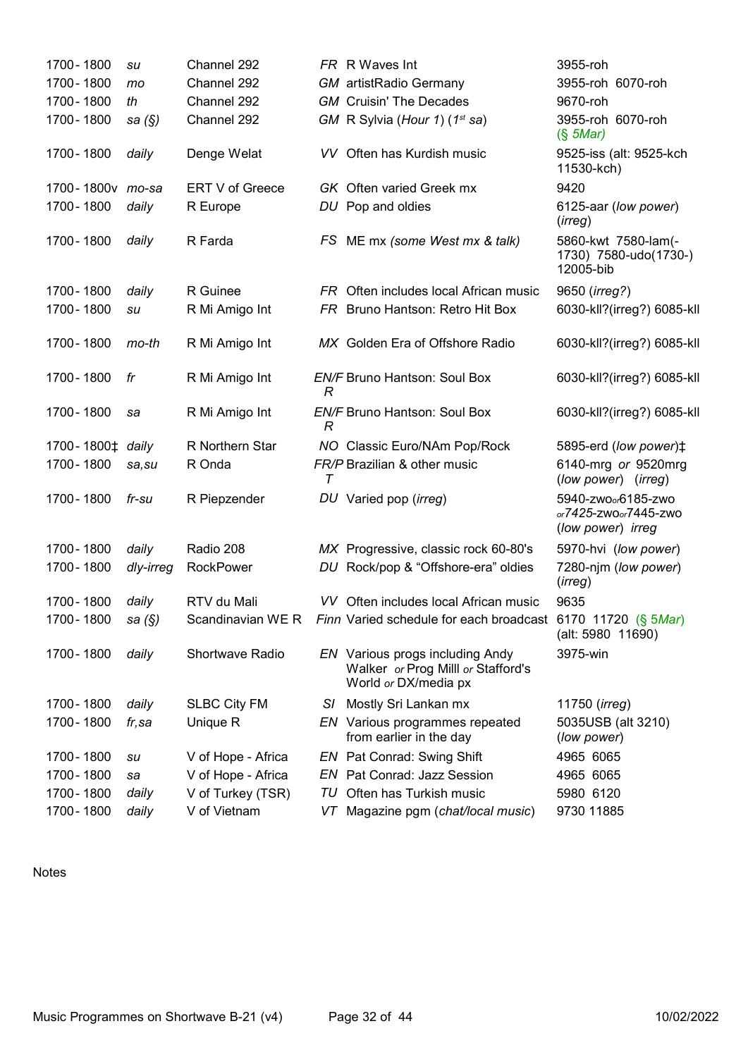| | | | | | |
|---|---|---|---|---|---|
| 1700 - 1800 | *su* | Channel 292 | *FR* | R Waves Int | 3955-roh |
| 1700 - 1800 | *mo* | Channel 292 | *GM* | artistRadio Germany | 3955-roh 6070-roh |
| 1700 - 1800 | *th* | Channel 292 | *GM* | Cruisin' The Decades | 9670-roh |
| 1700 - 1800 | *sa (§)* | Channel 292 | *GM* | R Sylvia (*Hour 1*) (*1st sa*) | 3955-roh 6070-roh (*§ 5Mar)* |
| 1700 - 1800 | *daily* | Denge Welat | *VV* | Often has Kurdish music | 9525-iss (alt: 9525-kch 11530-kch) |
| 1700 - 1800v | *mo-sa* | ERT V of Greece | *GK* | Often varied Greek mx | 9420 |
| 1700 - 1800 | *daily* | R Europe | *DU* | Pop and oldies | 6125-aar (*low power*) (*irreg*) |
| 1700 - 1800 | *daily* | R Farda | *FS* | ME mx *(some West mx & talk)* | 5860-kwt 7580-lam(-1730) 7580-udo(1730-) 12005-bib |
| 1700 - 1800 | *daily* | R Guinee | *FR* | Often includes local African music | 9650 (*irreg?*) |
| 1700 - 1800 | *su* | R Mi Amigo Int | *FR* | Bruno Hantson: Retro Hit Box | 6030-kll?(irreg?) 6085-kll |
| 1700 - 1800 | *mo-th* | R Mi Amigo Int | *MX* | Golden Era of Offshore Radio | 6030-kll?(irreg?) 6085-kll |
| 1700 - 1800 | *fr* | R Mi Amigo Int | *EN/FR* | Bruno Hantson: Soul Box | 6030-kll?(irreg?) 6085-kll |
| 1700 - 1800 | *sa* | R Mi Amigo Int | *EN/FR* | Bruno Hantson: Soul Box | 6030-kll?(irreg?) 6085-kll |
| 1700 - 1800‡ | *daily* | R Northern Star | *NO* | Classic Euro/NAm Pop/Rock | 5895-erd (*low power*)‡ |
| 1700 - 1800 | *sa,su* | R Onda | *FR/PT* | Brazilian & other music | 6140-mrg *or* 9520mrg (*low power*) (*irreg*) |
| 1700 - 1800 | *fr-su* | R Piepzender | *DU* | Varied pop (*irreg*) | 5940-zwo*or*6185-zwo *or7425*-zwo*or*7445-zwo (*low power*) *irreg* |
| 1700 - 1800 | *daily* | Radio 208 | *MX* | Progressive, classic rock 60-80's | 5970-hvi (*low power*) |
| 1700 - 1800 | *dly-irreg* | RockPower | *DU* | Rock/pop & "Offshore-era" oldies | 7280-njm (*low power*) (*irreg*) |
| 1700 - 1800 | *daily* | RTV du Mali | *VV* | Often includes local African music | 9635 |
| 1700 - 1800 | *sa (§)* | Scandinavian WE R | *Finn* | Varied schedule for each broadcast | 6170 11720 (*§ 5Mar*) (alt: 5980 11690) |
| 1700 - 1800 | *daily* | Shortwave Radio | *EN* | Various progs including Andy Walker *or* Prog Milll *or* Stafford's World *or* DX/media px | 3975-win |
| 1700 - 1800 | *daily* | SLBC City FM | *SI* | Mostly Sri Lankan mx | 11750 (*irreg*) |
| 1700 - 1800 | *fr,sa* | Unique R | *EN* | Various programmes repeated from earlier in the day | 5035USB (alt 3210) (*low power*) |
| 1700 - 1800 | *su* | V of Hope - Africa | *EN* | Pat Conrad: Swing Shift | 4965 6065 |
| 1700 - 1800 | *sa* | V of Hope - Africa | *EN* | Pat Conrad: Jazz Session | 4965 6065 |
| 1700 - 1800 | *daily* | V of Turkey (TSR) | *TU* | Often has Turkish music | 5980 6120 |
| 1700 - 1800 | *daily* | V of Vietnam | *VT* | Magazine pgm (*chat/local music*) | 9730 11885 |

Notes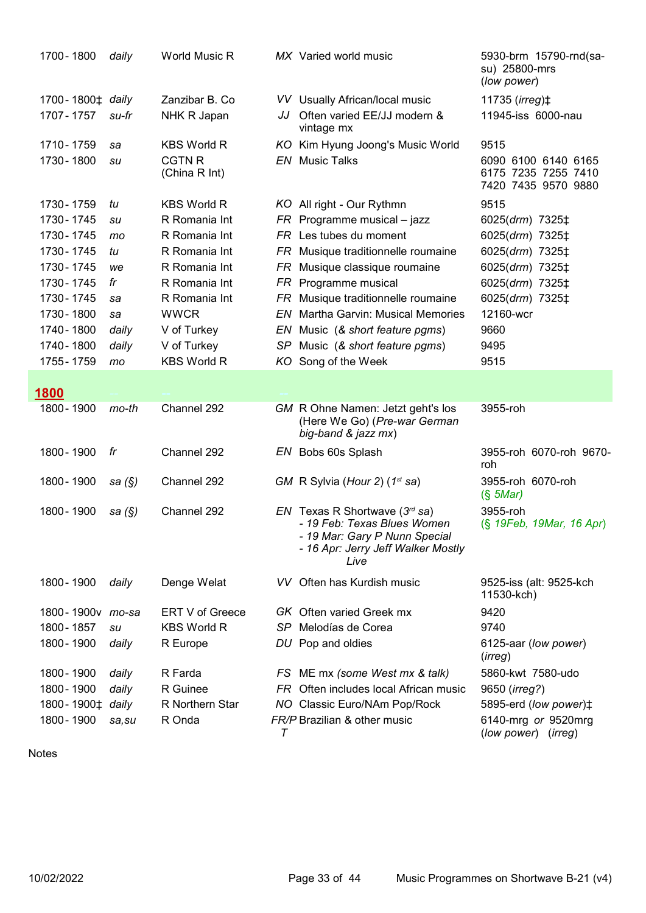| | | | | | |
|---|---|---|---|---|---|
| 1700 - 1800 | daily | World Music R | *MX* | Varied world music | 5930-brm 15790-rnd(sa-su) 25800-mrs (*low power*) |
| 1700 - 1800‡ | daily | Zanzibar B. Co | *VV* | Usually African/local music | 11735 (*irreg*)‡ |
| 1707 - 1757 | *su-fr* | NHK R Japan | *JJ* | Often varied EE/JJ modern & vintage mx | 11945-iss 6000-nau |
| 1710 - 1759 | *sa* | KBS World R | *KO* | Kim Hyung Joong's Music World | 9515 |
| 1730 - 1800 | *su* | CGTN R (China R Int) | *EN* | Music Talks | 6090 6100 6140 6165 6175 7235 7255 7410 7420 7435 9570 9880 |
| 1730 - 1759 | *tu* | KBS World R | *KO* | All right - Our Rythmn | 9515 |
| 1730 - 1745 | *su* | R Romania Int | *FR* | Programme musical – jazz | 6025(*drm*) 7325‡ |
| 1730 - 1745 | *mo* | R Romania Int | *FR* | Les tubes du moment | 6025(*drm*) 7325‡ |
| 1730 - 1745 | *tu* | R Romania Int | *FR* | Musique traditionnelle roumaine | 6025(*drm*) 7325‡ |
| 1730 - 1745 | *we* | R Romania Int | *FR* | Musique classique roumaine | 6025(*drm*) 7325‡ |
| 1730 - 1745 | *fr* | R Romania Int | *FR* | Programme musical | 6025(*drm*) 7325‡ |
| 1730 - 1745 | *sa* | R Romania Int | *FR* | Musique traditionnelle roumaine | 6025(*drm*) 7325‡ |
| 1730 - 1800 | *sa* | WWCR | *EN* | Martha Garvin: Musical Memories | 12160-wcr |
| 1740 - 1800 | daily | V of Turkey | *EN* | Music (*& short feature pgms*) | 9660 |
| 1740 - 1800 | daily | V of Turkey | *SP* | Music (*& short feature pgms*) | 9495 |
| 1755 - 1759 | *mo* | KBS World R | *KO* | Song of the Week | 9515 |
| **1800** | | | | | |
| 1800 - 1900 | *mo-th* | Channel 292 | *GM* | R Ohne Namen: Jetzt geht's los (Here We Go) (*Pre-war German big-band & jazz mx*) | 3955-roh |
| 1800 - 1900 | *fr* | Channel 292 | *EN* | Bobs 60s Splash | 3955-roh 6070-roh 9670-roh |
| 1800 - 1900 | *sa (§)* | Channel 292 | *GM* | R Sylvia (*Hour 2*) (*1st sa*) | 3955-roh 6070-roh (*§ 5Mar*) |
| 1800 - 1900 | *sa (§)* | Channel 292 | *EN* | Texas R Shortwave (*3rd sa*) *- 19 Feb: Texas Blues Women - 19 Mar: Gary P Nunn Special - 16 Apr: Jerry Jeff Walker Mostly Live* | 3955-roh (*§ 19Feb, 19Mar, 16 Apr*) |
| 1800 - 1900 | daily | Denge Welat | *VV* | Often has Kurdish music | 9525-iss (alt: 9525-kch 11530-kch) |
| 1800 - 1900v | *mo-sa* | ERT V of Greece | *GK* | Often varied Greek mx | 9420 |
| 1800 - 1857 | *su* | KBS World R | *SP* | Melodías de Corea | 9740 |
| 1800 - 1900 | daily | R Europe | *DU* | Pop and oldies | 6125-aar (*low power*) (*irreg*) |
| 1800 - 1900 | daily | R Farda | *FS* | ME mx (*some West mx & talk*) | 5860-kwt 7580-udo |
| 1800 - 1900 | daily | R Guinee | *FR* | Often includes local African music | 9650 (*irreg?*) |
| 1800 - 1900‡ | daily | R Northern Star | *NO* | Classic Euro/NAm Pop/Rock | 5895-erd (*low power*)‡ |
| 1800 - 1900 | *sa,su* | R Onda | *FR/PT* | Brazilian & other music | 6140-mrg *or* 9520mrg (*low power*) (*irreg*) |

Notes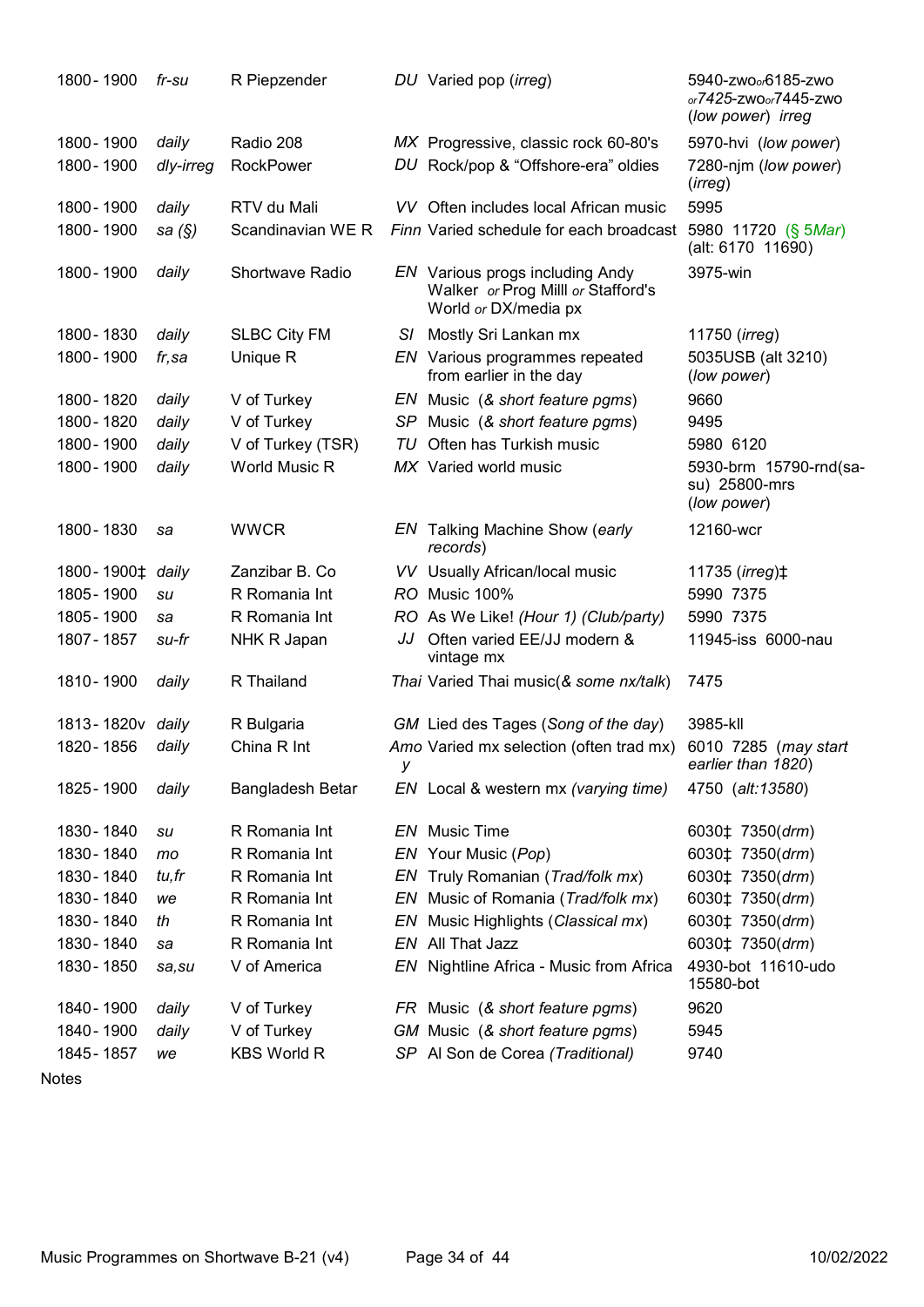| | | | | | |
|---|---|---|---|---|---|
| 1800 - 1900 | *fr-su* | R Piepzender | *DU* | Varied pop (*irreg*) | 5940-zwo*or*6185-zwo *or*7425-zwo*or*7445-zwo (*low power*) *irreg* |
| 1800 - 1900 | *daily* | Radio 208 | *MX* | Progressive, classic rock 60-80's | 5970-hvi (*low power*) |
| 1800 - 1900 | *dly-irreg* | RockPower | *DU* | Rock/pop & "Offshore-era" oldies | 7280-njm (*low power*) (*irreg*) |
| 1800 - 1900 | *daily* | RTV du Mali | *VV* | Often includes local African music | 5995 |
| 1800 - 1900 | *sa (§)* | Scandinavian WE R | *Finn* | Varied schedule for each broadcast | 5980 11720 (§ 5*Mar*) (alt: 6170 11690) |
| 1800 - 1900 | *daily* | Shortwave Radio | *EN* | Various progs including Andy Walker *or* Prog Milll *or* Stafford's World *or* DX/media px | 3975-win |
| 1800 - 1830 | *daily* | SLBC City FM | *SI* | Mostly Sri Lankan mx | 11750 (*irreg*) |
| 1800 - 1900 | *fr,sa* | Unique R | *EN* | Various programmes repeated from earlier in the day | 5035USB (alt 3210) (*low power*) |
| 1800 - 1820 | *daily* | V of Turkey | *EN* | Music (*& short feature pgms*) | 9660 |
| 1800 - 1820 | *daily* | V of Turkey | *SP* | Music (*& short feature pgms*) | 9495 |
| 1800 - 1900 | *daily* | V of Turkey (TSR) | *TU* | Often has Turkish music | 5980 6120 |
| 1800 - 1900 | *daily* | World Music R | *MX* | Varied world music | 5930-brm 15790-rnd(sa-su) 25800-mrs (*low power*) |
| 1800 - 1830 | *sa* | WWCR | *EN* | Talking Machine Show (*early records*) | 12160-wcr |
| 1800 - 1900‡ | *daily* | Zanzibar B. Co | *VV* | Usually African/local music | 11735 (*irreg*)‡ |
| 1805 - 1900 | *su* | R Romania Int | *RO* | Music 100% | 5990 7375 |
| 1805 - 1900 | *sa* | R Romania Int | *RO* | As We Like! *(Hour 1) (Club/party)* | 5990 7375 |
| 1807 - 1857 | *su-fr* | NHK R Japan | *JJ* | Often varied EE/JJ modern & vintage mx | 11945-iss 6000-nau |
| 1810 - 1900 | *daily* | R Thailand | *Thai* | Varied Thai music(*& some nx/talk*) | 7475 |
| 1813 - 1820v | *daily* | R Bulgaria | *GM* | Lied des Tages (*Song of the day*) | 3985-kll |
| 1820 - 1856 | *daily* | China R Int | *Amoy* | Varied mx selection (often trad mx) | 6010 7285 (*may start earlier than 1820*) |
| 1825 - 1900 | *daily* | Bangladesh Betar | *EN* | Local & western mx *(varying time)* | 4750 (*alt:13580*) |
| 1830 - 1840 | *su* | R Romania Int | *EN* | Music Time | 6030‡ 7350(*drm*) |
| 1830 - 1840 | *mo* | R Romania Int | *EN* | Your Music (*Pop*) | 6030‡ 7350(*drm*) |
| 1830 - 1840 | *tu,fr* | R Romania Int | *EN* | Truly Romanian (*Trad/folk mx*) | 6030‡ 7350(*drm*) |
| 1830 - 1840 | *we* | R Romania Int | *EN* | Music of Romania (*Trad/folk mx*) | 6030‡ 7350(*drm*) |
| 1830 - 1840 | *th* | R Romania Int | *EN* | Music Highlights (*Classical mx*) | 6030‡ 7350(*drm*) |
| 1830 - 1840 | *sa* | R Romania Int | *EN* | All That Jazz | 6030‡ 7350(*drm*) |
| 1830 - 1850 | *sa,su* | V of America | *EN* | Nightline Africa - Music from Africa | 4930-bot 11610-udo 15580-bot |
| 1840 - 1900 | *daily* | V of Turkey | *FR* | Music (*& short feature pgms*) | 9620 |
| 1840 - 1900 | *daily* | V of Turkey | *GM* | Music (*& short feature pgms*) | 5945 |
| 1845 - 1857 | *we* | KBS World R | *SP* | Al Son de Corea *(Traditional)* | 9740 |

Notes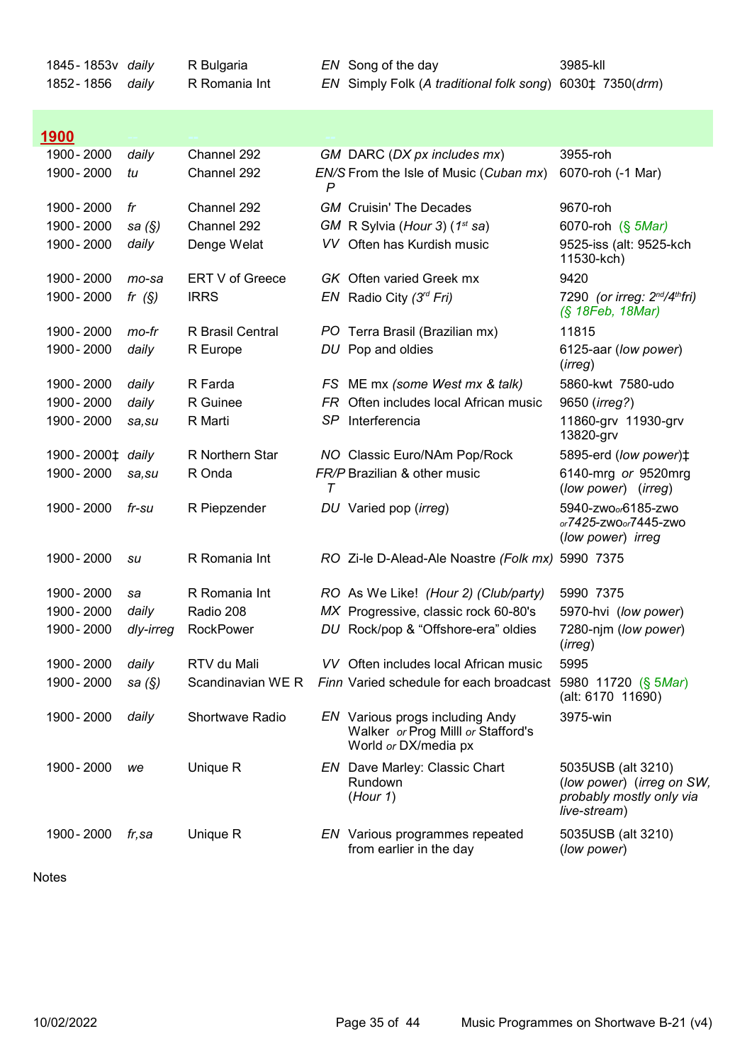| | | | | | |
|---|---|---|---|---|---|
| 1845 - 1853v | daily | R Bulgaria | EN | Song of the day | 3985-kll |
| 1852 - 1856 | daily | R Romania Int | EN | Simply Folk (*A traditional folk song*) | 6030‡ 7350(*drm*) |

## 1900

| | | | | | |
|---|---|---|---|---|---|
| 1900 - 2000 | daily | Channel 292 | GM | DARC (*DX px includes mx*) | 3955-roh |
| 1900 - 2000 | tu | Channel 292 | EN/SP | From the Isle of Music (*Cuban mx*) | 6070-roh (-1 Mar) |
| 1900 - 2000 | fr | Channel 292 | GM | Cruisin' The Decades | 9670-roh |
| 1900 - 2000 | sa (§) | Channel 292 | GM | R Sylvia (*Hour 3*) (*1st sa*) | 6070-roh (§ 5Mar) |
| 1900 - 2000 | daily | Denge Welat | VV | Often has Kurdish music | 9525-iss (alt: 9525-kch 11530-kch) |
| 1900 - 2000 | mo-sa | ERT V of Greece | GK | Often varied Greek mx | 9420 |
| 1900 - 2000 | fr (§) | IRRS | EN | Radio City (*3rd Fri*) | 7290 (*or irreg: 2nd/4thfri*) (§ 18Feb, 18Mar) |
| 1900 - 2000 | mo-fr | R Brasil Central | PO | Terra Brasil (Brazilian mx) | 11815 |
| 1900 - 2000 | daily | R Europe | DU | Pop and oldies | 6125-aar (*low power*) (*irreg*) |
| 1900 - 2000 | daily | R Farda | FS | ME mx (*some West mx & talk*) | 5860-kwt 7580-udo |
| 1900 - 2000 | daily | R Guinee | FR | Often includes local African music | 9650 (*irreg?*) |
| 1900 - 2000 | sa,su | R Marti | SP | Interferencia | 11860-grv 11930-grv 13820-grv |
| 1900 - 2000‡ | daily | R Northern Star | NO | Classic Euro/NAm Pop/Rock | 5895-erd (*low power*)‡ |
| 1900 - 2000 | sa,su | R Onda | FR/PT | Brazilian & other music | 6140-mrg *or* 9520mrg (*low power*) (*irreg*) |
| 1900 - 2000 | fr-su | R Piepzender | DU | Varied pop (*irreg*) | 5940-zwo *or* 6185-zwo *or* 7425-zwo *or* 7445-zwo (*low power*) *irreg* |
| 1900 - 2000 | su | R Romania Int | RO | Zi-le D-Alead-Ale Noastre (*Folk mx*) | 5990 7375 |
| 1900 - 2000 | sa | R Romania Int | RO | As We Like! (*Hour 2*) (*Club/party*) | 5990 7375 |
| 1900 - 2000 | daily | Radio 208 | MX | Progressive, classic rock 60-80's | 5970-hvi (*low power*) |
| 1900 - 2000 | dly-irreg | RockPower | DU | Rock/pop & "Offshore-era" oldies | 7280-njm (*low power*) (*irreg*) |
| 1900 - 2000 | daily | RTV du Mali | VV | Often includes local African music | 5995 |
| 1900 - 2000 | sa (§) | Scandinavian WE R | Finn | Varied schedule for each broadcast | 5980 11720 (§ 5Mar) (alt: 6170 11690) |
| 1900 - 2000 | daily | Shortwave Radio | EN | Various progs including Andy Walker *or* Prog Milll *or* Stafford's World *or* DX/media px | 3975-win |
| 1900 - 2000 | we | Unique R | EN | Dave Marley: Classic Chart Rundown (*Hour 1*) | 5035USB (alt 3210) (*low power*) (*irreg on SW, probably mostly only via live-stream*) |
| 1900 - 2000 | fr,sa | Unique R | EN | Various programmes repeated from earlier in the day | 5035USB (alt 3210) (*low power*) |

Notes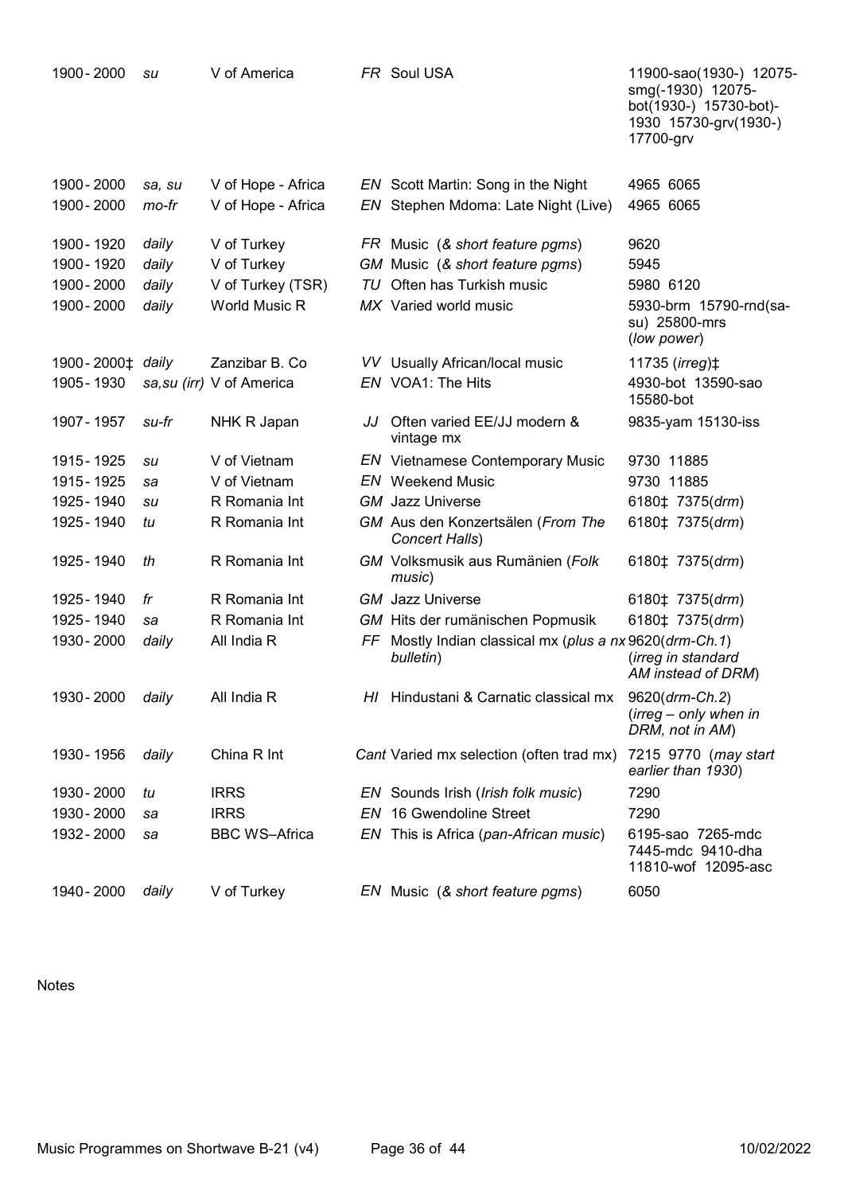| | | | | | |
|---|---|---|---|---|---|
| 1900 - 2000 | *su* | V of America | *FR* | Soul USA | 11900-sao(1930-) 12075-smg(-1930) 12075-bot(1930-) 15730-bot)-1930 15730-grv(1930-) 17700-grv |
| 1900 - 2000 | *sa, su* | V of Hope - Africa | *EN* | Scott Martin: Song in the Night | 4965 6065 |
| 1900 - 2000 | *mo-fr* | V of Hope - Africa | *EN* | Stephen Mdoma: Late Night (Live) | 4965 6065 |
| 1900 - 1920 | *daily* | V of Turkey | *FR* | Music (*& short feature pgms*) | 9620 |
| 1900 - 1920 | *daily* | V of Turkey | *GM* | Music (*& short feature pgms*) | 5945 |
| 1900 - 2000 | *daily* | V of Turkey (TSR) | *TU* | Often has Turkish music | 5980 6120 |
| 1900 - 2000 | *daily* | World Music R | *MX* | Varied world music | 5930-brm 15790-rnd(sa-su) 25800-mrs (*low power*) |
| 1900 - 2000‡ | *daily* | Zanzibar B. Co | *VV* | Usually African/local music | 11735 (*irreg*)‡ |
| 1905 - 1930 | *sa,su (irr)* | V of America | *EN* | VOA1: The Hits | 4930-bot 13590-sao 15580-bot |
| 1907 - 1957 | *su-fr* | NHK R Japan | *JJ* | Often varied EE/JJ modern & vintage mx | 9835-yam 15130-iss |
| 1915 - 1925 | *su* | V of Vietnam | *EN* | Vietnamese Contemporary Music | 9730 11885 |
| 1915 - 1925 | *sa* | V of Vietnam | *EN* | Weekend Music | 9730 11885 |
| 1925 - 1940 | *su* | R Romania Int | *GM* | Jazz Universe | 6180‡ 7375(*drm*) |
| 1925 - 1940 | *tu* | R Romania Int | *GM* | Aus den Konzertsälen (*From The Concert Halls*) | 6180‡ 7375(*drm*) |
| 1925 - 1940 | *th* | R Romania Int | *GM* | Volksmusik aus Rumänien (*Folk music*) | 6180‡ 7375(*drm*) |
| 1925 - 1940 | *fr* | R Romania Int | *GM* | Jazz Universe | 6180‡ 7375(*drm*) |
| 1925 - 1940 | *sa* | R Romania Int | *GM* | Hits der rumänischen Popmusik | 6180‡ 7375(*drm*) |
| 1930 - 2000 | *daily* | All India R | *FF* | Mostly Indian classical mx (*plus a nx bulletin*) | 9620(*drm-Ch.1*) (*irreg in standard AM instead of DRM*) |
| 1930 - 2000 | *daily* | All India R | *HI* | Hindustani & Carnatic classical mx | 9620(*drm-Ch.2*) (*irreg – only when in DRM, not in AM*) |
| 1930 - 1956 | *daily* | China R Int | *Cant* | Varied mx selection (often trad mx) | 7215 9770 (*may start earlier than 1930*) |
| 1930 - 2000 | *tu* | IRRS | *EN* | Sounds Irish (*Irish folk music*) | 7290 |
| 1930 - 2000 | *sa* | IRRS | *EN* | 16 Gwendoline Street | 7290 |
| 1932 - 2000 | *sa* | BBC WS–Africa | *EN* | This is Africa (*pan-African music*) | 6195-sao 7265-mdc 7445-mdc 9410-dha 11810-wof 12095-asc |
| 1940 - 2000 | *daily* | V of Turkey | *EN* | Music (*& short feature pgms*) | 6050 |

Notes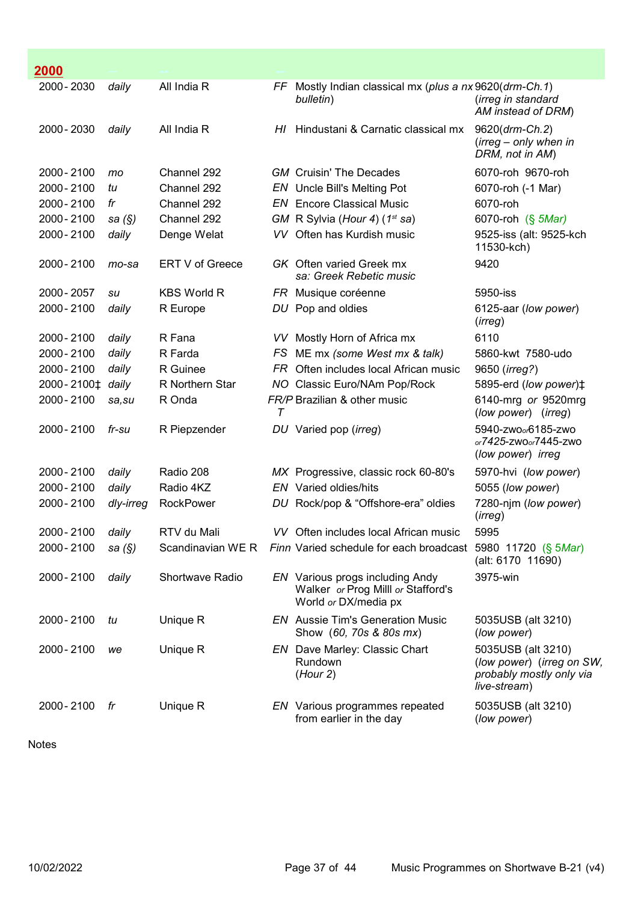## 2000

| | | | | | |
|---|---|---|---|---|---|
| 2000 - 2030 | *daily* | All India R | *FF* | Mostly Indian classical mx (*plus a nx bulletin*) | 9620(*drm-Ch.1*) (*irreg in standard AM instead of DRM*) |
| 2000 - 2030 | *daily* | All India R | *HI* | Hindustani & Carnatic classical mx | 9620(*drm-Ch.2*) (*irreg – only when in DRM, not in AM*) |
| 2000 - 2100 | *mo* | Channel 292 | *GM* | Cruisin' The Decades | 6070-roh 9670-roh |
| 2000 - 2100 | *tu* | Channel 292 | *EN* | Uncle Bill's Melting Pot | 6070-roh (-1 Mar) |
| 2000 - 2100 | *fr* | Channel 292 | *EN* | Encore Classical Music | 6070-roh |
| 2000 - 2100 | *sa (§)* | Channel 292 | *GM* | R Sylvia (*Hour 4*) (*1st sa*) | 6070-roh (*§ 5Mar*) |
| 2000 - 2100 | *daily* | Denge Welat | *VV* | Often has Kurdish music | 9525-iss (alt: 9525-kch 11530-kch) |
| 2000 - 2100 | *mo-sa* | ERT V of Greece | *GK* | Often varied Greek mx *sa: Greek Rebetic music* | 9420 |
| 2000 - 2057 | *su* | KBS World R | *FR* | Musique coréenne | 5950-iss |
| 2000 - 2100 | *daily* | R Europe | *DU* | Pop and oldies | 6125-aar (*low power*) (*irreg*) |
| 2000 - 2100 | *daily* | R Fana | *VV* | Mostly Horn of Africa mx | 6110 |
| 2000 - 2100 | *daily* | R Farda | *FS* | ME mx *(some West mx & talk)* | 5860-kwt 7580-udo |
| 2000 - 2100 | *daily* | R Guinee | *FR* | Often includes local African music | 9650 (*irreg?*) |
| 2000 - 2100‡ | *daily* | R Northern Star | *NO* | Classic Euro/NAm Pop/Rock | 5895-erd (*low power*)‡ |
| 2000 - 2100 | *sa,su* | R Onda | *FR/PT* | Brazilian & other music | 6140-mrg *or* 9520mrg (*low power*) (*irreg*) |
| 2000 - 2100 | *fr-su* | R Piepzender | *DU* | Varied pop (*irreg*) | 5940-zwo*or*6185-zwo *or*7425-zwo*or*7445-zwo (*low power*) *irreg* |
| 2000 - 2100 | *daily* | Radio 208 | *MX* | Progressive, classic rock 60-80's | 5970-hvi (*low power*) |
| 2000 - 2100 | *daily* | Radio 4KZ | *EN* | Varied oldies/hits | 5055 (*low power*) |
| 2000 - 2100 | *dly-irreg* | RockPower | *DU* | Rock/pop & "Offshore-era" oldies | 7280-njm (*low power*) (*irreg*) |
| 2000 - 2100 | *daily* | RTV du Mali | *VV* | Often includes local African music | 5995 |
| 2000 - 2100 | *sa (§)* | Scandinavian WE R | *Finn* | Varied schedule for each broadcast | 5980 11720 (*§ 5Mar*) (alt: 6170 11690) |
| 2000 - 2100 | *daily* | Shortwave Radio | *EN* | Various progs including Andy Walker *or* Prog Mill *or* Stafford's World *or* DX/media px | 3975-win |
| 2000 - 2100 | *tu* | Unique R | *EN* | Aussie Tim's Generation Music Show (*60, 70s & 80s mx*) | 5035USB (alt 3210) (*low power*) |
| 2000 - 2100 | *we* | Unique R | *EN* | Dave Marley: Classic Chart Rundown (*Hour 2*) | 5035USB (alt 3210) (*low power*) (*irreg on SW, probably mostly only via live-stream*) |
| 2000 - 2100 | *fr* | Unique R | *EN* | Various programmes repeated from earlier in the day | 5035USB (alt 3210) (*low power*) |

Notes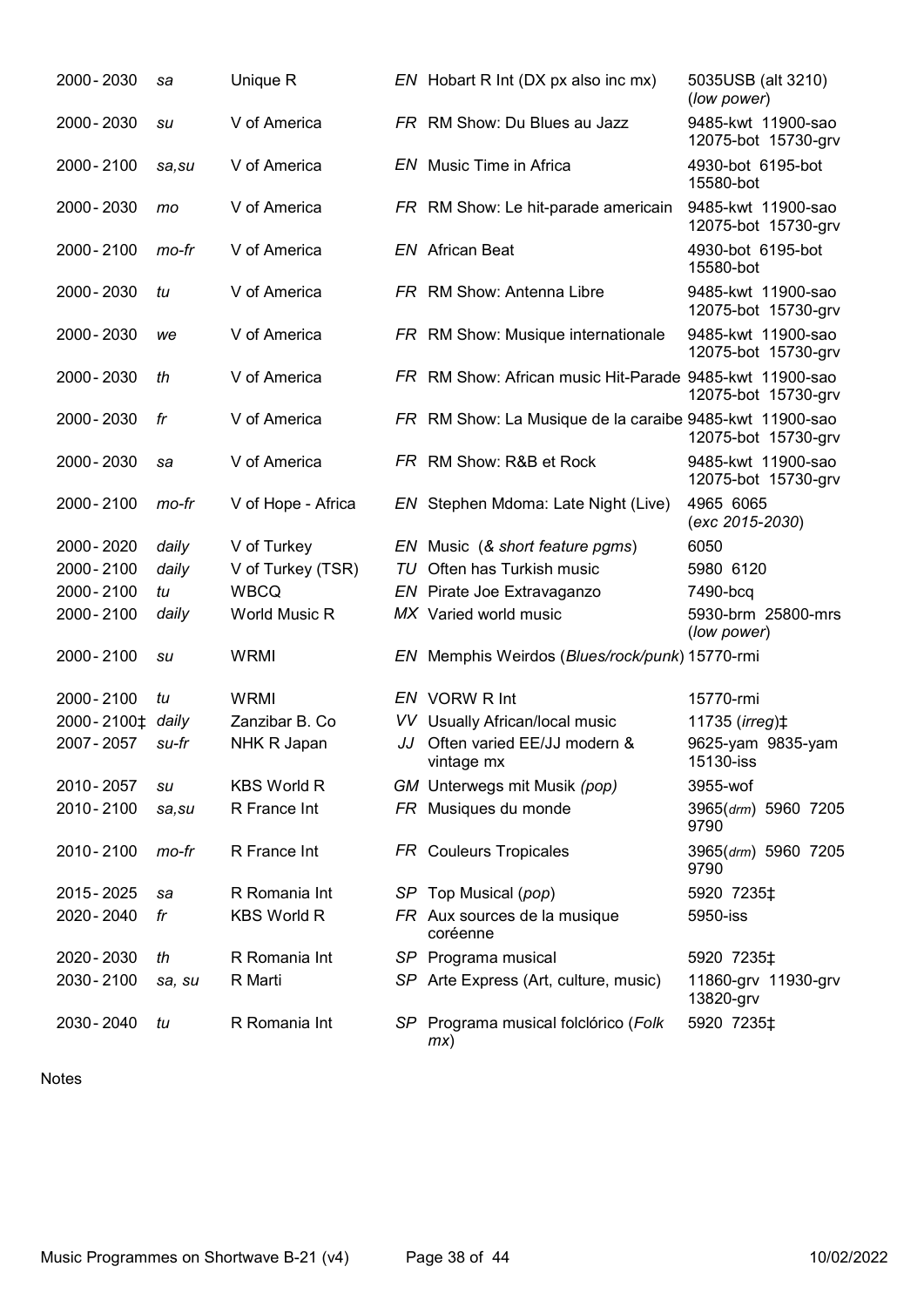| | | | | | |
|---|---|---|---|---|---|
| 2000 - 2030 | *sa* | Unique R | *EN* | Hobart R Int (DX px also inc mx) | 5035USB (alt 3210) (*low power*) |
| 2000 - 2030 | *su* | V of America | *FR* | RM Show: Du Blues au Jazz | 9485-kwt 11900-sao 12075-bot 15730-grv |
| 2000 - 2100 | *sa,su* | V of America | *EN* | Music Time in Africa | 4930-bot 6195-bot 15580-bot |
| 2000 - 2030 | *mo* | V of America | *FR* | RM Show: Le hit-parade americain | 9485-kwt 11900-sao 12075-bot 15730-grv |
| 2000 - 2100 | *mo-fr* | V of America | *EN* | African Beat | 4930-bot 6195-bot 15580-bot |
| 2000 - 2030 | *tu* | V of America | *FR* | RM Show: Antenna Libre | 9485-kwt 11900-sao 12075-bot 15730-grv |
| 2000 - 2030 | *we* | V of America | *FR* | RM Show: Musique internationale | 9485-kwt 11900-sao 12075-bot 15730-grv |
| 2000 - 2030 | *th* | V of America | *FR* | RM Show: African music Hit-Parade | 9485-kwt 11900-sao 12075-bot 15730-grv |
| 2000 - 2030 | *fr* | V of America | *FR* | RM Show: La Musique de la caraibe | 9485-kwt 11900-sao 12075-bot 15730-grv |
| 2000 - 2030 | *sa* | V of America | *FR* | RM Show: R&B et Rock | 9485-kwt 11900-sao 12075-bot 15730-grv |
| 2000 - 2100 | *mo-fr* | V of Hope - Africa | *EN* | Stephen Mdoma: Late Night (Live) | 4965 6065 (*exc 2015-2030*) |
| 2000 - 2020 | *daily* | V of Turkey | *EN* | Music (*& short feature pgms*) | 6050 |
| 2000 - 2100 | *daily* | V of Turkey (TSR) | *TU* | Often has Turkish music | 5980 6120 |
| 2000 - 2100 | *tu* | WBCQ | *EN* | Pirate Joe Extravaganzo | 7490-bcq |
| 2000 - 2100 | *daily* | World Music R | *MX* | Varied world music | 5930-brm 25800-mrs (*low power*) |
| 2000 - 2100 | *su* | WRMI | *EN* | Memphis Weirdos (*Blues/rock/punk*) | 15770-rmi |
| 2000 - 2100 | *tu* | WRMI | *EN* | VORW R Int | 15770-rmi |
| 2000 - 2100‡ | *daily* | Zanzibar B. Co | *VV* | Usually African/local music | 11735 (*irreg*)‡ |
| 2007 - 2057 | *su-fr* | NHK R Japan | *JJ* | Often varied EE/JJ modern & vintage mx | 9625-yam 9835-yam 15130-iss |
| 2010 - 2057 | *su* | KBS World R | *GM* | Unterwegs mit Musik *(pop)* | 3955-wof |
| 2010 - 2100 | *sa,su* | R France Int | *FR* | Musiques du monde | 3965(*drm*) 5960 7205 9790 |
| 2010 - 2100 | *mo-fr* | R France Int | *FR* | Couleurs Tropicales | 3965(*drm*) 5960 7205 9790 |
| 2015 - 2025 | *sa* | R Romania Int | *SP* | Top Musical (*pop*) | 5920 7235‡ |
| 2020 - 2040 | *fr* | KBS World R | *FR* | Aux sources de la musique coréenne | 5950-iss |
| 2020 - 2030 | *th* | R Romania Int | *SP* | Programa musical | 5920 7235‡ |
| 2030 - 2100 | *sa, su* | R Marti | *SP* | Arte Express (Art, culture, music) | 11860-grv 11930-grv 13820-grv |
| 2030 - 2040 | *tu* | R Romania Int | *SP* | Programa musical folclórico (*Folk mx*) | 5920 7235‡ |

Notes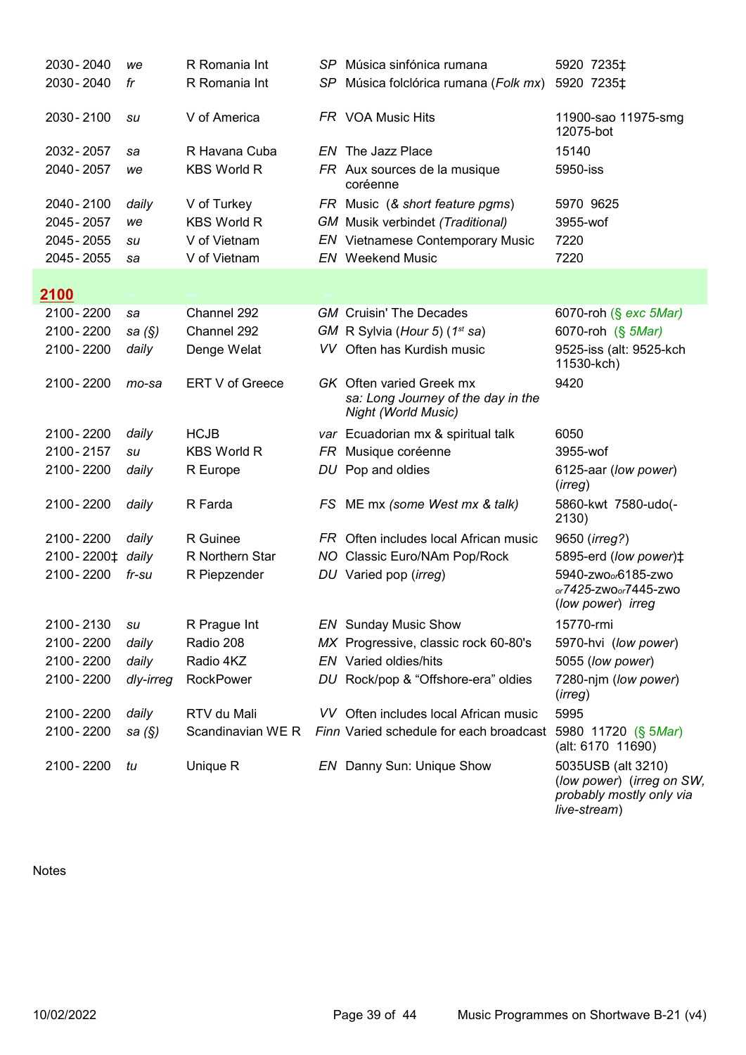| | | | | | |
|---|---|---|---|---|---|
| 2030 - 2040 | *we* | R Romania Int | *SP* | Música sinfónica rumana | 5920 7235‡ |
| 2030 - 2040 | *fr* | R Romania Int | *SP* | Música folclórica rumana (*Folk mx*) | 5920 7235‡ |
| 2030 - 2100 | *su* | V of America | *FR* | VOA Music Hits | 11900-sao 11975-smg 12075-bot |
| 2032 - 2057 | *sa* | R Havana Cuba | *EN* | The Jazz Place | 15140 |
| 2040 - 2057 | *we* | KBS World R | *FR* | Aux sources de la musique coréenne | 5950-iss |
| 2040 - 2100 | *daily* | V of Turkey | *FR* | Music (*& short feature pgms*) | 5970 9625 |
| 2045 - 2057 | *we* | KBS World R | *GM* | Musik verbindet (*Traditional*) | 3955-wof |
| 2045 - 2055 | *su* | V of Vietnam | *EN* | Vietnamese Contemporary Music | 7220 |
| 2045 - 2055 | *sa* | V of Vietnam | *EN* | Weekend Music | 7220 |
| **2100** | | | | | |
| 2100 - 2200 | *sa* | Channel 292 | *GM* | Cruisin' The Decades | 6070-roh (*§ exc 5Mar*) |
| 2100 - 2200 | *sa (§)* | Channel 292 | *GM* | R Sylvia (*Hour 5*) (*1st sa*) | 6070-roh (*§ 5Mar*) |
| 2100 - 2200 | *daily* | Denge Welat | *VV* | Often has Kurdish music | 9525-iss (alt: 9525-kch 11530-kch) |
| 2100 - 2200 | *mo-sa* | ERT V of Greece | *GK* | Often varied Greek mx *sa: Long Journey of the day in the Night (World Music)* | 9420 |
| 2100 - 2200 | *daily* | HCJB | *var* | Ecuadorian mx & spiritual talk | 6050 |
| 2100 - 2157 | *su* | KBS World R | *FR* | Musique coréenne | 3955-wof |
| 2100 - 2200 | *daily* | R Europe | *DU* | Pop and oldies | 6125-aar (*low power*) (*irreg*) |
| 2100 - 2200 | *daily* | R Farda | *FS* | ME mx *(some West mx & talk)* | 5860-kwt 7580-udo(-2130) |
| 2100 - 2200 | *daily* | R Guinee | *FR* | Often includes local African music | 9650 (*irreg?*) |
| 2100 - 2200‡ | *daily* | R Northern Star | *NO* | Classic Euro/NAm Pop/Rock | 5895-erd (*low power*)‡ |
| 2100 - 2200 | *fr-su* | R Piepzender | *DU* | Varied pop (*irreg*) | 5940-zwo *or* 6185-zwo *or* 7425-zwo *or* 7445-zwo (*low power*) *irreg* |
| 2100 - 2130 | *su* | R Prague Int | *EN* | Sunday Music Show | 15770-rmi |
| 2100 - 2200 | *daily* | Radio 208 | *MX* | Progressive, classic rock 60-80's | 5970-hvi (*low power*) |
| 2100 - 2200 | *daily* | Radio 4KZ | *EN* | Varied oldies/hits | 5055 (*low power*) |
| 2100 - 2200 | *dly-irreg* | RockPower | *DU* | Rock/pop & “Offshore-era” oldies | 7280-njm (*low power*) (*irreg*) |
| 2100 - 2200 | *daily* | RTV du Mali | *VV* | Often includes local African music | 5995 |
| 2100 - 2200 | *sa (§)* | Scandinavian WE R | *Finn* | Varied schedule for each broadcast | 5980 11720 (*§ 5Mar*) (alt: 6170 11690) |
| 2100 - 2200 | *tu* | Unique R | *EN* | Danny Sun: Unique Show | 5035USB (alt 3210) (*low power*) (*irreg on SW, probably mostly only via live-stream*) |

Notes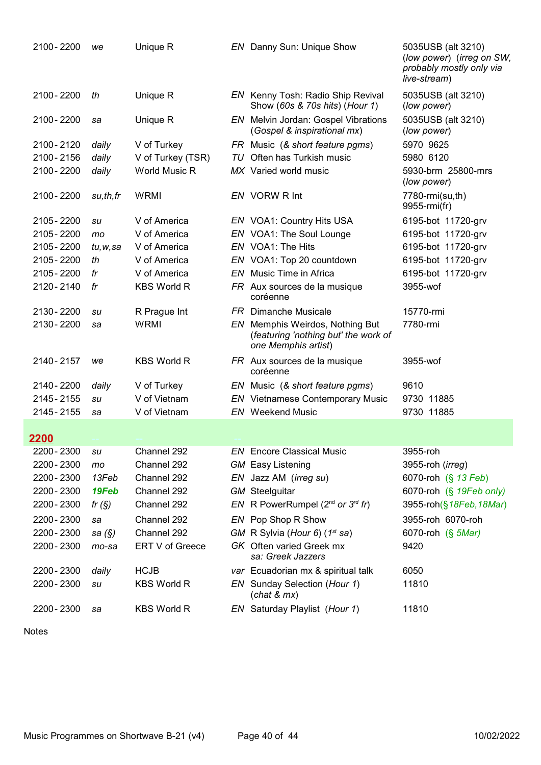| | | | | | |
|---|---|---|---|---|---|
| 2100 - 2200 | *we* | Unique R | *EN* | Danny Sun: Unique Show | 5035USB (alt 3210) (*low power*) (*irreg on SW, probably mostly only via live-stream*) |
| 2100 - 2200 | *th* | Unique R | *EN* | Kenny Tosh: Radio Ship Revival Show (*60s & 70s hits*) (*Hour 1*) | 5035USB (alt 3210) (*low power*) |
| 2100 - 2200 | *sa* | Unique R | *EN* | Melvin Jordan: Gospel Vibrations (*Gospel & inspirational mx*) | 5035USB (alt 3210) (*low power*) |
| 2100 - 2120 | *daily* | V of Turkey | *FR* | Music (*& short feature pgms*) | 5970 9625 |
| 2100 - 2156 | *daily* | V of Turkey (TSR) | *TU* | Often has Turkish music | 5980 6120 |
| 2100 - 2200 | *daily* | World Music R | *MX* | Varied world music | 5930-brm 25800-mrs (*low power*) |
| 2100 - 2200 | *su,th,fr* | WRMI | *EN* | VORW R Int | 7780-rmi(su,th) 9955-rmi(fr) |
| 2105 - 2200 | *su* | V of America | *EN* | VOA1: Country Hits USA | 6195-bot 11720-grv |
| 2105 - 2200 | *mo* | V of America | *EN* | VOA1: The Soul Lounge | 6195-bot 11720-grv |
| 2105 - 2200 | *tu,w,sa* | V of America | *EN* | VOA1: The Hits | 6195-bot 11720-grv |
| 2105 - 2200 | *th* | V of America | *EN* | VOA1: Top 20 countdown | 6195-bot 11720-grv |
| 2105 - 2200 | *fr* | V of America | *EN* | Music Time in Africa | 6195-bot 11720-grv |
| 2120 - 2140 | *fr* | KBS World R | *FR* | Aux sources de la musique coréenne | 3955-wof |
| 2130 - 2200 | *su* | R Prague Int | *FR* | Dimanche Musicale | 15770-rmi |
| 2130 - 2200 | *sa* | WRMI | *EN* | Memphis Weirdos, Nothing But (*featuring 'nothing but' the work of one Memphis artist*) | 7780-rmi |
| 2140 - 2157 | *we* | KBS World R | *FR* | Aux sources de la musique coréenne | 3955-wof |
| 2140 - 2200 | *daily* | V of Turkey | *EN* | Music (*& short feature pgms*) | 9610 |
| 2145 - 2155 | *su* | V of Vietnam | *EN* | Vietnamese Contemporary Music | 9730 11885 |
| 2145 - 2155 | *sa* | V of Vietnam | *EN* | Weekend Music | 9730 11885 |

## 2200

| | | | | | |
|---|---|---|---|---|---|
| 2200 - 2300 | *su* | Channel 292 | *EN* | Encore Classical Music | 3955-roh |
| 2200 - 2300 | *mo* | Channel 292 | *GM* | Easy Listening | 3955-roh (*irreg*) |
| 2200 - 2300 | *13Feb* | Channel 292 | *EN* | Jazz AM (*irreg su*) | 6070-roh (*§ 13 Feb*) |
| 2200 - 2300 | ***19Feb*** | Channel 292 | *GM* | Steelguitar | 6070-roh (*§ 19Feb only*) |
| 2200 - 2300 | *fr (§)* | Channel 292 | *EN* | R PowerRumpel (*2nd or 3rd fr*) | 3955-roh(*§18Feb,18Mar*) |
| 2200 - 2300 | *sa* | Channel 292 | *EN* | Pop Shop R Show | 3955-roh 6070-roh |
| 2200 - 2300 | *sa (§)* | Channel 292 | *GM* | R Sylvia (*Hour 6*) (*1st sa*) | 6070-roh (*§ 5Mar*) |
| 2200 - 2300 | *mo-sa* | ERT V of Greece | *GK* | Often varied Greek mx *sa: Greek Jazzers* | 9420 |
| 2200 - 2300 | *daily* | HCJB | *var* | Ecuadorian mx & spiritual talk | 6050 |
| 2200 - 2300 | *su* | KBS World R | *EN* | Sunday Selection (*Hour 1*) (*chat & mx*) | 11810 |
| 2200 - 2300 | *sa* | KBS World R | *EN* | Saturday Playlist (*Hour 1*) | 11810 |

Notes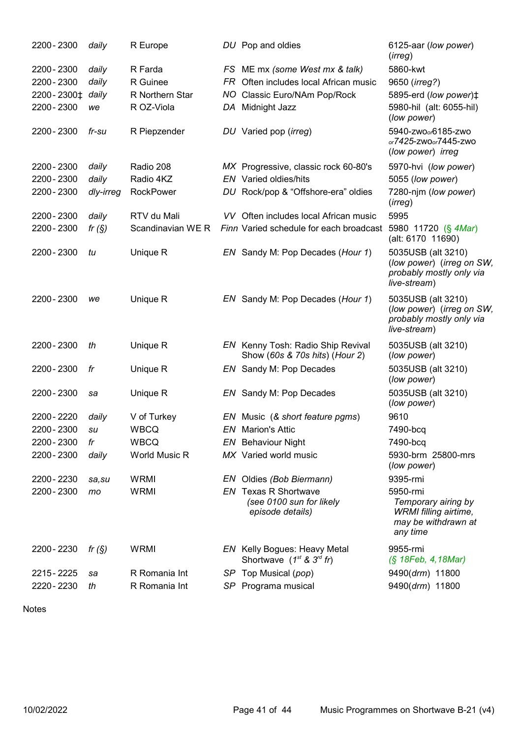| | | | | | |
|---|---|---|---|---|---|
| 2200 - 2300 | *daily* | R Europe | *DU* | Pop and oldies | 6125-aar (*low power*) (*irreg*) |
| 2200 - 2300 | *daily* | R Farda | *FS* | ME mx *(some West mx & talk)* | 5860-kwt |
| 2200 - 2300 | *daily* | R Guinee | *FR* | Often includes local African music | 9650 (*irreg?*) |
| 2200 - 2300‡ | *daily* | R Northern Star | *NO* | Classic Euro/NAm Pop/Rock | 5895-erd (*low power*)‡ |
| 2200 - 2300 | *we* | R OZ-Viola | *DA* | Midnight Jazz | 5980-hil (alt: 6055-hil) (*low power*) |
| 2200 - 2300 | *fr-su* | R Piepzender | *DU* | Varied pop (*irreg*) | 5940-zwo *or* 6185-zwo *or* 7425-zwo *or* 7445-zwo (*low power*) *irreg* |
| 2200 - 2300 | *daily* | Radio 208 | *MX* | Progressive, classic rock 60-80's | 5970-hvi (*low power*) |
| 2200 - 2300 | *daily* | Radio 4KZ | *EN* | Varied oldies/hits | 5055 (*low power*) |
| 2200 - 2300 | *dly-irreg* | RockPower | *DU* | Rock/pop & "Offshore-era" oldies | 7280-njm (*low power*) (*irreg*) |
| 2200 - 2300 | *daily* | RTV du Mali | *VV* | Often includes local African music | 5995 |
| 2200 - 2300 | *fr (§)* | Scandinavian WE R | *Finn* | Varied schedule for each broadcast | 5980 11720 (*§ 4Mar*) (alt: 6170 11690) |
| 2200 - 2300 | *tu* | Unique R | *EN* | Sandy M: Pop Decades (*Hour 1*) | 5035USB (alt 3210) (*low power*) (*irreg on SW, probably mostly only via live-stream*) |
| 2200 - 2300 | *we* | Unique R | *EN* | Sandy M: Pop Decades (*Hour 1*) | 5035USB (alt 3210) (*low power*) (*irreg on SW, probably mostly only via live-stream*) |
| 2200 - 2300 | *th* | Unique R | *EN* | Kenny Tosh: Radio Ship Revival Show (*60s & 70s hits*) (*Hour 2*) | 5035USB (alt 3210) (*low power*) |
| 2200 - 2300 | *fr* | Unique R | *EN* | Sandy M: Pop Decades | 5035USB (alt 3210) (*low power*) |
| 2200 - 2300 | *sa* | Unique R | *EN* | Sandy M: Pop Decades | 5035USB (alt 3210) (*low power*) |
| 2200 - 2220 | *daily* | V of Turkey | *EN* | Music (*& short feature pgms*) | 9610 |
| 2200 - 2300 | *su* | WBCQ | *EN* | Marion's Attic | 7490-bcq |
| 2200 - 2300 | *fr* | WBCQ | *EN* | Behaviour Night | 7490-bcq |
| 2200 - 2300 | *daily* | World Music R | *MX* | Varied world music | 5930-brm 25800-mrs (*low power*) |
| 2200 - 2230 | *sa,su* | WRMI | *EN* | Oldies (*Bob Biermann*) | 9395-rmi |
| 2200 - 2300 | *mo* | WRMI | *EN* | Texas R Shortwave *(see 0100 sun for likely episode details)* | 5950-rmi *Temporary airing by WRMI filling airtime, may be withdrawn at any time* |
| 2200 - 2230 | *fr (§)* | WRMI | *EN* | Kelly Bogues: Heavy Metal Shortwave (*1st & 3rd fr*) | 9955-rmi (*§ 18Feb, 4,18Mar*) |
| 2215 - 2225 | *sa* | R Romania Int | *SP* | Top Musical (*pop*) | 9490(*drm*) 11800 |
| 2220 - 2230 | *th* | R Romania Int | *SP* | Programa musical | 9490(*drm*) 11800 |

Notes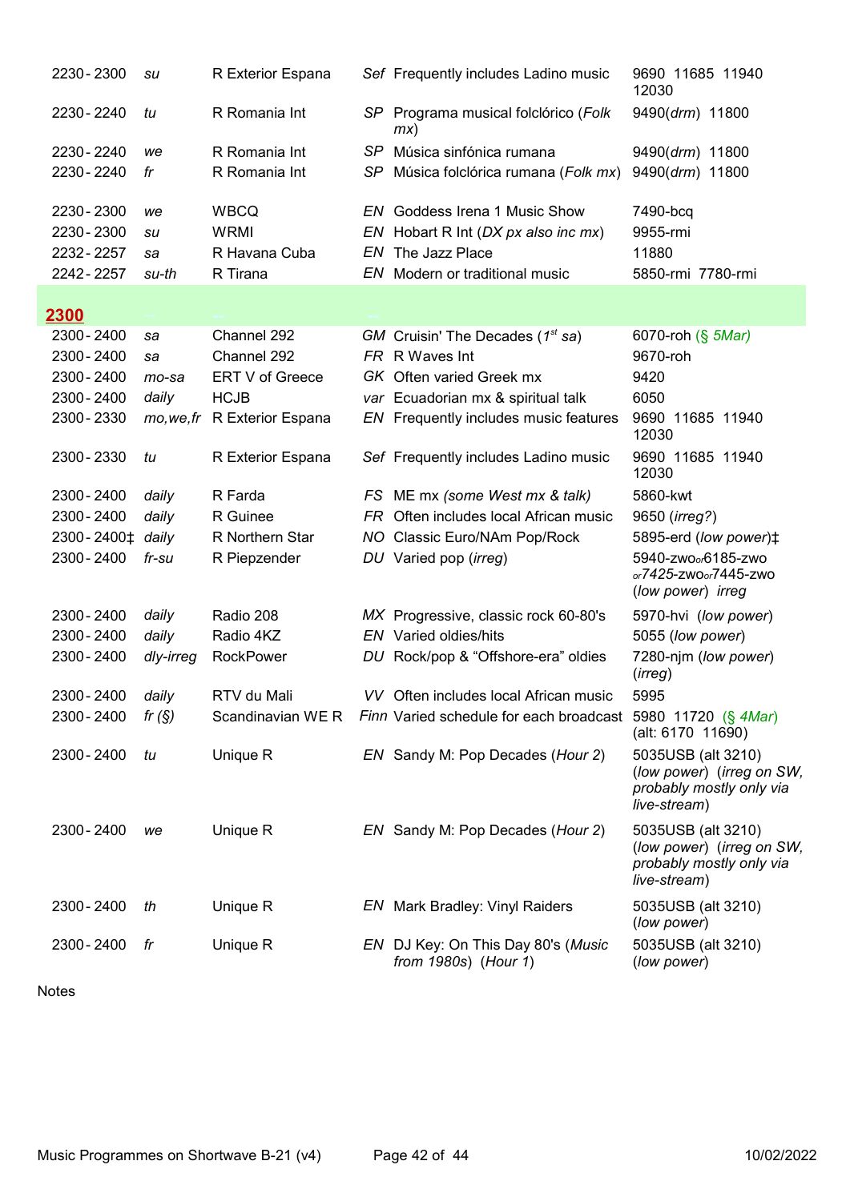| | | | | | |
|---|---|---|---|---|---|
| 2230 - 2300 | *su* | R Exterior Espana | *Sef* | Frequently includes Ladino music | 9690 11685 11940 12030 |
| 2230 - 2240 | *tu* | R Romania Int | *SP* | Programa musical folclórico (*Folk mx*) | 9490(*drm*) 11800 |
| 2230 - 2240 | *we* | R Romania Int | *SP* | Música sinfónica rumana | 9490(*drm*) 11800 |
| 2230 - 2240 | *fr* | R Romania Int | *SP* | Música folclórica rumana (*Folk mx*) | 9490(*drm*) 11800 |
| 2230 - 2300 | *we* | WBCQ | *EN* | Goddess Irena 1 Music Show | 7490-bcq |
| 2230 - 2300 | *su* | WRMI | *EN* | Hobart R Int (*DX px also inc mx*) | 9955-rmi |
| 2232 - 2257 | *sa* | R Havana Cuba | *EN* | The Jazz Place | 11880 |
| 2242 - 2257 | *su-th* | R Tirana | *EN* | Modern or traditional music | 5850-rmi 7780-rmi |
| **2300** | | | | | |
| 2300 - 2400 | *sa* | Channel 292 | *GM* | Cruisin' The Decades (*1st sa*) | 6070-roh (§ *5Mar*) |
| 2300 - 2400 | *sa* | Channel 292 | *FR* | R Waves Int | 9670-roh |
| 2300 - 2400 | *mo-sa* | ERT V of Greece | *GK* | Often varied Greek mx | 9420 |
| 2300 - 2400 | *daily* | HCJB | *var* | Ecuadorian mx & spiritual talk | 6050 |
| 2300 - 2330 | *mo,we,fr* | R Exterior Espana | *EN* | Frequently includes music features | 9690 11685 11940 12030 |
| 2300 - 2330 | *tu* | R Exterior Espana | *Sef* | Frequently includes Ladino music | 9690 11685 11940 12030 |
| 2300 - 2400 | *daily* | R Farda | *FS* | ME mx *(some West mx & talk)* | 5860-kwt |
| 2300 - 2400 | *daily* | R Guinee | *FR* | Often includes local African music | 9650 (*irreg?*) |
| 2300 - 2400‡ | *daily* | R Northern Star | *NO* | Classic Euro/NAm Pop/Rock | 5895-erd (*low power*)‡ |
| 2300 - 2400 | *fr-su* | R Piepzender | *DU* | Varied pop (*irreg*) | 5940-zwo*or*6185-zwo *or*7425-zwo*or*7445-zwo (*low power*) *irreg* |
| 2300 - 2400 | *daily* | Radio 208 | *MX* | Progressive, classic rock 60-80's | 5970-hvi (*low power*) |
| 2300 - 2400 | *daily* | Radio 4KZ | *EN* | Varied oldies/hits | 5055 (*low power*) |
| 2300 - 2400 | *dly-irreg* | RockPower | *DU* | Rock/pop & "Offshore-era" oldies | 7280-njm (*low power*) (*irreg*) |
| 2300 - 2400 | *daily* | RTV du Mali | *VV* | Often includes local African music | 5995 |
| 2300 - 2400 | *fr (§)* | Scandinavian WE R | *Finn* | Varied schedule for each broadcast | 5980 11720 (§ *4Mar*) (alt: 6170 11690) |
| 2300 - 2400 | *tu* | Unique R | *EN* | Sandy M: Pop Decades (*Hour 2*) | 5035USB (alt 3210) (*low power*) (*irreg on SW, probably mostly only via live-stream*) |
| 2300 - 2400 | *we* | Unique R | *EN* | Sandy M: Pop Decades (*Hour 2*) | 5035USB (alt 3210) (*low power*) (*irreg on SW, probably mostly only via live-stream*) |
| 2300 - 2400 | *th* | Unique R | *EN* | Mark Bradley: Vinyl Raiders | 5035USB (alt 3210) (*low power*) |
| 2300 - 2400 | *fr* | Unique R | *EN* | DJ Key: On This Day 80's (*Music from 1980s*) (*Hour 1*) | 5035USB (alt 3210) (*low power*) |

Notes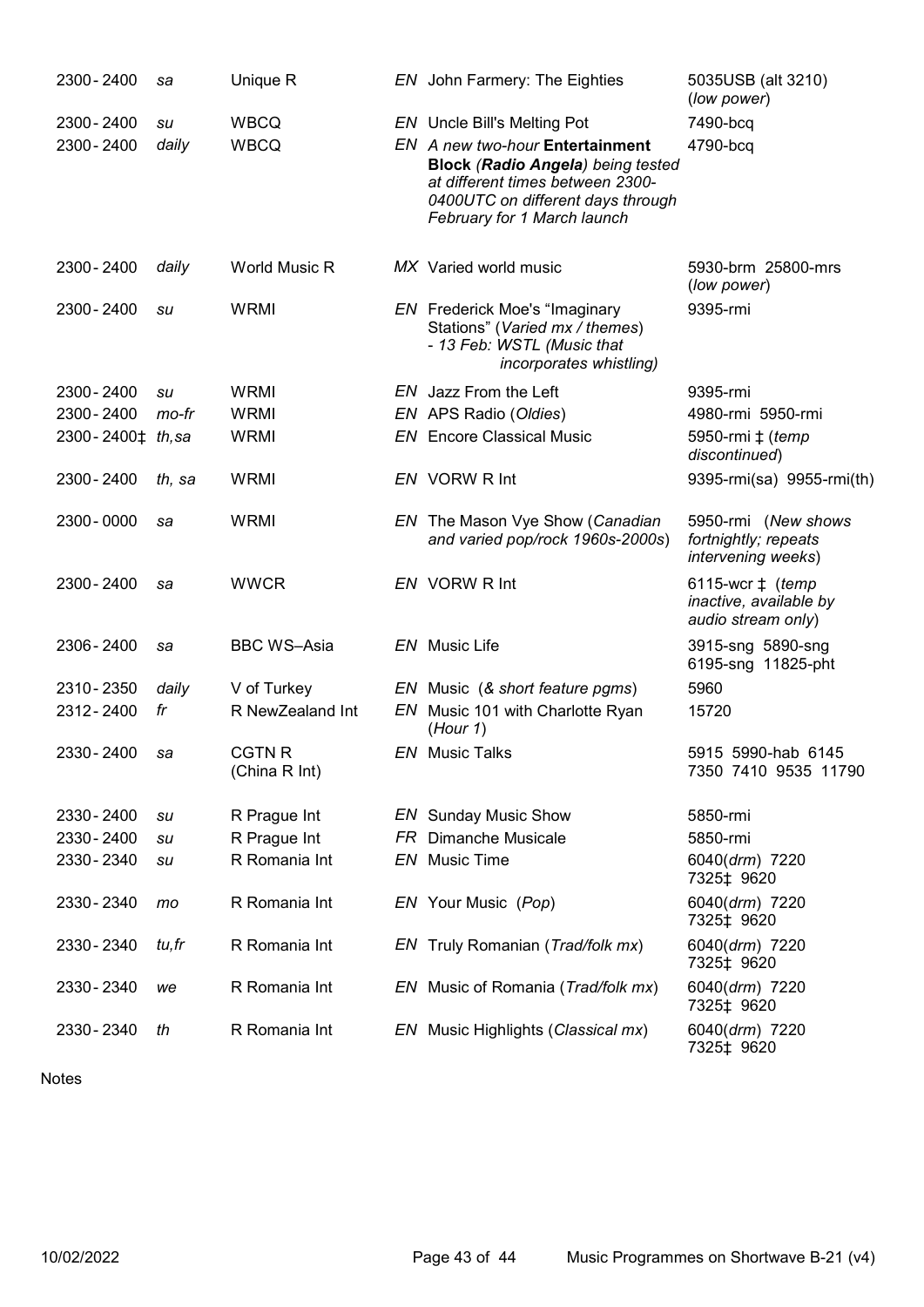| | | | | | |
|---|---|---|---|---|---|
| 2300 - 2400 | *sa* | Unique R | *EN* | John Farmery: The Eighties | 5035USB (alt 3210) (*low power*) |
| 2300 - 2400 | *su* | WBCQ | *EN* | Uncle Bill's Melting Pot | 7490-bcq |
| 2300 - 2400 | *daily* | WBCQ | *EN* | *A new two-hour* **Entertainment Block** *(**Radio Angela**) being tested at different times between 2300-0400UTC on different days through February for 1 March launch* | 4790-bcq |
| 2300 - 2400 | *daily* | World Music R | *MX* | Varied world music | 5930-brm 25800-mrs (*low power*) |
| 2300 - 2400 | *su* | WRMI | *EN* | Frederick Moe's "Imaginary Stations" (*Varied mx / themes*) - *13 Feb: WSTL (Music that incorporates whistling)* | 9395-rmi |
| 2300 - 2400 | *su* | WRMI | *EN* | Jazz From the Left | 9395-rmi |
| 2300 - 2400 | *mo-fr* | WRMI | *EN* | APS Radio (*Oldies*) | 4980-rmi 5950-rmi |
| 2300 - 2400‡ | *th,sa* | WRMI | *EN* | Encore Classical Music | 5950-rmi ‡ (*temp discontinued*) |
| 2300 - 2400 | *th, sa* | WRMI | *EN* | VORW R Int | 9395-rmi(sa) 9955-rmi(th) |
| 2300 - 0000 | *sa* | WRMI | *EN* | The Mason Vye Show (*Canadian and varied pop/rock 1960s-2000s*) | 5950-rmi (*New shows fortnightly; repeats intervening weeks*) |
| 2300 - 2400 | *sa* | WWCR | *EN* | VORW R Int | 6115-wcr ‡ (*temp inactive, available by audio stream only*) |
| 2306 - 2400 | *sa* | BBC WS–Asia | *EN* | Music Life | 3915-sng 5890-sng 6195-sng 11825-pht |
| 2310 - 2350 | *daily* | V of Turkey | *EN* | Music (*& short feature pgms*) | 5960 |
| 2312 - 2400 | *fr* | R NewZealand Int | *EN* | Music 101 with Charlotte Ryan (*Hour 1*) | 15720 |
| 2330 - 2400 | *sa* | CGTN R (China R Int) | *EN* | Music Talks | 5915 5990-hab 6145 7350 7410 9535 11790 |
| 2330 - 2400 | *su* | R Prague Int | *EN* | Sunday Music Show | 5850-rmi |
| 2330 - 2400 | *su* | R Prague Int | *FR* | Dimanche Musicale | 5850-rmi |
| 2330 - 2340 | *su* | R Romania Int | *EN* | Music Time | 6040(*drm*) 7220 7325‡ 9620 |
| 2330 - 2340 | *mo* | R Romania Int | *EN* | Your Music (*Pop*) | 6040(*drm*) 7220 7325‡ 9620 |
| 2330 - 2340 | *tu,fr* | R Romania Int | *EN* | Truly Romanian (*Trad/folk mx*) | 6040(*drm*) 7220 7325‡ 9620 |
| 2330 - 2340 | *we* | R Romania Int | *EN* | Music of Romania (*Trad/folk mx*) | 6040(*drm*) 7220 7325‡ 9620 |
| 2330 - 2340 | *th* | R Romania Int | *EN* | Music Highlights (*Classical mx*) | 6040(*drm*) 7220 7325‡ 9620 |

Notes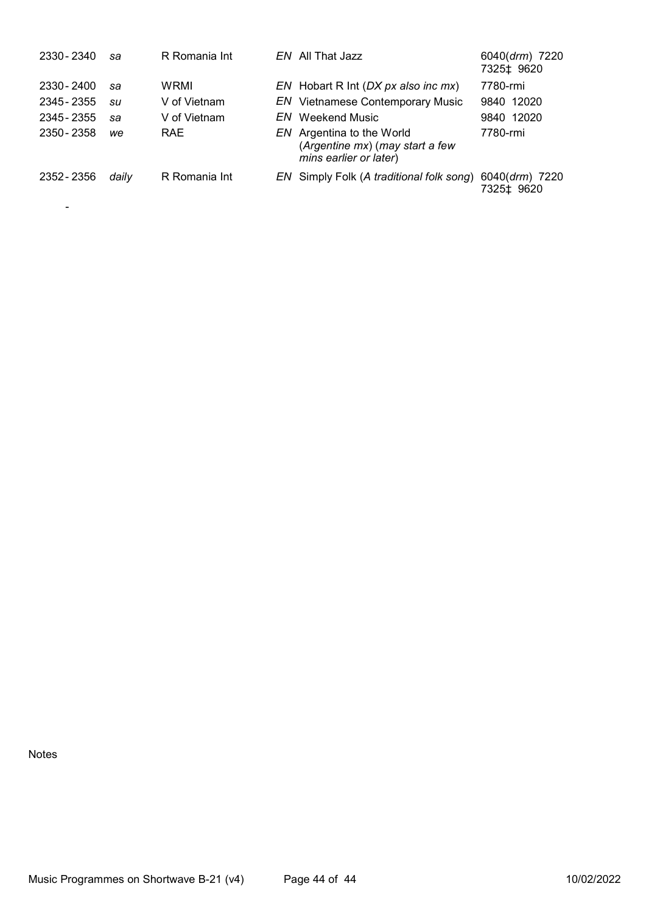| | | | | | |
|---|---|---|---|---|---|
| 2330 - 2340 | *sa* | R Romania Int | *EN* | All That Jazz | 6040(*drm*) 7220 7325‡ 9620 |
| 2330 - 2400 | *sa* | WRMI | *EN* | Hobart R Int (*DX px also inc mx*) | 7780-rmi |
| 2345 - 2355 | *su* | V of Vietnam | *EN* | Vietnamese Contemporary Music | 9840 12020 |
| 2345 - 2355 | *sa* | V of Vietnam | *EN* | Weekend Music | 9840 12020 |
| 2350 - 2358 | *we* | RAE | *EN* | Argentina to the World (*Argentine mx*) (*may start a few mins earlier or later*) | 7780-rmi |
| 2352 - 2356 | *daily* | R Romania Int | *EN* | Simply Folk (*A traditional folk song*) | 6040(*drm*) 7220 7325‡ 9620 |

-

Notes